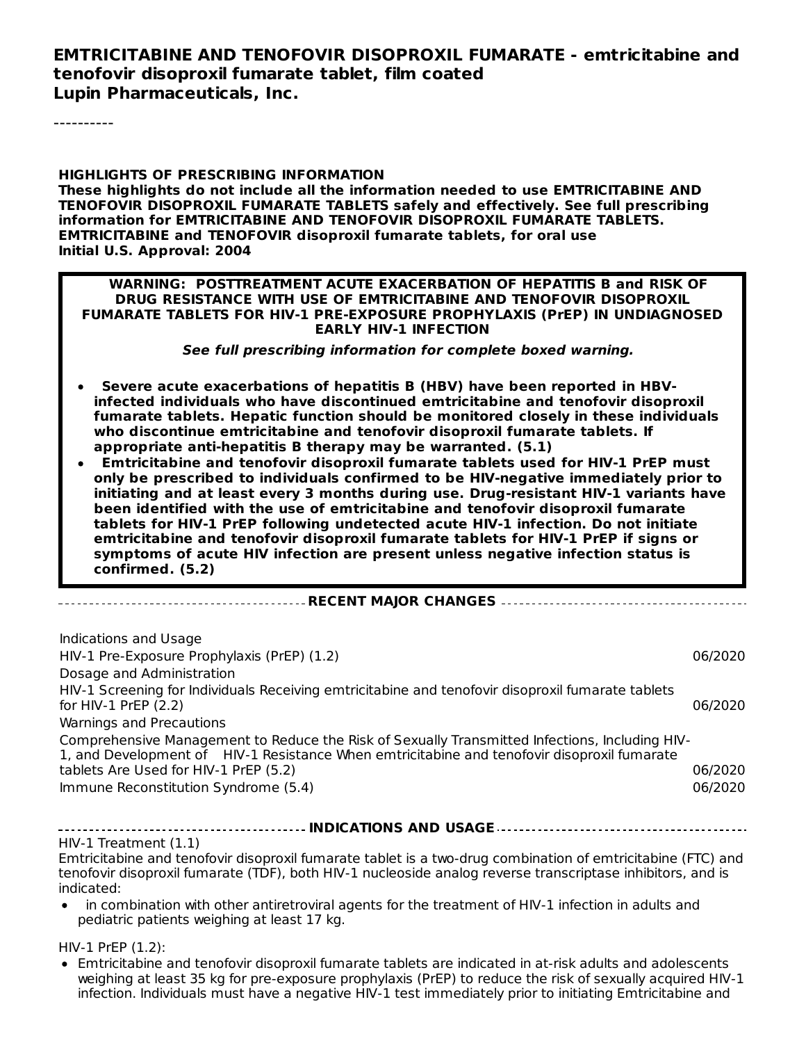**EMTRICITABINE AND TENOFOVIR DISOPROXIL FUMARATE - emtricitabine and tenofovir disoproxil fumarate tablet, film coated**
**Lupin Pharmaceuticals, Inc.**

----------

**HIGHLIGHTS OF PRESCRIBING INFORMATION**
**These highlights do not include all the information needed to use EMTRICITABINE AND TENOFOVIR DISOPROXIL FUMARATE TABLETS safely and effectively. See full prescribing information for EMTRICITABINE AND TENOFOVIR DISOPROXIL FUMARATE TABLETS.**
**EMTRICITABINE and TENOFOVIR disoproxil fumarate tablets, for oral use**
**Initial U.S. Approval: 2004**

**WARNING: POSTTREATMENT ACUTE EXACERBATION OF HEPATITIS B and RISK OF DRUG RESISTANCE WITH USE OF EMTRICITABINE AND TENOFOVIR DISOPROXIL FUMARATE TABLETS FOR HIV-1 PRE-EXPOSURE PROPHYLAXIS (PrEP) IN UNDIAGNOSED EARLY HIV-1 INFECTION**

***See full prescribing information for complete boxed warning.***

- **Severe acute exacerbations of hepatitis B (HBV) have been reported in HBV-infected individuals who have discontinued emtricitabine and tenofovir disoproxil fumarate tablets. Hepatic function should be monitored closely in these individuals who discontinue emtricitabine and tenofovir disoproxil fumarate tablets. If appropriate anti-hepatitis B therapy may be warranted. (5.1)**
- **Emtricitabine and tenofovir disoproxil fumarate tablets used for HIV-1 PrEP must only be prescribed to individuals confirmed to be HIV-negative immediately prior to initiating and at least every 3 months during use. Drug-resistant HIV-1 variants have been identified with the use of emtricitabine and tenofovir disoproxil fumarate tablets for HIV-1 PrEP following undetected acute HIV-1 infection. Do not initiate emtricitabine and tenofovir disoproxil fumarate tablets for HIV-1 PrEP if signs or symptoms of acute HIV infection are present unless negative infection status is confirmed. (5.2)**

**RECENT MAJOR CHANGES**

| | |
|---|---|
| Indications and Usage | |
| HIV-1 Pre-Exposure Prophylaxis (PrEP) (1.2) | 06/2020 |
| Dosage and Administration | |
| HIV-1 Screening for Individuals Receiving emtricitabine and tenofovir disoproxil fumarate tablets for HIV-1 PrEP (2.2) | 06/2020 |
| Warnings and Precautions | |
| Comprehensive Management to Reduce the Risk of Sexually Transmitted Infections, Including HIV-1, and Development of HIV-1 Resistance When emtricitabine and tenofovir disoproxil fumarate tablets Are Used for HIV-1 PrEP (5.2) | 06/2020 |
| Immune Reconstitution Syndrome (5.4) | 06/2020 |

**INDICATIONS AND USAGE**

HIV-1 Treatment (1.1)
Emtricitabine and tenofovir disoproxil fumarate tablet is a two-drug combination of emtricitabine (FTC) and tenofovir disoproxil fumarate (TDF), both HIV-1 nucleoside analog reverse transcriptase inhibitors, and is indicated:

- in combination with other antiretroviral agents for the treatment of HIV-1 infection in adults and pediatric patients weighing at least 17 kg.

HIV-1 PrEP (1.2):

- Emtricitabine and tenofovir disoproxil fumarate tablets are indicated in at-risk adults and adolescents weighing at least 35 kg for pre-exposure prophylaxis (PrEP) to reduce the risk of sexually acquired HIV-1 infection. Individuals must have a negative HIV-1 test immediately prior to initiating Emtricitabine and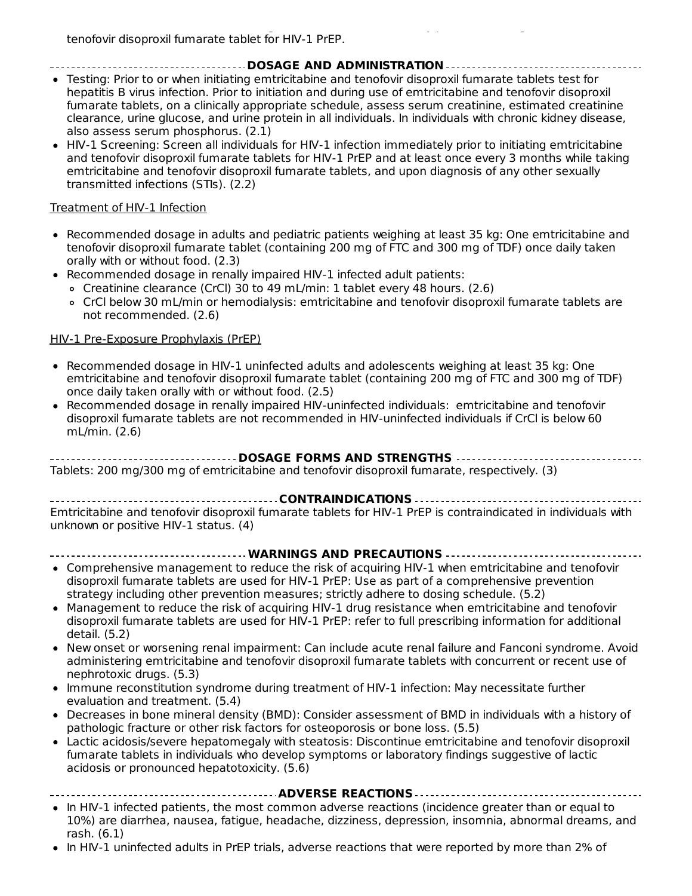tenofovir disoproxil fumarate tablet for HIV-1 PrEP.

## DOSAGE AND ADMINISTRATION

- Testing: Prior to or when initiating emtricitabine and tenofovir disoproxil fumarate tablets test for hepatitis B virus infection. Prior to initiation and during use of emtricitabine and tenofovir disoproxil fumarate tablets, on a clinically appropriate schedule, assess serum creatinine, estimated creatinine clearance, urine glucose, and urine protein in all individuals. In individuals with chronic kidney disease, also assess serum phosphorus. (2.1)
- HIV-1 Screening: Screen all individuals for HIV-1 infection immediately prior to initiating emtricitabine and tenofovir disoproxil fumarate tablets for HIV-1 PrEP and at least once every 3 months while taking emtricitabine and tenofovir disoproxil fumarate tablets, and upon diagnosis of any other sexually transmitted infections (STIs). (2.2)

Treatment of HIV-1 Infection

- Recommended dosage in adults and pediatric patients weighing at least 35 kg: One emtricitabine and tenofovir disoproxil fumarate tablet (containing 200 mg of FTC and 300 mg of TDF) once daily taken orally with or without food. (2.3)
- Recommended dosage in renally impaired HIV-1 infected adult patients:
  - Creatinine clearance (CrCl) 30 to 49 mL/min: 1 tablet every 48 hours. (2.6)
  - CrCl below 30 mL/min or hemodialysis: emtricitabine and tenofovir disoproxil fumarate tablets are not recommended. (2.6)

HIV-1 Pre-Exposure Prophylaxis (PrEP)

- Recommended dosage in HIV-1 uninfected adults and adolescents weighing at least 35 kg: One emtricitabine and tenofovir disoproxil fumarate tablet (containing 200 mg of FTC and 300 mg of TDF) once daily taken orally with or without food. (2.5)
- Recommended dosage in renally impaired HIV-uninfected individuals: emtricitabine and tenofovir disoproxil fumarate tablets are not recommended in HIV-uninfected individuals if CrCl is below 60 mL/min. (2.6)

## DOSAGE FORMS AND STRENGTHS

Tablets: 200 mg/300 mg of emtricitabine and tenofovir disoproxil fumarate, respectively. (3)

## CONTRAINDICATIONS

Emtricitabine and tenofovir disoproxil fumarate tablets for HIV-1 PrEP is contraindicated in individuals with unknown or positive HIV-1 status. (4)

## WARNINGS AND PRECAUTIONS

- Comprehensive management to reduce the risk of acquiring HIV-1 when emtricitabine and tenofovir disoproxil fumarate tablets are used for HIV-1 PrEP: Use as part of a comprehensive prevention strategy including other prevention measures; strictly adhere to dosing schedule. (5.2)
- Management to reduce the risk of acquiring HIV-1 drug resistance when emtricitabine and tenofovir disoproxil fumarate tablets are used for HIV-1 PrEP: refer to full prescribing information for additional detail. (5.2)
- New onset or worsening renal impairment: Can include acute renal failure and Fanconi syndrome. Avoid administering emtricitabine and tenofovir disoproxil fumarate tablets with concurrent or recent use of nephrotoxic drugs. (5.3)
- Immune reconstitution syndrome during treatment of HIV-1 infection: May necessitate further evaluation and treatment. (5.4)
- Decreases in bone mineral density (BMD): Consider assessment of BMD in individuals with a history of pathologic fracture or other risk factors for osteoporosis or bone loss. (5.5)
- Lactic acidosis/severe hepatomegaly with steatosis: Discontinue emtricitabine and tenofovir disoproxil fumarate tablets in individuals who develop symptoms or laboratory findings suggestive of lactic acidosis or pronounced hepatotoxicity. (5.6)

## ADVERSE REACTIONS

- In HIV-1 infected patients, the most common adverse reactions (incidence greater than or equal to 10%) are diarrhea, nausea, fatigue, headache, dizziness, depression, insomnia, abnormal dreams, and rash. (6.1)
- In HIV-1 uninfected adults in PrEP trials, adverse reactions that were reported by more than 2% of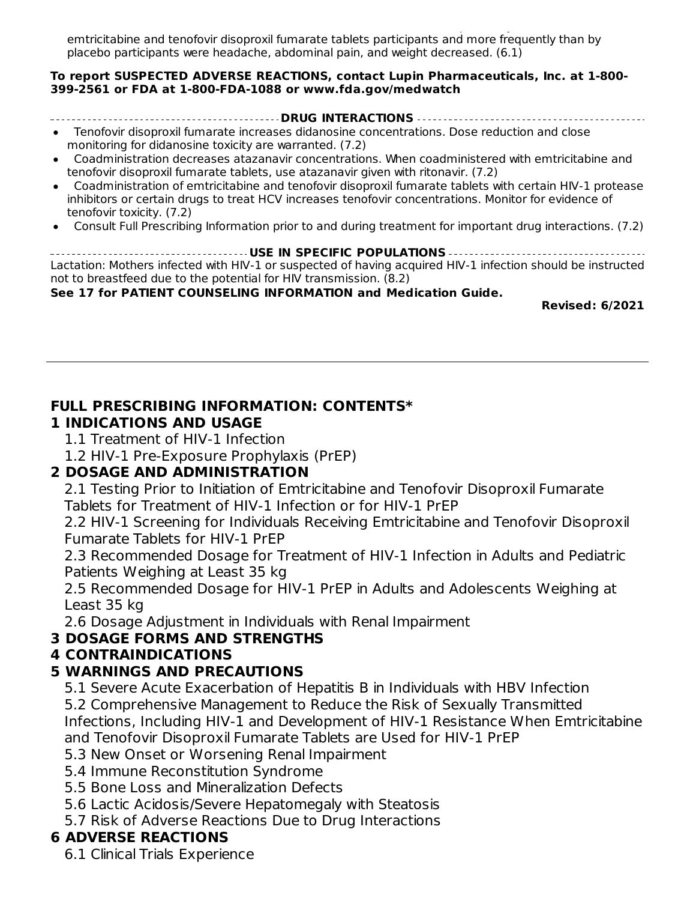emtricitabine and tenofovir disoproxil fumarate tablets participants and more frequently than by placebo participants were headache, abdominal pain, and weight decreased. (6.1)

**To report SUSPECTED ADVERSE REACTIONS, contact Lupin Pharmaceuticals, Inc. at 1-800-399-2561 or FDA at 1-800-FDA-1088 or www.fda.gov/medwatch**

**DRUG INTERACTIONS**

- Tenofovir disoproxil fumarate increases didanosine concentrations. Dose reduction and close monitoring for didanosine toxicity are warranted. (7.2)
- Coadministration decreases atazanavir concentrations. When coadministered with emtricitabine and tenofovir disoproxil fumarate tablets, use atazanavir given with ritonavir. (7.2)
- Coadministration of emtricitabine and tenofovir disoproxil fumarate tablets with certain HIV-1 protease inhibitors or certain drugs to treat HCV increases tenofovir concentrations. Monitor for evidence of tenofovir toxicity. (7.2)
- Consult Full Prescribing Information prior to and during treatment for important drug interactions. (7.2)

**USE IN SPECIFIC POPULATIONS**

Lactation: Mothers infected with HIV-1 or suspected of having acquired HIV-1 infection should be instructed not to breastfeed due to the potential for HIV transmission. (8.2)

**See 17 for PATIENT COUNSELING INFORMATION and Medication Guide.**

**Revised: 6/2021**

## FULL PRESCRIBING INFORMATION: CONTENTS*

### 1 INDICATIONS AND USAGE

1.1 Treatment of HIV-1 Infection

1.2 HIV-1 Pre-Exposure Prophylaxis (PrEP)

### 2 DOSAGE AND ADMINISTRATION

2.1 Testing Prior to Initiation of Emtricitabine and Tenofovir Disoproxil Fumarate Tablets for Treatment of HIV-1 Infection or for HIV-1 PrEP

2.2 HIV-1 Screening for Individuals Receiving Emtricitabine and Tenofovir Disoproxil Fumarate Tablets for HIV-1 PrEP

2.3 Recommended Dosage for Treatment of HIV-1 Infection in Adults and Pediatric Patients Weighing at Least 35 kg

2.5 Recommended Dosage for HIV-1 PrEP in Adults and Adolescents Weighing at Least 35 kg

2.6 Dosage Adjustment in Individuals with Renal Impairment

### 3 DOSAGE FORMS AND STRENGTHS

### 4 CONTRAINDICATIONS

### 5 WARNINGS AND PRECAUTIONS

5.1 Severe Acute Exacerbation of Hepatitis B in Individuals with HBV Infection

5.2 Comprehensive Management to Reduce the Risk of Sexually Transmitted Infections, Including HIV-1 and Development of HIV-1 Resistance When Emtricitabine and Tenofovir Disoproxil Fumarate Tablets are Used for HIV-1 PrEP

5.3 New Onset or Worsening Renal Impairment

5.4 Immune Reconstitution Syndrome

5.5 Bone Loss and Mineralization Defects

5.6 Lactic Acidosis/Severe Hepatomegaly with Steatosis

5.7 Risk of Adverse Reactions Due to Drug Interactions

### 6 ADVERSE REACTIONS

6.1 Clinical Trials Experience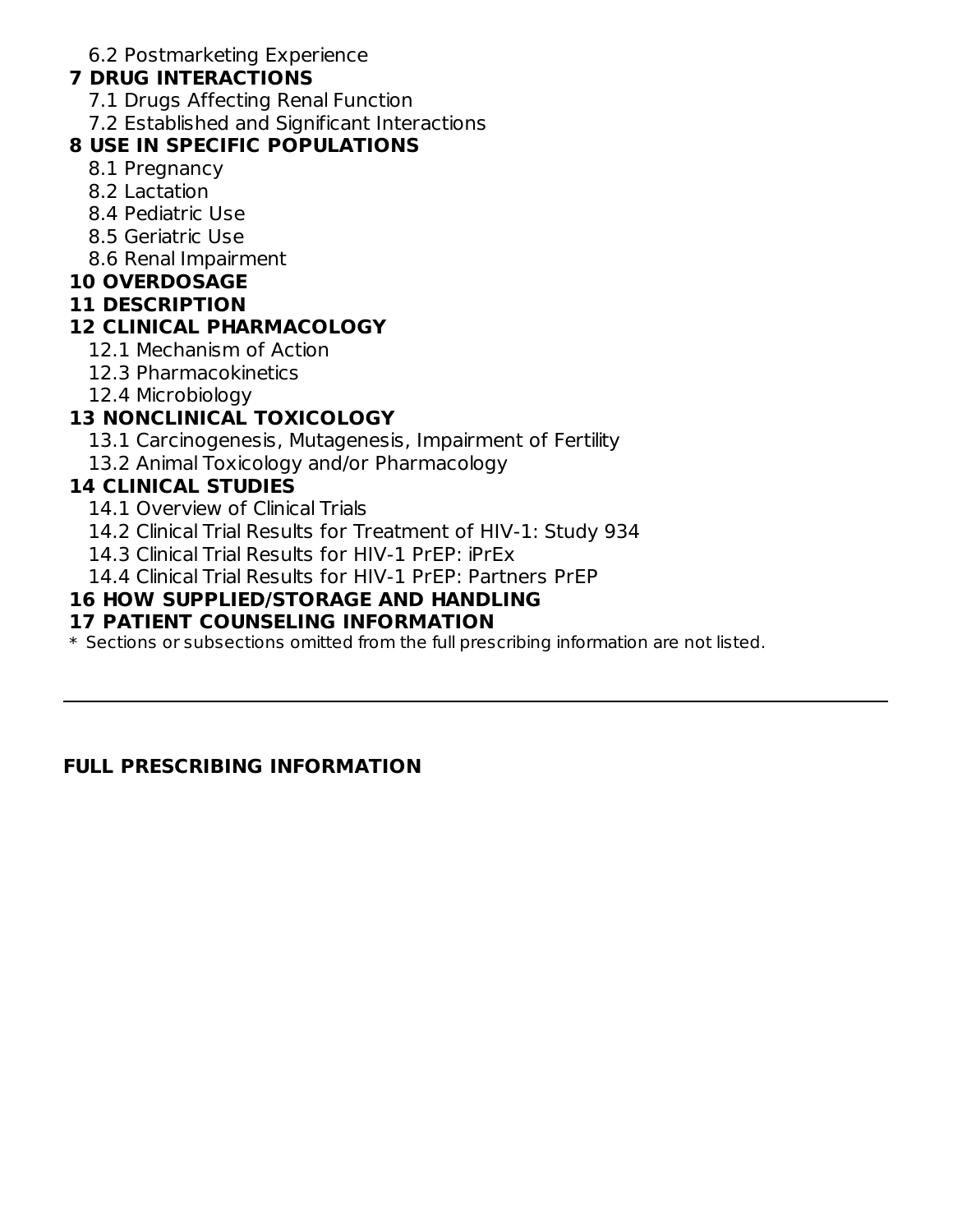6.2 Postmarketing Experience

**7 DRUG INTERACTIONS**

7.1 Drugs Affecting Renal Function

7.2 Established and Significant Interactions

**8 USE IN SPECIFIC POPULATIONS**

8.1 Pregnancy

8.2 Lactation

8.4 Pediatric Use

8.5 Geriatric Use

8.6 Renal Impairment

**10 OVERDOSAGE**

**11 DESCRIPTION**

**12 CLINICAL PHARMACOLOGY**

12.1 Mechanism of Action

12.3 Pharmacokinetics

12.4 Microbiology

**13 NONCLINICAL TOXICOLOGY**

13.1 Carcinogenesis, Mutagenesis, Impairment of Fertility

13.2 Animal Toxicology and/or Pharmacology

**14 CLINICAL STUDIES**

14.1 Overview of Clinical Trials

14.2 Clinical Trial Results for Treatment of HIV-1: Study 934

14.3 Clinical Trial Results for HIV-1 PrEP: iPrEx

14.4 Clinical Trial Results for HIV-1 PrEP: Partners PrEP

**16 HOW SUPPLIED/STORAGE AND HANDLING**

**17 PATIENT COUNSELING INFORMATION**

* Sections or subsections omitted from the full prescribing information are not listed.

---

**FULL PRESCRIBING INFORMATION**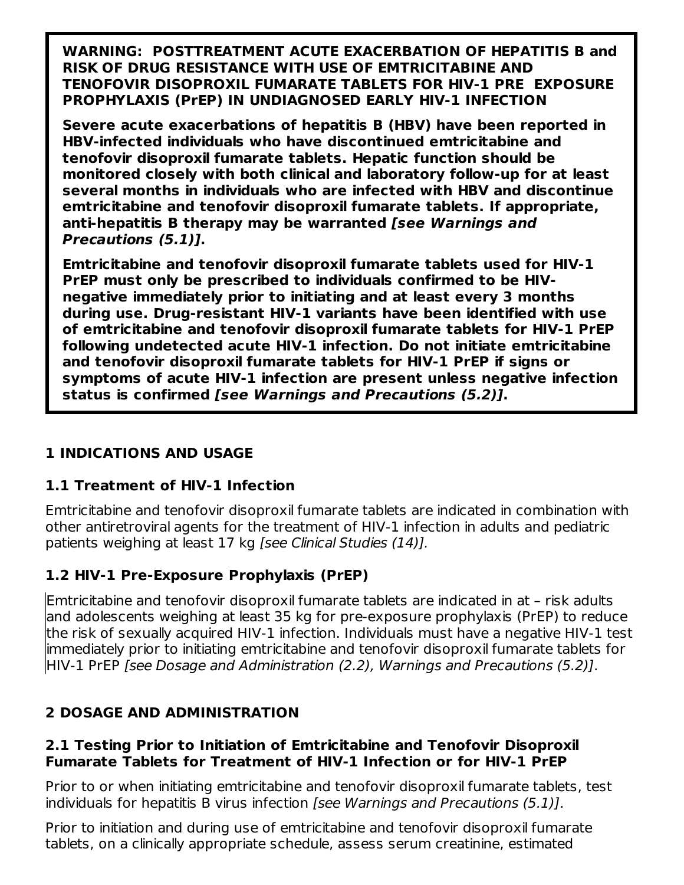**WARNING: POSTTREATMENT ACUTE EXACERBATION OF HEPATITIS B and RISK OF DRUG RESISTANCE WITH USE OF EMTRICITABINE AND TENOFOVIR DISOPROXIL FUMARATE TABLETS FOR HIV-1 PRE EXPOSURE PROPHYLAXIS (PrEP) IN UNDIAGNOSED EARLY HIV-1 INFECTION**

**Severe acute exacerbations of hepatitis B (HBV) have been reported in HBV-infected individuals who have discontinued emtricitabine and tenofovir disoproxil fumarate tablets. Hepatic function should be monitored closely with both clinical and laboratory follow-up for at least several months in individuals who are infected with HBV and discontinue emtricitabine and tenofovir disoproxil fumarate tablets. If appropriate, anti-hepatitis B therapy may be warranted *[see Warnings and Precautions (5.1)]*.**

**Emtricitabine and tenofovir disoproxil fumarate tablets used for HIV-1 PrEP must only be prescribed to individuals confirmed to be HIV-negative immediately prior to initiating and at least every 3 months during use. Drug-resistant HIV-1 variants have been identified with use of emtricitabine and tenofovir disoproxil fumarate tablets for HIV-1 PrEP following undetected acute HIV-1 infection. Do not initiate emtricitabine and tenofovir disoproxil fumarate tablets for HIV-1 PrEP if signs or symptoms of acute HIV-1 infection are present unless negative infection status is confirmed *[see Warnings and Precautions (5.2)]*.**

## 1 INDICATIONS AND USAGE

### 1.1 Treatment of HIV-1 Infection

Emtricitabine and tenofovir disoproxil fumarate tablets are indicated in combination with other antiretroviral agents for the treatment of HIV-1 infection in adults and pediatric patients weighing at least 17 kg *[see Clinical Studies (14)].*

### 1.2 HIV-1 Pre-Exposure Prophylaxis (PrEP)

Emtricitabine and tenofovir disoproxil fumarate tablets are indicated in at – risk adults and adolescents weighing at least 35 kg for pre-exposure prophylaxis (PrEP) to reduce the risk of sexually acquired HIV-1 infection. Individuals must have a negative HIV-1 test immediately prior to initiating emtricitabine and tenofovir disoproxil fumarate tablets for HIV-1 PrEP *[see Dosage and Administration (2.2), Warnings and Precautions (5.2)]*.

## 2 DOSAGE AND ADMINISTRATION

### 2.1 Testing Prior to Initiation of Emtricitabine and Tenofovir Disoproxil Fumarate Tablets for Treatment of HIV-1 Infection or for HIV-1 PrEP

Prior to or when initiating emtricitabine and tenofovir disoproxil fumarate tablets, test individuals for hepatitis B virus infection *[see Warnings and Precautions (5.1)]*.

Prior to initiation and during use of emtricitabine and tenofovir disoproxil fumarate tablets, on a clinically appropriate schedule, assess serum creatinine, estimated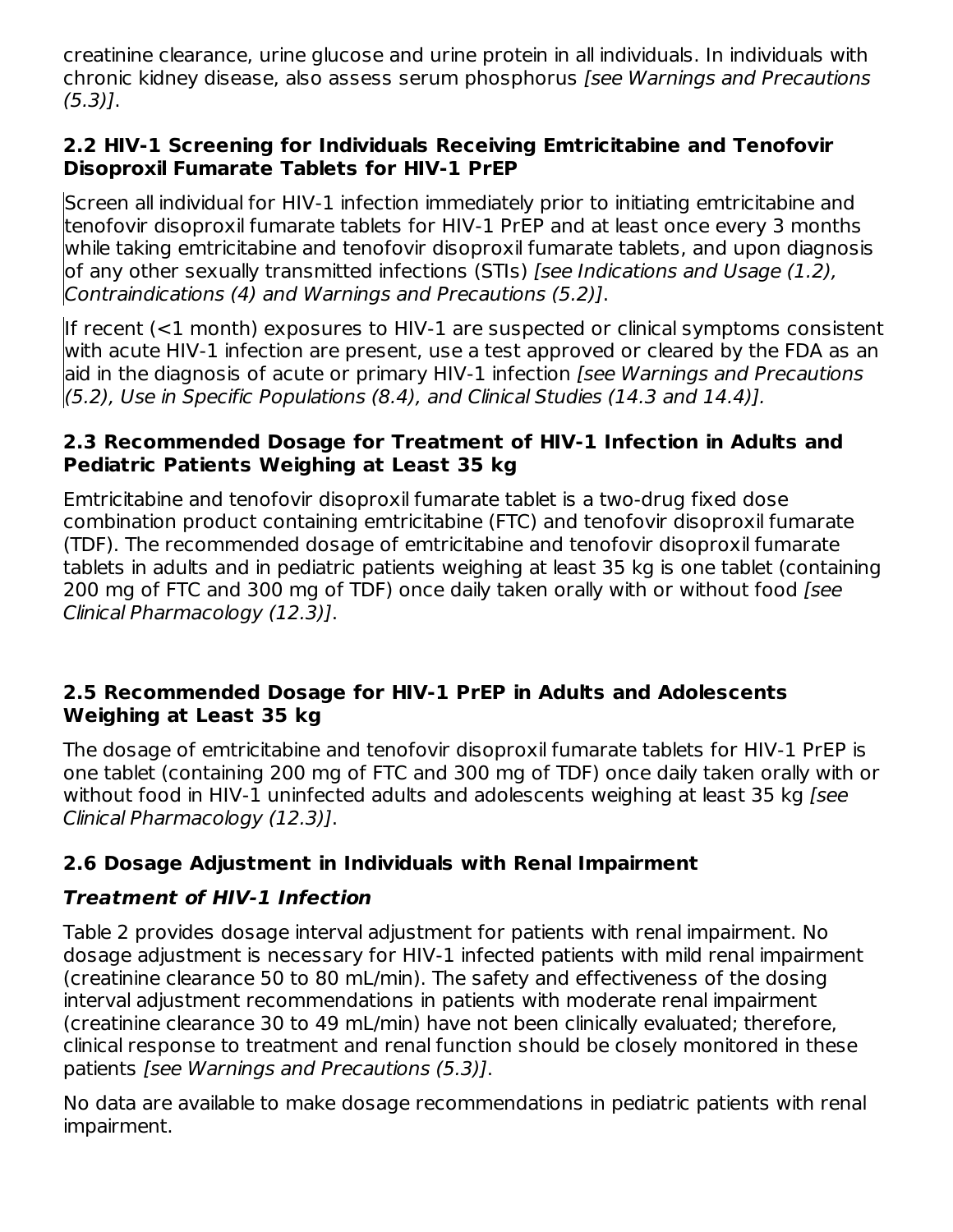creatinine clearance, urine glucose and urine protein in all individuals. In individuals with chronic kidney disease, also assess serum phosphorus *[see Warnings and Precautions (5.3)]*.

### 2.2 HIV-1 Screening for Individuals Receiving Emtricitabine and Tenofovir Disoproxil Fumarate Tablets for HIV-1 PrEP

Screen all individual for HIV-1 infection immediately prior to initiating emtricitabine and tenofovir disoproxil fumarate tablets for HIV-1 PrEP and at least once every 3 months while taking emtricitabine and tenofovir disoproxil fumarate tablets, and upon diagnosis of any other sexually transmitted infections (STIs) *[see Indications and Usage (1.2), Contraindications (4) and Warnings and Precautions (5.2)]*.

If recent (<1 month) exposures to HIV-1 are suspected or clinical symptoms consistent with acute HIV-1 infection are present, use a test approved or cleared by the FDA as an aid in the diagnosis of acute or primary HIV-1 infection *[see Warnings and Precautions (5.2), Use in Specific Populations (8.4), and Clinical Studies (14.3 and 14.4)].*

### 2.3 Recommended Dosage for Treatment of HIV-1 Infection in Adults and Pediatric Patients Weighing at Least 35 kg

Emtricitabine and tenofovir disoproxil fumarate tablet is a two-drug fixed dose combination product containing emtricitabine (FTC) and tenofovir disoproxil fumarate (TDF). The recommended dosage of emtricitabine and tenofovir disoproxil fumarate tablets in adults and in pediatric patients weighing at least 35 kg is one tablet (containing 200 mg of FTC and 300 mg of TDF) once daily taken orally with or without food *[see Clinical Pharmacology (12.3)]*.

### 2.5 Recommended Dosage for HIV-1 PrEP in Adults and Adolescents Weighing at Least 35 kg

The dosage of emtricitabine and tenofovir disoproxil fumarate tablets for HIV-1 PrEP is one tablet (containing 200 mg of FTC and 300 mg of TDF) once daily taken orally with or without food in HIV-1 uninfected adults and adolescents weighing at least 35 kg *[see Clinical Pharmacology (12.3)]*.

### 2.6 Dosage Adjustment in Individuals with Renal Impairment

#### *Treatment of HIV-1 Infection*

Table 2 provides dosage interval adjustment for patients with renal impairment. No dosage adjustment is necessary for HIV-1 infected patients with mild renal impairment (creatinine clearance 50 to 80 mL/min). The safety and effectiveness of the dosing interval adjustment recommendations in patients with moderate renal impairment (creatinine clearance 30 to 49 mL/min) have not been clinically evaluated; therefore, clinical response to treatment and renal function should be closely monitored in these patients *[see Warnings and Precautions (5.3)]*.

No data are available to make dosage recommendations in pediatric patients with renal impairment.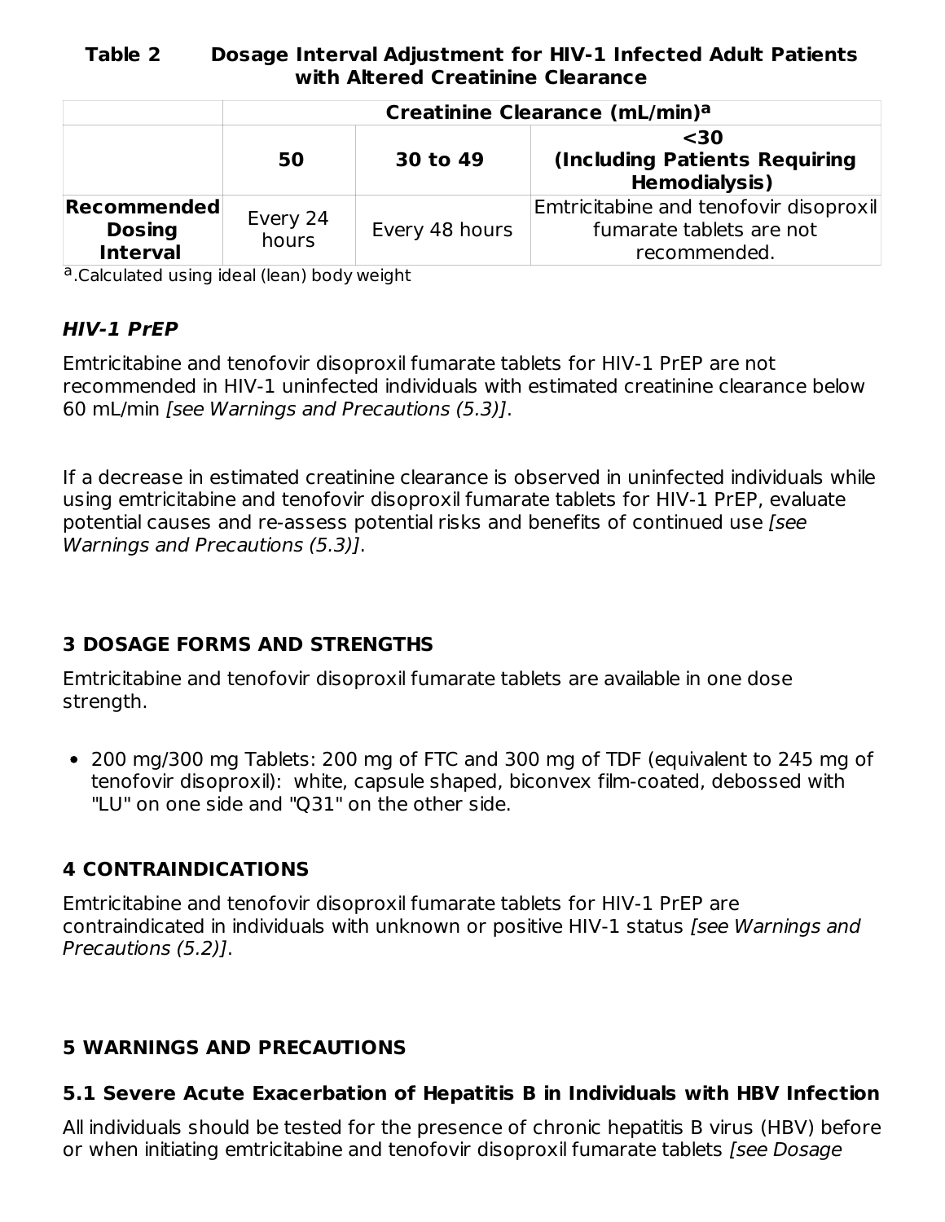**Table 2 Dosage Interval Adjustment for HIV-1 Infected Adult Patients with Altered Creatinine Clearance**

| | Creatinine Clearance (mL/min)[a] | | |
|---|---|---|---|
| | **50** | **30 to 49** | **<30 (Including Patients Requiring Hemodialysis)** |
| **Recommended Dosing Interval** | Every 24 hours | Every 48 hours | Emtricitabine and tenofovir disoproxil fumarate tablets are not recommended. |

[a].Calculated using ideal (lean) body weight

***HIV-1 PrEP***

Emtricitabine and tenofovir disoproxil fumarate tablets for HIV-1 PrEP are not recommended in HIV-1 uninfected individuals with estimated creatinine clearance below 60 mL/min *[see Warnings and Precautions (5.3)]*.

If a decrease in estimated creatinine clearance is observed in uninfected individuals while using emtricitabine and tenofovir disoproxil fumarate tablets for HIV-1 PrEP, evaluate potential causes and re-assess potential risks and benefits of continued use *[see Warnings and Precautions (5.3)]*.

## 3 DOSAGE FORMS AND STRENGTHS

Emtricitabine and tenofovir disoproxil fumarate tablets are available in one dose strength.

- 200 mg/300 mg Tablets: 200 mg of FTC and 300 mg of TDF (equivalent to 245 mg of tenofovir disoproxil): white, capsule shaped, biconvex film-coated, debossed with "LU" on one side and "Q31" on the other side.

## 4 CONTRAINDICATIONS

Emtricitabine and tenofovir disoproxil fumarate tablets for HIV-1 PrEP are contraindicated in individuals with unknown or positive HIV-1 status *[see Warnings and Precautions (5.2)]*.

## 5 WARNINGS AND PRECAUTIONS

### 5.1 Severe Acute Exacerbation of Hepatitis B in Individuals with HBV Infection

All individuals should be tested for the presence of chronic hepatitis B virus (HBV) before or when initiating emtricitabine and tenofovir disoproxil fumarate tablets *[see Dosage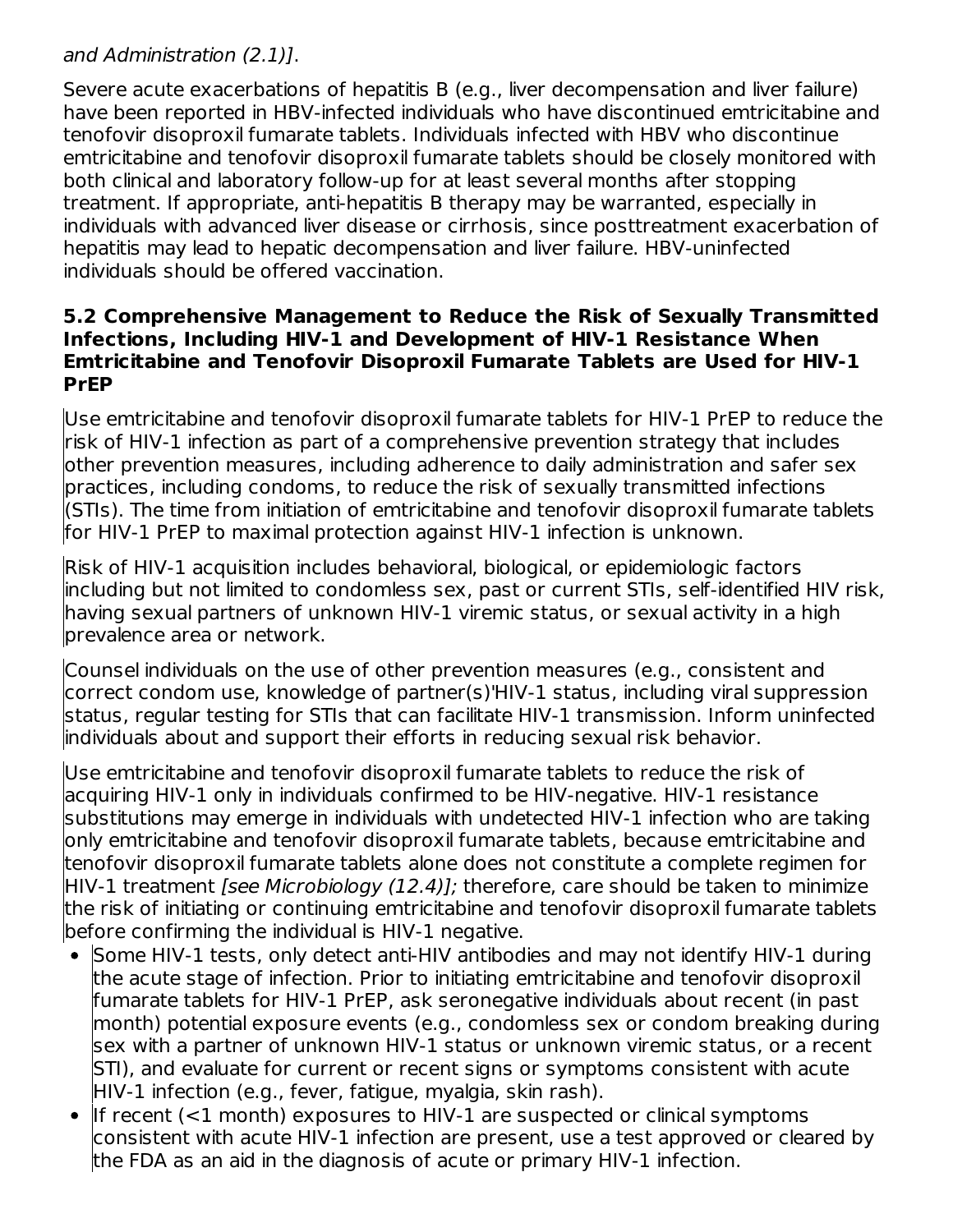*and Administration (2.1)]*.

Severe acute exacerbations of hepatitis B (e.g., liver decompensation and liver failure) have been reported in HBV-infected individuals who have discontinued emtricitabine and tenofovir disoproxil fumarate tablets. Individuals infected with HBV who discontinue emtricitabine and tenofovir disoproxil fumarate tablets should be closely monitored with both clinical and laboratory follow-up for at least several months after stopping treatment. If appropriate, anti-hepatitis B therapy may be warranted, especially in individuals with advanced liver disease or cirrhosis, since posttreatment exacerbation of hepatitis may lead to hepatic decompensation and liver failure. HBV-uninfected individuals should be offered vaccination.

### 5.2 Comprehensive Management to Reduce the Risk of Sexually Transmitted Infections, Including HIV-1 and Development of HIV-1 Resistance When Emtricitabine and Tenofovir Disoproxil Fumarate Tablets are Used for HIV-1 PrEP

Use emtricitabine and tenofovir disoproxil fumarate tablets for HIV-1 PrEP to reduce the risk of HIV-1 infection as part of a comprehensive prevention strategy that includes other prevention measures, including adherence to daily administration and safer sex practices, including condoms, to reduce the risk of sexually transmitted infections (STIs). The time from initiation of emtricitabine and tenofovir disoproxil fumarate tablets for HIV-1 PrEP to maximal protection against HIV-1 infection is unknown.

Risk of HIV-1 acquisition includes behavioral, biological, or epidemiologic factors including but not limited to condomless sex, past or current STIs, self-identified HIV risk, having sexual partners of unknown HIV-1 viremic status, or sexual activity in a high prevalence area or network.

Counsel individuals on the use of other prevention measures (e.g., consistent and correct condom use, knowledge of partner(s)'HIV-1 status, including viral suppression status, regular testing for STIs that can facilitate HIV-1 transmission. Inform uninfected individuals about and support their efforts in reducing sexual risk behavior.

Use emtricitabine and tenofovir disoproxil fumarate tablets to reduce the risk of acquiring HIV-1 only in individuals confirmed to be HIV-negative. HIV-1 resistance substitutions may emerge in individuals with undetected HIV-1 infection who are taking only emtricitabine and tenofovir disoproxil fumarate tablets, because emtricitabine and tenofovir disoproxil fumarate tablets alone does not constitute a complete regimen for HIV-1 treatment *[see Microbiology (12.4)];* therefore, care should be taken to minimize the risk of initiating or continuing emtricitabine and tenofovir disoproxil fumarate tablets before confirming the individual is HIV-1 negative.

- Some HIV-1 tests, only detect anti-HIV antibodies and may not identify HIV-1 during the acute stage of infection. Prior to initiating emtricitabine and tenofovir disoproxil fumarate tablets for HIV-1 PrEP, ask seronegative individuals about recent (in past month) potential exposure events (e.g., condomless sex or condom breaking during sex with a partner of unknown HIV-1 status or unknown viremic status, or a recent STI), and evaluate for current or recent signs or symptoms consistent with acute HIV-1 infection (e.g., fever, fatigue, myalgia, skin rash).
- If recent (<1 month) exposures to HIV-1 are suspected or clinical symptoms consistent with acute HIV-1 infection are present, use a test approved or cleared by the FDA as an aid in the diagnosis of acute or primary HIV-1 infection.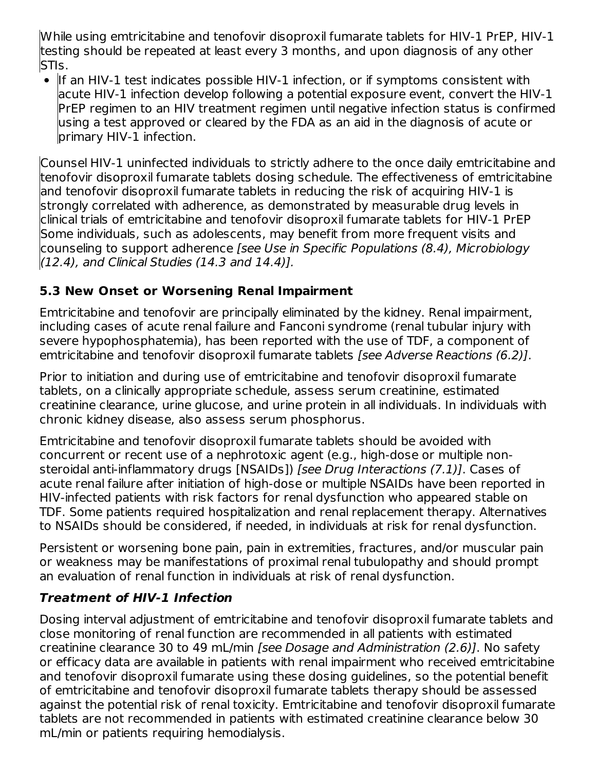While using emtricitabine and tenofovir disoproxil fumarate tablets for HIV-1 PrEP, HIV-1 testing should be repeated at least every 3 months, and upon diagnosis of any other STIs.

- If an HIV-1 test indicates possible HIV-1 infection, or if symptoms consistent with acute HIV-1 infection develop following a potential exposure event, convert the HIV-1 PrEP regimen to an HIV treatment regimen until negative infection status is confirmed using a test approved or cleared by the FDA as an aid in the diagnosis of acute or primary HIV-1 infection.

Counsel HIV-1 uninfected individuals to strictly adhere to the once daily emtricitabine and tenofovir disoproxil fumarate tablets dosing schedule. The effectiveness of emtricitabine and tenofovir disoproxil fumarate tablets in reducing the risk of acquiring HIV-1 is strongly correlated with adherence, as demonstrated by measurable drug levels in clinical trials of emtricitabine and tenofovir disoproxil fumarate tablets for HIV-1 PrEP Some individuals, such as adolescents, may benefit from more frequent visits and counseling to support adherence *[see Use in Specific Populations (8.4), Microbiology (12.4), and Clinical Studies (14.3 and 14.4)].*

### 5.3 New Onset or Worsening Renal Impairment

Emtricitabine and tenofovir are principally eliminated by the kidney. Renal impairment, including cases of acute renal failure and Fanconi syndrome (renal tubular injury with severe hypophosphatemia), has been reported with the use of TDF, a component of emtricitabine and tenofovir disoproxil fumarate tablets *[see Adverse Reactions (6.2)]*.

Prior to initiation and during use of emtricitabine and tenofovir disoproxil fumarate tablets, on a clinically appropriate schedule, assess serum creatinine, estimated creatinine clearance, urine glucose, and urine protein in all individuals. In individuals with chronic kidney disease, also assess serum phosphorus.

Emtricitabine and tenofovir disoproxil fumarate tablets should be avoided with concurrent or recent use of a nephrotoxic agent (e.g., high-dose or multiple non-steroidal anti-inflammatory drugs [NSAIDs]) *[see Drug Interactions (7.1)]*. Cases of acute renal failure after initiation of high-dose or multiple NSAIDs have been reported in HIV-infected patients with risk factors for renal dysfunction who appeared stable on TDF. Some patients required hospitalization and renal replacement therapy. Alternatives to NSAIDs should be considered, if needed, in individuals at risk for renal dysfunction.

Persistent or worsening bone pain, pain in extremities, fractures, and/or muscular pain or weakness may be manifestations of proximal renal tubulopathy and should prompt an evaluation of renal function in individuals at risk of renal dysfunction.

***Treatment of HIV-1 Infection***

Dosing interval adjustment of emtricitabine and tenofovir disoproxil fumarate tablets and close monitoring of renal function are recommended in all patients with estimated creatinine clearance 30 to 49 mL/min *[see Dosage and Administration (2.6)]*. No safety or efficacy data are available in patients with renal impairment who received emtricitabine and tenofovir disoproxil fumarate using these dosing guidelines, so the potential benefit of emtricitabine and tenofovir disoproxil fumarate tablets therapy should be assessed against the potential risk of renal toxicity. Emtricitabine and tenofovir disoproxil fumarate tablets are not recommended in patients with estimated creatinine clearance below 30 mL/min or patients requiring hemodialysis.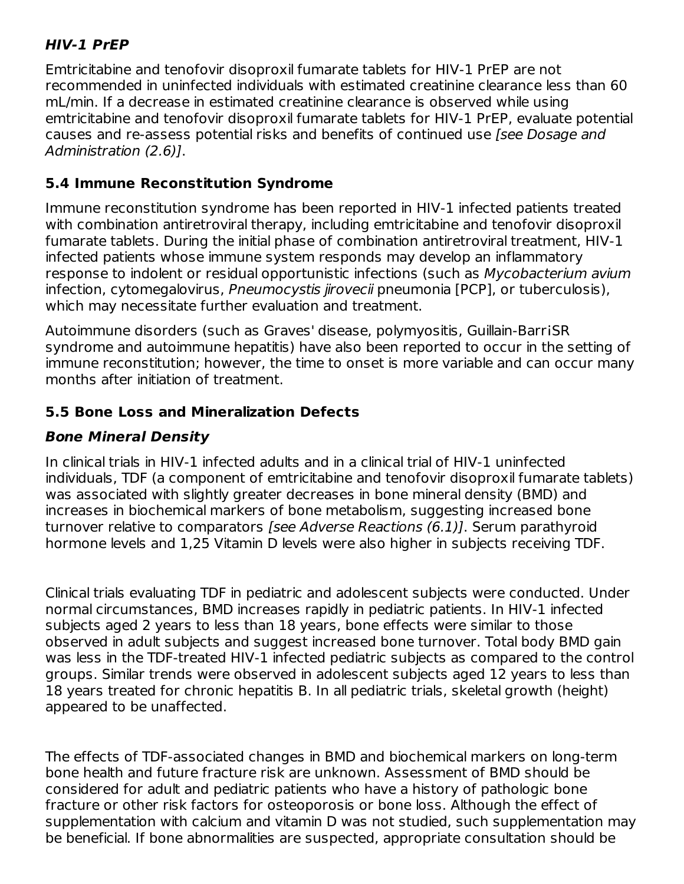***HIV-1 PrEP***

Emtricitabine and tenofovir disoproxil fumarate tablets for HIV-1 PrEP are not recommended in uninfected individuals with estimated creatinine clearance less than 60 mL/min. If a decrease in estimated creatinine clearance is observed while using emtricitabine and tenofovir disoproxil fumarate tablets for HIV-1 PrEP, evaluate potential causes and re-assess potential risks and benefits of continued use *[see Dosage and Administration (2.6)]*.

### 5.4 Immune Reconstitution Syndrome

Immune reconstitution syndrome has been reported in HIV-1 infected patients treated with combination antiretroviral therapy, including emtricitabine and tenofovir disoproxil fumarate tablets. During the initial phase of combination antiretroviral treatment, HIV-1 infected patients whose immune system responds may develop an inflammatory response to indolent or residual opportunistic infections (such as *Mycobacterium avium* infection, cytomegalovirus, *Pneumocystis jirovecii* pneumonia [PCP], or tuberculosis), which may necessitate further evaluation and treatment.

Autoimmune disorders (such as Graves' disease, polymyositis, Guillain-BarriSR syndrome and autoimmune hepatitis) have also been reported to occur in the setting of immune reconstitution; however, the time to onset is more variable and can occur many months after initiation of treatment.

### 5.5 Bone Loss and Mineralization Defects

***Bone Mineral Density***

In clinical trials in HIV-1 infected adults and in a clinical trial of HIV-1 uninfected individuals, TDF (a component of emtricitabine and tenofovir disoproxil fumarate tablets) was associated with slightly greater decreases in bone mineral density (BMD) and increases in biochemical markers of bone metabolism, suggesting increased bone turnover relative to comparators *[see Adverse Reactions (6.1)]*. Serum parathyroid hormone levels and 1,25 Vitamin D levels were also higher in subjects receiving TDF.

Clinical trials evaluating TDF in pediatric and adolescent subjects were conducted. Under normal circumstances, BMD increases rapidly in pediatric patients. In HIV-1 infected subjects aged 2 years to less than 18 years, bone effects were similar to those observed in adult subjects and suggest increased bone turnover. Total body BMD gain was less in the TDF-treated HIV-1 infected pediatric subjects as compared to the control groups. Similar trends were observed in adolescent subjects aged 12 years to less than 18 years treated for chronic hepatitis B. In all pediatric trials, skeletal growth (height) appeared to be unaffected.

The effects of TDF-associated changes in BMD and biochemical markers on long-term bone health and future fracture risk are unknown. Assessment of BMD should be considered for adult and pediatric patients who have a history of pathologic bone fracture or other risk factors for osteoporosis or bone loss. Although the effect of supplementation with calcium and vitamin D was not studied, such supplementation may be beneficial. If bone abnormalities are suspected, appropriate consultation should be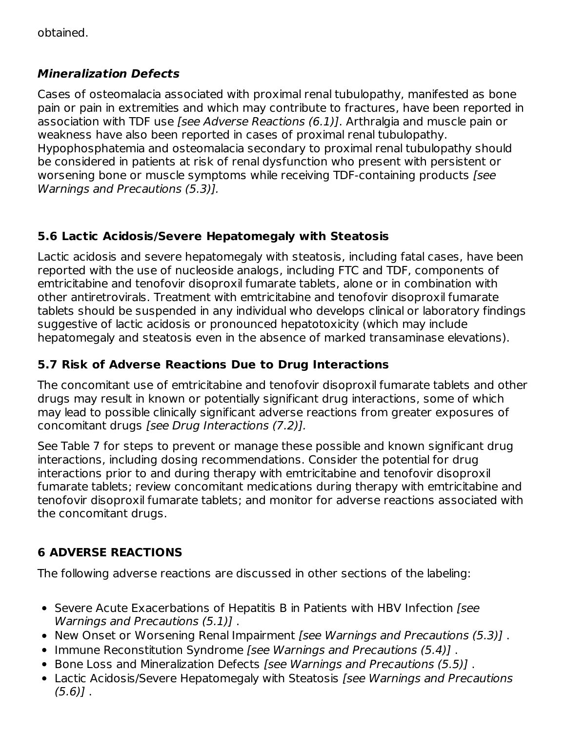obtained.

#### *Mineralization Defects*

Cases of osteomalacia associated with proximal renal tubulopathy, manifested as bone pain or pain in extremities and which may contribute to fractures, have been reported in association with TDF use *[see Adverse Reactions (6.1)]*. Arthralgia and muscle pain or weakness have also been reported in cases of proximal renal tubulopathy. Hypophosphatemia and osteomalacia secondary to proximal renal tubulopathy should be considered in patients at risk of renal dysfunction who present with persistent or worsening bone or muscle symptoms while receiving TDF-containing products *[see Warnings and Precautions (5.3)].*

### 5.6 Lactic Acidosis/Severe Hepatomegaly with Steatosis

Lactic acidosis and severe hepatomegaly with steatosis, including fatal cases, have been reported with the use of nucleoside analogs, including FTC and TDF, components of emtricitabine and tenofovir disoproxil fumarate tablets, alone or in combination with other antiretrovirals. Treatment with emtricitabine and tenofovir disoproxil fumarate tablets should be suspended in any individual who develops clinical or laboratory findings suggestive of lactic acidosis or pronounced hepatotoxicity (which may include hepatomegaly and steatosis even in the absence of marked transaminase elevations).

### 5.7 Risk of Adverse Reactions Due to Drug Interactions

The concomitant use of emtricitabine and tenofovir disoproxil fumarate tablets and other drugs may result in known or potentially significant drug interactions, some of which may lead to possible clinically significant adverse reactions from greater exposures of concomitant drugs *[see Drug Interactions (7.2)].*

See Table 7 for steps to prevent or manage these possible and known significant drug interactions, including dosing recommendations. Consider the potential for drug interactions prior to and during therapy with emtricitabine and tenofovir disoproxil fumarate tablets; review concomitant medications during therapy with emtricitabine and tenofovir disoproxil fumarate tablets; and monitor for adverse reactions associated with the concomitant drugs.

## 6 ADVERSE REACTIONS

The following adverse reactions are discussed in other sections of the labeling:

- Severe Acute Exacerbations of Hepatitis B in Patients with HBV Infection *[see Warnings and Precautions (5.1)]* .
- New Onset or Worsening Renal Impairment *[see Warnings and Precautions (5.3)]* .
- Immune Reconstitution Syndrome *[see Warnings and Precautions (5.4)]* .
- Bone Loss and Mineralization Defects *[see Warnings and Precautions (5.5)]* .
- Lactic Acidosis/Severe Hepatomegaly with Steatosis *[see Warnings and Precautions (5.6)]* .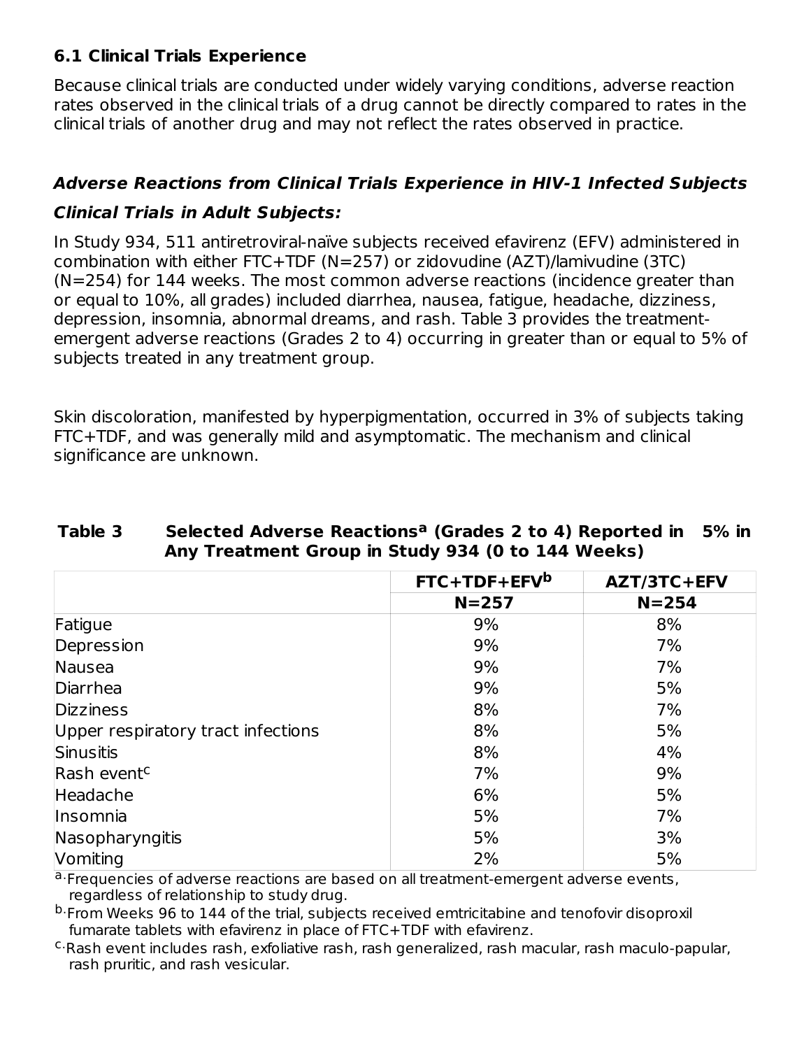### 6.1 Clinical Trials Experience

Because clinical trials are conducted under widely varying conditions, adverse reaction rates observed in the clinical trials of a drug cannot be directly compared to rates in the clinical trials of another drug and may not reflect the rates observed in practice.

#### *Adverse Reactions from Clinical Trials Experience in HIV-1 Infected Subjects*

#### *Clinical Trials in Adult Subjects:*

In Study 934, 511 antiretroviral-naïve subjects received efavirenz (EFV) administered in combination with either FTC+TDF (N=257) or zidovudine (AZT)/lamivudine (3TC) (N=254) for 144 weeks. The most common adverse reactions (incidence greater than or equal to 10%, all grades) included diarrhea, nausea, fatigue, headache, dizziness, depression, insomnia, abnormal dreams, and rash. Table 3 provides the treatment-emergent adverse reactions (Grades 2 to 4) occurring in greater than or equal to 5% of subjects treated in any treatment group.

Skin discoloration, manifested by hyperpigmentation, occurred in 3% of subjects taking FTC+TDF, and was generally mild and asymptomatic. The mechanism and clinical significance are unknown.

**Table 3 Selected Adverse Reactions[a] (Grades 2 to 4) Reported in ≥5% in Any Treatment Group in Study 934 (0 to 144 Weeks)**

| | FTC+TDF+EFV[b] | AZT/3TC+EFV |
|---|---|---|
| | N=257 | N=254 |
| Fatigue | 9% | 8% |
| Depression | 9% | 7% |
| Nausea | 9% | 7% |
| Diarrhea | 9% | 5% |
| Dizziness | 8% | 7% |
| Upper respiratory tract infections | 8% | 5% |
| Sinusitis | 8% | 4% |
| Rash event[c] | 7% | 9% |
| Headache | 6% | 5% |
| Insomnia | 5% | 7% |
| Nasopharyngitis | 5% | 3% |
| Vomiting | 2% | 5% |

a. Frequencies of adverse reactions are based on all treatment-emergent adverse events, regardless of relationship to study drug.

b. From Weeks 96 to 144 of the trial, subjects received emtricitabine and tenofovir disoproxil fumarate tablets with efavirenz in place of FTC+TDF with efavirenz.

c. Rash event includes rash, exfoliative rash, rash generalized, rash macular, rash maculo-papular, rash pruritic, and rash vesicular.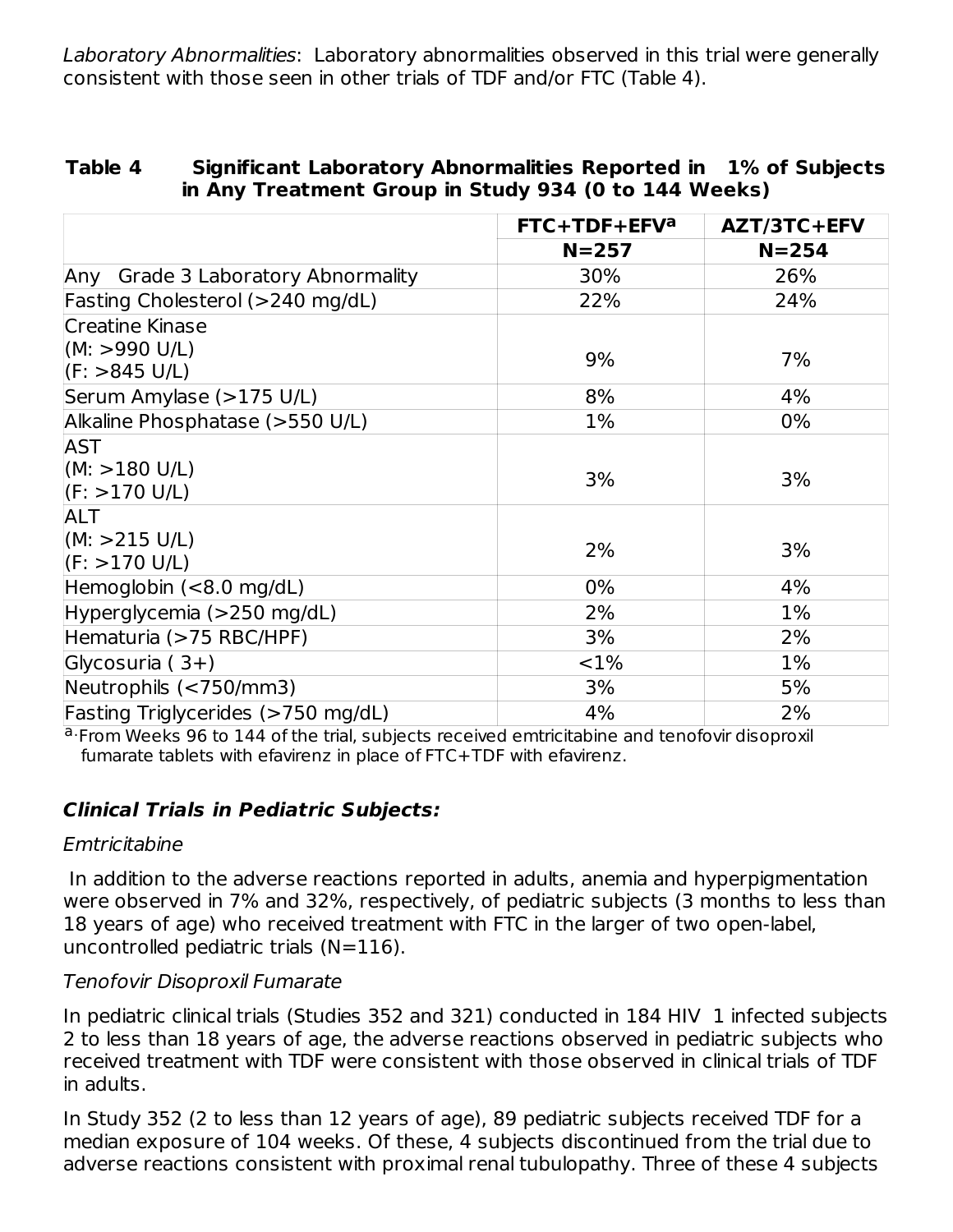*Laboratory Abnormalities*: Laboratory abnormalities observed in this trial were generally consistent with those seen in other trials of TDF and/or FTC (Table 4).

**Table 4 Significant Laboratory Abnormalities Reported in 1% of Subjects in Any Treatment Group in Study 934 (0 to 144 Weeks)**

| | FTC+TDF+EFV[a] | AZT/3TC+EFV |
|---|---|---|
| | N=257 | N=254 |
| Any Grade 3 Laboratory Abnormality | 30% | 26% |
| Fasting Cholesterol (>240 mg/dL) | 22% | 24% |
| Creatine Kinase (M: >990 U/L) (F: >845 U/L) | 9% | 7% |
| Serum Amylase (>175 U/L) | 8% | 4% |
| Alkaline Phosphatase (>550 U/L) | 1% | 0% |
| AST (M: >180 U/L) (F: >170 U/L) | 3% | 3% |
| ALT (M: >215 U/L) (F: >170 U/L) | 2% | 3% |
| Hemoglobin (<8.0 mg/dL) | 0% | 4% |
| Hyperglycemia (>250 mg/dL) | 2% | 1% |
| Hematuria (>75 RBC/HPF) | 3% | 2% |
| Glycosuria ( 3+) | <1% | 1% |
| Neutrophils (<750/mm3) | 3% | 5% |
| Fasting Triglycerides (>750 mg/dL) | 4% | 2% |

[a] From Weeks 96 to 144 of the trial, subjects received emtricitabine and tenofovir disoproxil fumarate tablets with efavirenz in place of FTC+TDF with efavirenz.

### *Clinical Trials in Pediatric Subjects:*

*Emtricitabine*

In addition to the adverse reactions reported in adults, anemia and hyperpigmentation were observed in 7% and 32%, respectively, of pediatric subjects (3 months to less than 18 years of age) who received treatment with FTC in the larger of two open-label, uncontrolled pediatric trials (N=116).

*Tenofovir Disoproxil Fumarate*

In pediatric clinical trials (Studies 352 and 321) conducted in 184 HIV 1 infected subjects 2 to less than 18 years of age, the adverse reactions observed in pediatric subjects who received treatment with TDF were consistent with those observed in clinical trials of TDF in adults.

In Study 352 (2 to less than 12 years of age), 89 pediatric subjects received TDF for a median exposure of 104 weeks. Of these, 4 subjects discontinued from the trial due to adverse reactions consistent with proximal renal tubulopathy. Three of these 4 subjects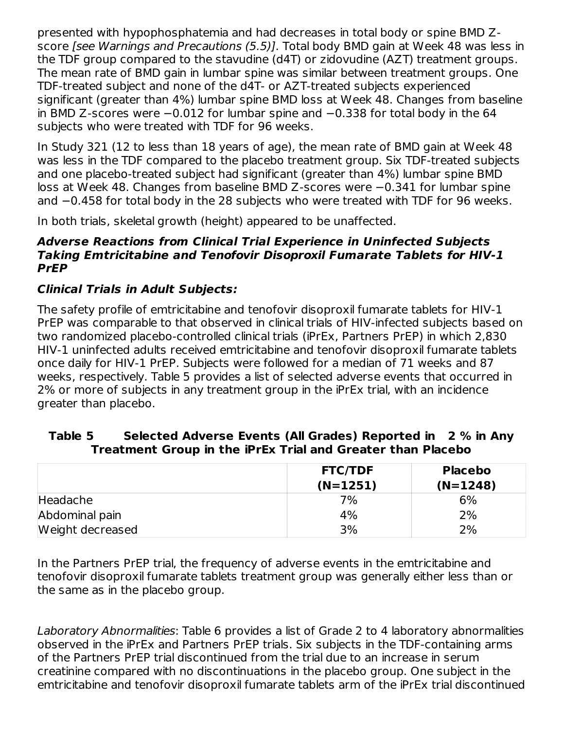presented with hypophosphatemia and had decreases in total body or spine BMD Z-score *[see Warnings and Precautions (5.5)]*. Total body BMD gain at Week 48 was less in the TDF group compared to the stavudine (d4T) or zidovudine (AZT) treatment groups. The mean rate of BMD gain in lumbar spine was similar between treatment groups. One TDF-treated subject and none of the d4T- or AZT-treated subjects experienced significant (greater than 4%) lumbar spine BMD loss at Week 48. Changes from baseline in BMD Z-scores were −0.012 for lumbar spine and −0.338 for total body in the 64 subjects who were treated with TDF for 96 weeks.

In Study 321 (12 to less than 18 years of age), the mean rate of BMD gain at Week 48 was less in the TDF compared to the placebo treatment group. Six TDF-treated subjects and one placebo-treated subject had significant (greater than 4%) lumbar spine BMD loss at Week 48. Changes from baseline BMD Z-scores were −0.341 for lumbar spine and −0.458 for total body in the 28 subjects who were treated with TDF for 96 weeks.

In both trials, skeletal growth (height) appeared to be unaffected.

***Adverse Reactions from Clinical Trial Experience in Uninfected Subjects Taking Emtricitabine and Tenofovir Disoproxil Fumarate Tablets for HIV-1 PrEP***

***Clinical Trials in Adult Subjects:***

The safety profile of emtricitabine and tenofovir disoproxil fumarate tablets for HIV-1 PrEP was comparable to that observed in clinical trials of HIV-infected subjects based on two randomized placebo-controlled clinical trials (iPrEx, Partners PrEP) in which 2,830 HIV-1 uninfected adults received emtricitabine and tenofovir disoproxil fumarate tablets once daily for HIV-1 PrEP. Subjects were followed for a median of 71 weeks and 87 weeks, respectively. Table 5 provides a list of selected adverse events that occurred in 2% or more of subjects in any treatment group in the iPrEx trial, with an incidence greater than placebo.

**Table 5 Selected Adverse Events (All Grades) Reported in 2 % in Any Treatment Group in the iPrEx Trial and Greater than Placebo**

| | FTC/TDF (N=1251) | Placebo (N=1248) |
|---|---|---|
| Headache | 7% | 6% |
| Abdominal pain | 4% | 2% |
| Weight decreased | 3% | 2% |

In the Partners PrEP trial, the frequency of adverse events in the emtricitabine and tenofovir disoproxil fumarate tablets treatment group was generally either less than or the same as in the placebo group.

*Laboratory Abnormalities*: Table 6 provides a list of Grade 2 to 4 laboratory abnormalities observed in the iPrEx and Partners PrEP trials. Six subjects in the TDF-containing arms of the Partners PrEP trial discontinued from the trial due to an increase in serum creatinine compared with no discontinuations in the placebo group. One subject in the emtricitabine and tenofovir disoproxil fumarate tablets arm of the iPrEx trial discontinued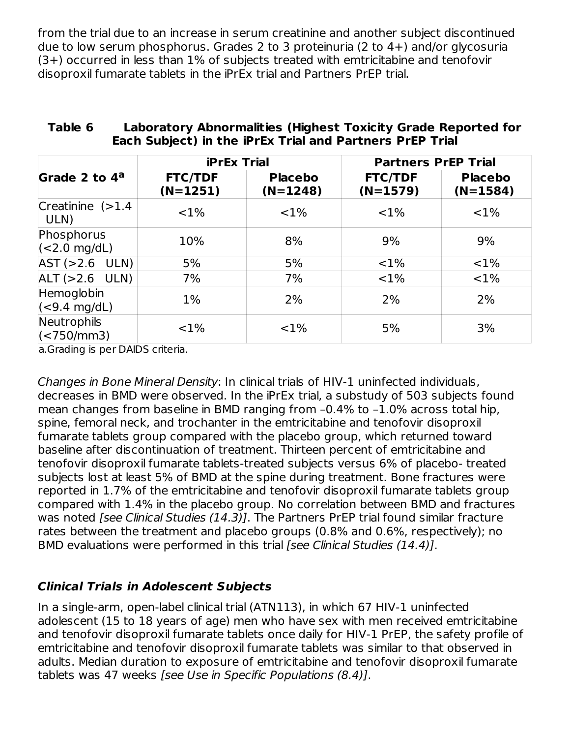from the trial due to an increase in serum creatinine and another subject discontinued due to low serum phosphorus. Grades 2 to 3 proteinuria (2 to 4+) and/or glycosuria (3+) occurred in less than 1% of subjects treated with emtricitabine and tenofovir disoproxil fumarate tablets in the iPrEx trial and Partners PrEP trial.

**Table 6 Laboratory Abnormalities (Highest Toxicity Grade Reported for Each Subject) in the iPrEx Trial and Partners PrEP Trial**

| Grade 2 to 4[a] | iPrEx Trial | | Partners PrEP Trial | |
|---|---|---|---|---|
| | **FTC/TDF (N=1251)** | **Placebo (N=1248)** | **FTC/TDF (N=1579)** | **Placebo (N=1584)** |
| Creatinine (>1.4 ULN) | <1% | <1% | <1% | <1% |
| Phosphorus (<2.0 mg/dL) | 10% | 8% | 9% | 9% |
| AST (>2.6 ULN) | 5% | 5% | <1% | <1% |
| ALT (>2.6 ULN) | 7% | 7% | <1% | <1% |
| Hemoglobin (<9.4 mg/dL) | 1% | 2% | 2% | 2% |
| Neutrophils (<750/mm3) | <1% | <1% | 5% | 3% |

a.Grading is per DAIDS criteria.

*Changes in Bone Mineral Density*: In clinical trials of HIV-1 uninfected individuals, decreases in BMD were observed. In the iPrEx trial, a substudy of 503 subjects found mean changes from baseline in BMD ranging from –0.4% to –1.0% across total hip, spine, femoral neck, and trochanter in the emtricitabine and tenofovir disoproxil fumarate tablets group compared with the placebo group, which returned toward baseline after discontinuation of treatment. Thirteen percent of emtricitabine and tenofovir disoproxil fumarate tablets-treated subjects versus 6% of placebo- treated subjects lost at least 5% of BMD at the spine during treatment. Bone fractures were reported in 1.7% of the emtricitabine and tenofovir disoproxil fumarate tablets group compared with 1.4% in the placebo group. No correlation between BMD and fractures was noted *[see Clinical Studies (14.3)]*. The Partners PrEP trial found similar fracture rates between the treatment and placebo groups (0.8% and 0.6%, respectively); no BMD evaluations were performed in this trial *[see Clinical Studies (14.4)]*.

### *Clinical Trials in Adolescent Subjects*

In a single-arm, open-label clinical trial (ATN113), in which 67 HIV-1 uninfected adolescent (15 to 18 years of age) men who have sex with men received emtricitabine and tenofovir disoproxil fumarate tablets once daily for HIV-1 PrEP, the safety profile of emtricitabine and tenofovir disoproxil fumarate tablets was similar to that observed in adults. Median duration to exposure of emtricitabine and tenofovir disoproxil fumarate tablets was 47 weeks *[see Use in Specific Populations (8.4)]*.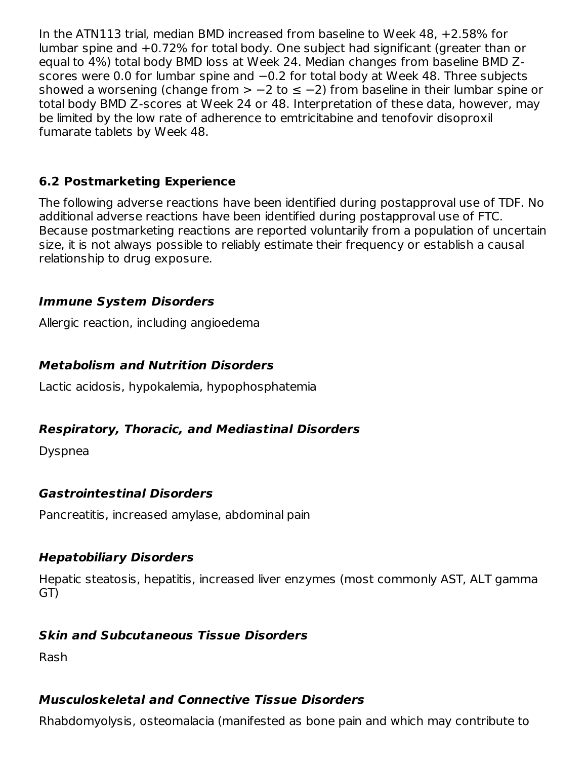In the ATN113 trial, median BMD increased from baseline to Week 48, +2.58% for lumbar spine and +0.72% for total body. One subject had significant (greater than or equal to 4%) total body BMD loss at Week 24. Median changes from baseline BMD Z-scores were 0.0 for lumbar spine and −0.2 for total body at Week 48. Three subjects showed a worsening (change from > −2 to ≤ −2) from baseline in their lumbar spine or total body BMD Z-scores at Week 24 or 48. Interpretation of these data, however, may be limited by the low rate of adherence to emtricitabine and tenofovir disoproxil fumarate tablets by Week 48.

### 6.2 Postmarketing Experience

The following adverse reactions have been identified during postapproval use of TDF. No additional adverse reactions have been identified during postapproval use of FTC. Because postmarketing reactions are reported voluntarily from a population of uncertain size, it is not always possible to reliably estimate their frequency or establish a causal relationship to drug exposure.

***Immune System Disorders***

Allergic reaction, including angioedema

***Metabolism and Nutrition Disorders***

Lactic acidosis, hypokalemia, hypophosphatemia

***Respiratory, Thoracic, and Mediastinal Disorders***

Dyspnea

***Gastrointestinal Disorders***

Pancreatitis, increased amylase, abdominal pain

***Hepatobiliary Disorders***

Hepatic steatosis, hepatitis, increased liver enzymes (most commonly AST, ALT gamma GT)

***Skin and Subcutaneous Tissue Disorders***

Rash

***Musculoskeletal and Connective Tissue Disorders***

Rhabdomyolysis, osteomalacia (manifested as bone pain and which may contribute to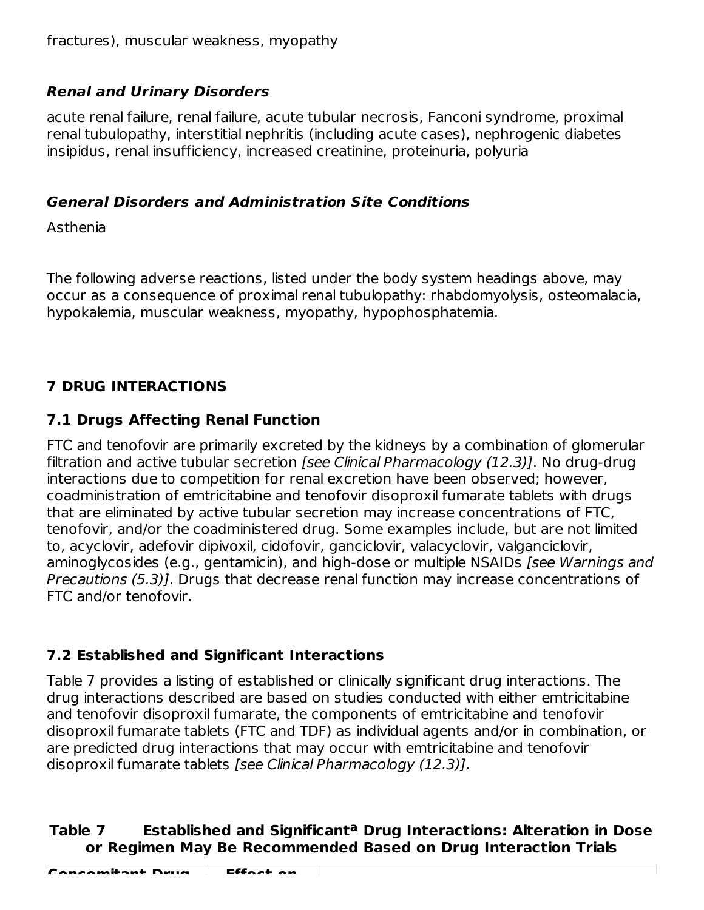fractures), muscular weakness, myopathy

### *Renal and Urinary Disorders*

acute renal failure, renal failure, acute tubular necrosis, Fanconi syndrome, proximal renal tubulopathy, interstitial nephritis (including acute cases), nephrogenic diabetes insipidus, renal insufficiency, increased creatinine, proteinuria, polyuria

### *General Disorders and Administration Site Conditions*

Asthenia

The following adverse reactions, listed under the body system headings above, may occur as a consequence of proximal renal tubulopathy: rhabdomyolysis, osteomalacia, hypokalemia, muscular weakness, myopathy, hypophosphatemia.

## 7 DRUG INTERACTIONS

### 7.1 Drugs Affecting Renal Function

FTC and tenofovir are primarily excreted by the kidneys by a combination of glomerular filtration and active tubular secretion *[see Clinical Pharmacology (12.3)]*. No drug-drug interactions due to competition for renal excretion have been observed; however, coadministration of emtricitabine and tenofovir disoproxil fumarate tablets with drugs that are eliminated by active tubular secretion may increase concentrations of FTC, tenofovir, and/or the coadministered drug. Some examples include, but are not limited to, acyclovir, adefovir dipivoxil, cidofovir, ganciclovir, valacyclovir, valganciclovir, aminoglycosides (e.g., gentamicin), and high-dose or multiple NSAIDs *[see Warnings and Precautions (5.3)]*. Drugs that decrease renal function may increase concentrations of FTC and/or tenofovir.

### 7.2 Established and Significant Interactions

Table 7 provides a listing of established or clinically significant drug interactions. The drug interactions described are based on studies conducted with either emtricitabine and tenofovir disoproxil fumarate, the components of emtricitabine and tenofovir disoproxil fumarate tablets (FTC and TDF) as individual agents and/or in combination, or are predicted drug interactions that may occur with emtricitabine and tenofovir disoproxil fumarate tablets *[see Clinical Pharmacology (12.3)]*.

**Table 7 Established and Significant[a] Drug Interactions: Alteration in Dose or Regimen May Be Recommended Based on Drug Interaction Trials**

| Concomitant Drug | Effect on | |
|---|---|---|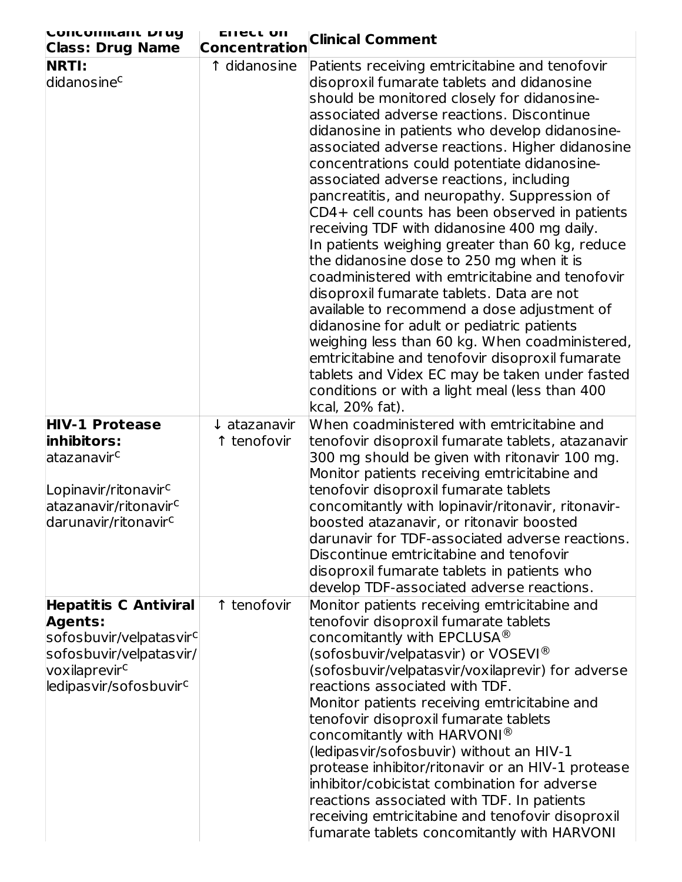| Concomitant Drug Class: Drug Name | Effect on Concentration | Clinical Comment |
|---|---|---|
| **NRTI:** didanosine[c] | ↑ didanosine | Patients receiving emtricitabine and tenofovir disoproxil fumarate tablets and didanosine should be monitored closely for didanosine-associated adverse reactions. Discontinue didanosine in patients who develop didanosine-associated adverse reactions. Higher didanosine concentrations could potentiate didanosine-associated adverse reactions, including pancreatitis, and neuropathy. Suppression of CD4+ cell counts has been observed in patients receiving TDF with didanosine 400 mg daily. In patients weighing greater than 60 kg, reduce the didanosine dose to 250 mg when it is coadministered with emtricitabine and tenofovir disoproxil fumarate tablets. Data are not available to recommend a dose adjustment of didanosine for adult or pediatric patients weighing less than 60 kg. When coadministered, emtricitabine and tenofovir disoproxil fumarate tablets and Videx EC may be taken under fasted conditions or with a light meal (less than 400 kcal, 20% fat). |
| **HIV-1 Protease inhibitors:** atazanavir[c] Lopinavir/ritonavir[c] atazanavir/ritonavir[c] darunavir/ritonavir[c] | ↓ atazanavir ↑ tenofovir | When coadministered with emtricitabine and tenofovir disoproxil fumarate tablets, atazanavir 300 mg should be given with ritonavir 100 mg. Monitor patients receiving emtricitabine and tenofovir disoproxil fumarate tablets concomitantly with lopinavir/ritonavir, ritonavir-boosted atazanavir, or ritonavir boosted darunavir for TDF-associated adverse reactions. Discontinue emtricitabine and tenofovir disoproxil fumarate tablets in patients who develop TDF-associated adverse reactions. |
| **Hepatitis C Antiviral Agents:** sofosbuvir/velpatasvir[c] sofosbuvir/velpatasvir/voxilaprevir[c] ledipasvir/sofosbuvir[c] | ↑ tenofovir | Monitor patients receiving emtricitabine and tenofovir disoproxil fumarate tablets concomitantly with EPCLUSA® (sofosbuvir/velpatasvir) or VOSEVI® (sofosbuvir/velpatasvir/voxilaprevir) for adverse reactions associated with TDF. Monitor patients receiving emtricitabine and tenofovir disoproxil fumarate tablets concomitantly with HARVONI® (ledipasvir/sofosbuvir) without an HIV-1 protease inhibitor/ritonavir or an HIV-1 protease inhibitor/cobicistat combination for adverse reactions associated with TDF. In patients receiving emtricitabine and tenofovir disoproxil fumarate tablets concomitantly with HARVONI |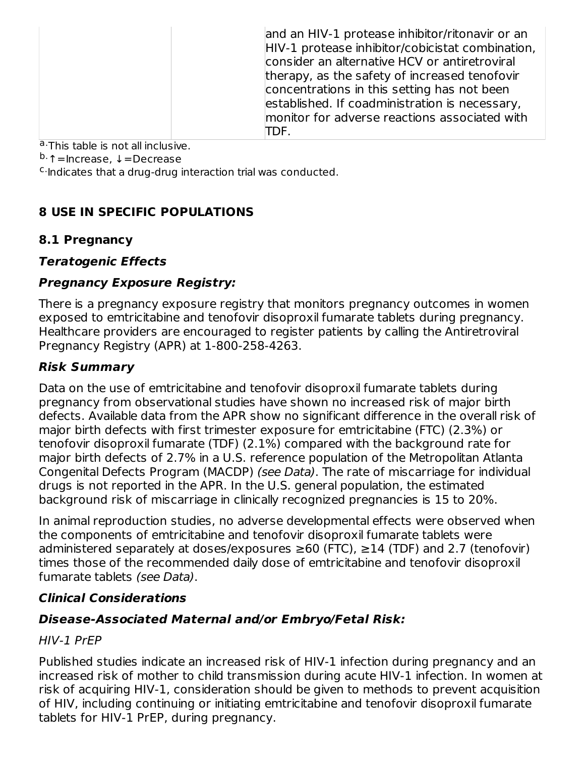| | | and an HIV-1 protease inhibitor/ritonavir or an HIV-1 protease inhibitor/cobicistat combination, consider an alternative HCV or antiretroviral therapy, as the safety of increased tenofovir concentrations in this setting has not been established. If coadministration is necessary, monitor for adverse reactions associated with TDF. |
|---|---|---|

[a] This table is not all inclusive.

[b] ↑=Increase, ↓=Decrease

[c] Indicates that a drug-drug interaction trial was conducted.

## 8 USE IN SPECIFIC POPULATIONS

### 8.1 Pregnancy

***Teratogenic Effects***

***Pregnancy Exposure Registry:***

There is a pregnancy exposure registry that monitors pregnancy outcomes in women exposed to emtricitabine and tenofovir disoproxil fumarate tablets during pregnancy. Healthcare providers are encouraged to register patients by calling the Antiretroviral Pregnancy Registry (APR) at 1-800-258-4263.

***Risk Summary***

Data on the use of emtricitabine and tenofovir disoproxil fumarate tablets during pregnancy from observational studies have shown no increased risk of major birth defects. Available data from the APR show no significant difference in the overall risk of major birth defects with first trimester exposure for emtricitabine (FTC) (2.3%) or tenofovir disoproxil fumarate (TDF) (2.1%) compared with the background rate for major birth defects of 2.7% in a U.S. reference population of the Metropolitan Atlanta Congenital Defects Program (MACDP) *(see Data)*. The rate of miscarriage for individual drugs is not reported in the APR. In the U.S. general population, the estimated background risk of miscarriage in clinically recognized pregnancies is 15 to 20%.

In animal reproduction studies, no adverse developmental effects were observed when the components of emtricitabine and tenofovir disoproxil fumarate tablets were administered separately at doses/exposures ≥60 (FTC), ≥14 (TDF) and 2.7 (tenofovir) times those of the recommended daily dose of emtricitabine and tenofovir disoproxil fumarate tablets *(see Data)*.

***Clinical Considerations***

***Disease-Associated Maternal and/or Embryo/Fetal Risk:***

*HIV-1 PrEP*

Published studies indicate an increased risk of HIV-1 infection during pregnancy and an increased risk of mother to child transmission during acute HIV-1 infection. In women at risk of acquiring HIV-1, consideration should be given to methods to prevent acquisition of HIV, including continuing or initiating emtricitabine and tenofovir disoproxil fumarate tablets for HIV-1 PrEP, during pregnancy.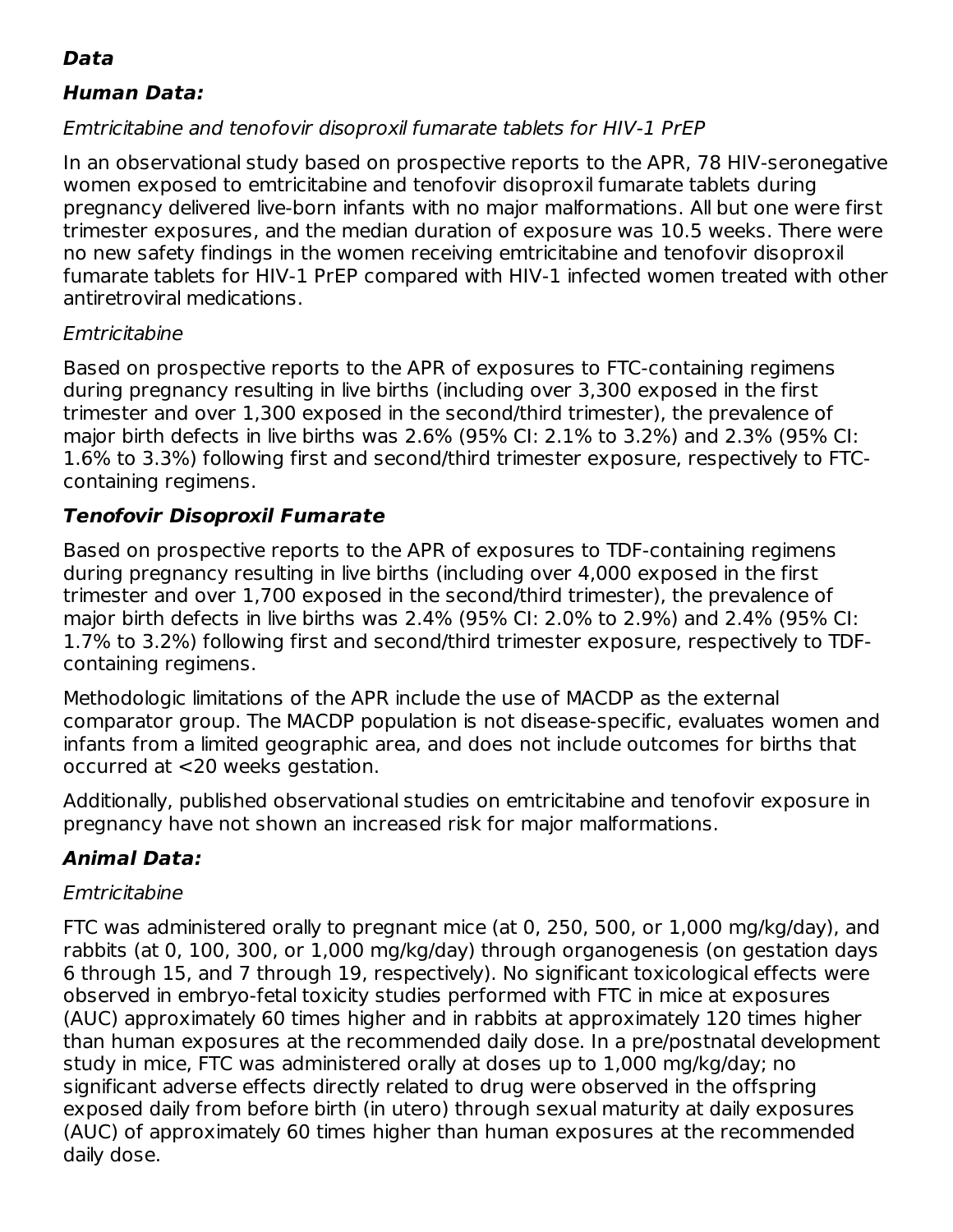**Data**

***Human Data:***

*Emtricitabine and tenofovir disoproxil fumarate tablets for HIV-1 PrEP*

In an observational study based on prospective reports to the APR, 78 HIV-seronegative women exposed to emtricitabine and tenofovir disoproxil fumarate tablets during pregnancy delivered live-born infants with no major malformations. All but one were first trimester exposures, and the median duration of exposure was 10.5 weeks. There were no new safety findings in the women receiving emtricitabine and tenofovir disoproxil fumarate tablets for HIV-1 PrEP compared with HIV-1 infected women treated with other antiretroviral medications.

*Emtricitabine*

Based on prospective reports to the APR of exposures to FTC-containing regimens during pregnancy resulting in live births (including over 3,300 exposed in the first trimester and over 1,300 exposed in the second/third trimester), the prevalence of major birth defects in live births was 2.6% (95% CI: 2.1% to 3.2%) and 2.3% (95% CI: 1.6% to 3.3%) following first and second/third trimester exposure, respectively to FTC-containing regimens.

***Tenofovir Disoproxil Fumarate***

Based on prospective reports to the APR of exposures to TDF-containing regimens during pregnancy resulting in live births (including over 4,000 exposed in the first trimester and over 1,700 exposed in the second/third trimester), the prevalence of major birth defects in live births was 2.4% (95% CI: 2.0% to 2.9%) and 2.4% (95% CI: 1.7% to 3.2%) following first and second/third trimester exposure, respectively to TDF-containing regimens.

Methodologic limitations of the APR include the use of MACDP as the external comparator group. The MACDP population is not disease-specific, evaluates women and infants from a limited geographic area, and does not include outcomes for births that occurred at <20 weeks gestation.

Additionally, published observational studies on emtricitabine and tenofovir exposure in pregnancy have not shown an increased risk for major malformations.

***Animal Data:***

*Emtricitabine*

FTC was administered orally to pregnant mice (at 0, 250, 500, or 1,000 mg/kg/day), and rabbits (at 0, 100, 300, or 1,000 mg/kg/day) through organogenesis (on gestation days 6 through 15, and 7 through 19, respectively). No significant toxicological effects were observed in embryo-fetal toxicity studies performed with FTC in mice at exposures (AUC) approximately 60 times higher and in rabbits at approximately 120 times higher than human exposures at the recommended daily dose. In a pre/postnatal development study in mice, FTC was administered orally at doses up to 1,000 mg/kg/day; no significant adverse effects directly related to drug were observed in the offspring exposed daily from before birth (in utero) through sexual maturity at daily exposures (AUC) of approximately 60 times higher than human exposures at the recommended daily dose.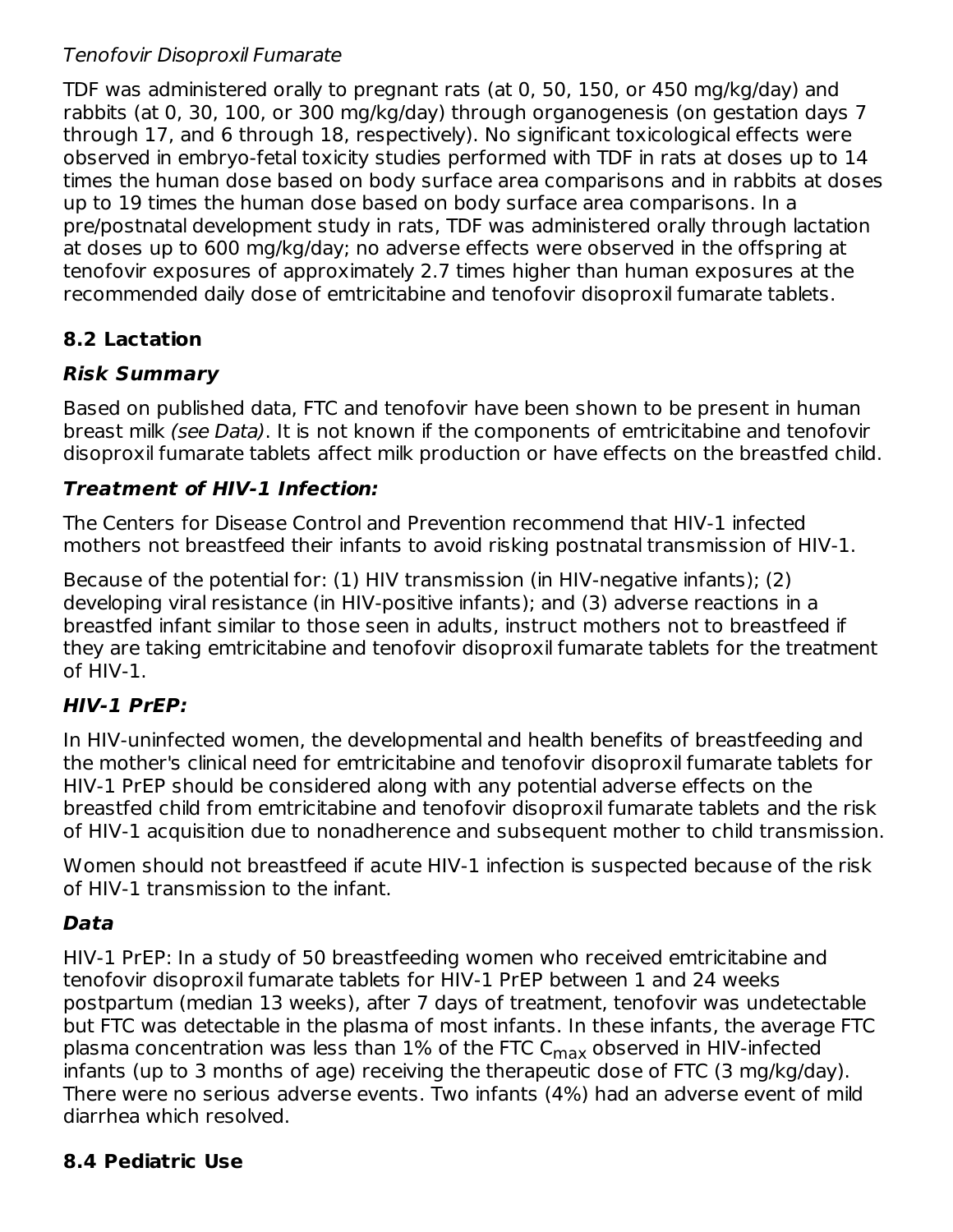*Tenofovir Disoproxil Fumarate*

TDF was administered orally to pregnant rats (at 0, 50, 150, or 450 mg/kg/day) and rabbits (at 0, 30, 100, or 300 mg/kg/day) through organogenesis (on gestation days 7 through 17, and 6 through 18, respectively). No significant toxicological effects were observed in embryo-fetal toxicity studies performed with TDF in rats at doses up to 14 times the human dose based on body surface area comparisons and in rabbits at doses up to 19 times the human dose based on body surface area comparisons. In a pre/postnatal development study in rats, TDF was administered orally through lactation at doses up to 600 mg/kg/day; no adverse effects were observed in the offspring at tenofovir exposures of approximately 2.7 times higher than human exposures at the recommended daily dose of emtricitabine and tenofovir disoproxil fumarate tablets.

## 8.2 Lactation

### *Risk Summary*

Based on published data, FTC and tenofovir have been shown to be present in human breast milk *(see Data)*. It is not known if the components of emtricitabine and tenofovir disoproxil fumarate tablets affect milk production or have effects on the breastfed child.

### *Treatment of HIV-1 Infection:*

The Centers for Disease Control and Prevention recommend that HIV-1 infected mothers not breastfeed their infants to avoid risking postnatal transmission of HIV-1.

Because of the potential for: (1) HIV transmission (in HIV-negative infants); (2) developing viral resistance (in HIV-positive infants); and (3) adverse reactions in a breastfed infant similar to those seen in adults, instruct mothers not to breastfeed if they are taking emtricitabine and tenofovir disoproxil fumarate tablets for the treatment of HIV-1.

### *HIV-1 PrEP:*

In HIV-uninfected women, the developmental and health benefits of breastfeeding and the mother's clinical need for emtricitabine and tenofovir disoproxil fumarate tablets for HIV-1 PrEP should be considered along with any potential adverse effects on the breastfed child from emtricitabine and tenofovir disoproxil fumarate tablets and the risk of HIV-1 acquisition due to nonadherence and subsequent mother to child transmission.

Women should not breastfeed if acute HIV-1 infection is suspected because of the risk of HIV-1 transmission to the infant.

### *Data*

HIV-1 PrEP: In a study of 50 breastfeeding women who received emtricitabine and tenofovir disoproxil fumarate tablets for HIV-1 PrEP between 1 and 24 weeks postpartum (median 13 weeks), after 7 days of treatment, tenofovir was undetectable but FTC was detectable in the plasma of most infants. In these infants, the average FTC plasma concentration was less than 1% of the FTC $C_{max}$ observed in HIV-infected infants (up to 3 months of age) receiving the therapeutic dose of FTC (3 mg/kg/day). There were no serious adverse events. Two infants (4%) had an adverse event of mild diarrhea which resolved.

## 8.4 Pediatric Use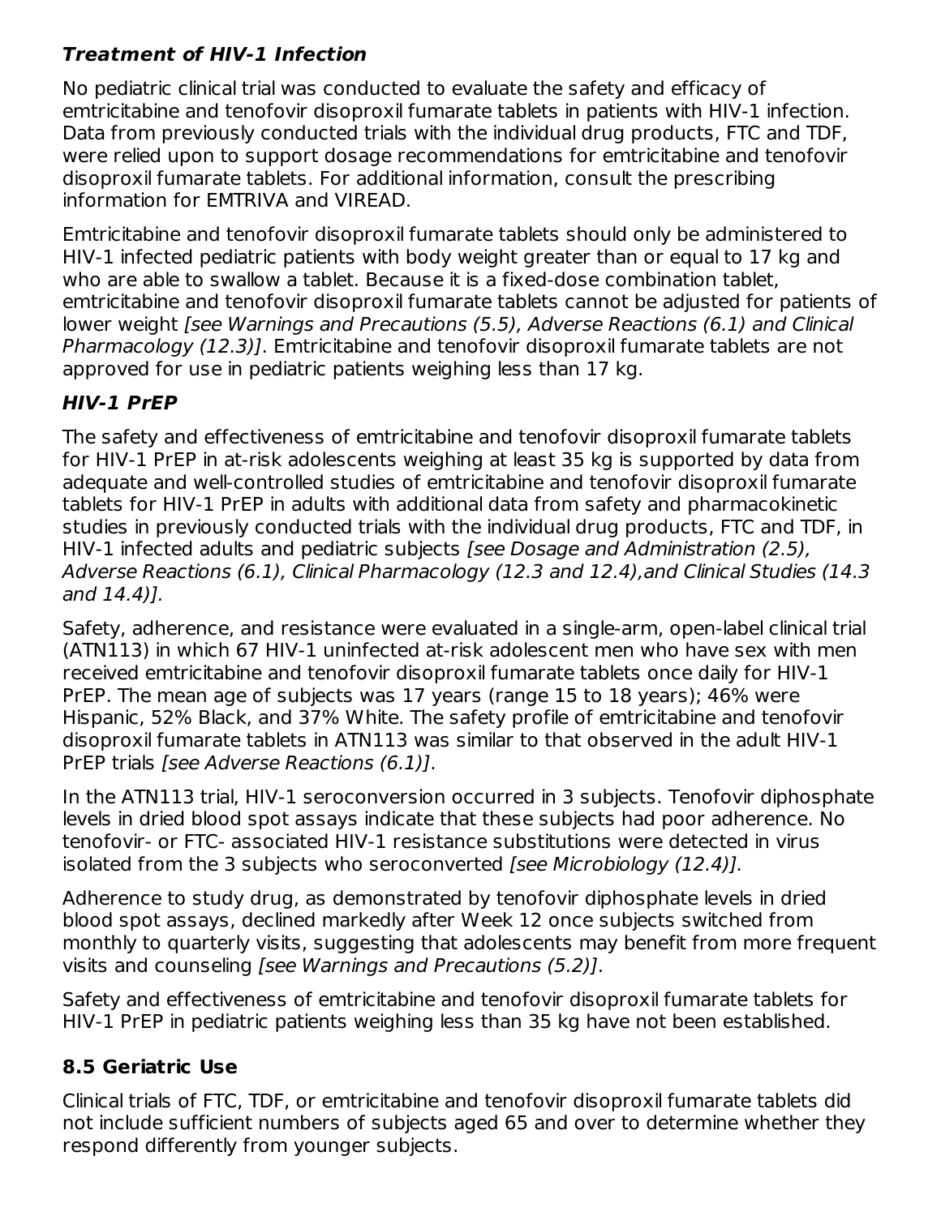***Treatment of HIV-1 Infection***

No pediatric clinical trial was conducted to evaluate the safety and efficacy of emtricitabine and tenofovir disoproxil fumarate tablets in patients with HIV-1 infection. Data from previously conducted trials with the individual drug products, FTC and TDF, were relied upon to support dosage recommendations for emtricitabine and tenofovir disoproxil fumarate tablets. For additional information, consult the prescribing information for EMTRIVA and VIREAD.

Emtricitabine and tenofovir disoproxil fumarate tablets should only be administered to HIV-1 infected pediatric patients with body weight greater than or equal to 17 kg and who are able to swallow a tablet. Because it is a fixed-dose combination tablet, emtricitabine and tenofovir disoproxil fumarate tablets cannot be adjusted for patients of lower weight *[see Warnings and Precautions (5.5), Adverse Reactions (6.1) and Clinical Pharmacology (12.3)]*. Emtricitabine and tenofovir disoproxil fumarate tablets are not approved for use in pediatric patients weighing less than 17 kg.

***HIV-1 PrEP***

The safety and effectiveness of emtricitabine and tenofovir disoproxil fumarate tablets for HIV-1 PrEP in at-risk adolescents weighing at least 35 kg is supported by data from adequate and well-controlled studies of emtricitabine and tenofovir disoproxil fumarate tablets for HIV-1 PrEP in adults with additional data from safety and pharmacokinetic studies in previously conducted trials with the individual drug products, FTC and TDF, in HIV-1 infected adults and pediatric subjects *[see Dosage and Administration (2.5), Adverse Reactions (6.1), Clinical Pharmacology (12.3 and 12.4),and Clinical Studies (14.3 and 14.4)].*

Safety, adherence, and resistance were evaluated in a single-arm, open-label clinical trial (ATN113) in which 67 HIV-1 uninfected at-risk adolescent men who have sex with men received emtricitabine and tenofovir disoproxil fumarate tablets once daily for HIV-1 PrEP. The mean age of subjects was 17 years (range 15 to 18 years); 46% were Hispanic, 52% Black, and 37% White. The safety profile of emtricitabine and tenofovir disoproxil fumarate tablets in ATN113 was similar to that observed in the adult HIV-1 PrEP trials *[see Adverse Reactions (6.1)]*.

In the ATN113 trial, HIV-1 seroconversion occurred in 3 subjects. Tenofovir diphosphate levels in dried blood spot assays indicate that these subjects had poor adherence. No tenofovir- or FTC- associated HIV-1 resistance substitutions were detected in virus isolated from the 3 subjects who seroconverted *[see Microbiology (12.4)].*

Adherence to study drug, as demonstrated by tenofovir diphosphate levels in dried blood spot assays, declined markedly after Week 12 once subjects switched from monthly to quarterly visits, suggesting that adolescents may benefit from more frequent visits and counseling *[see Warnings and Precautions (5.2)]*.

Safety and effectiveness of emtricitabine and tenofovir disoproxil fumarate tablets for HIV-1 PrEP in pediatric patients weighing less than 35 kg have not been established.

## 8.5 Geriatric Use

Clinical trials of FTC, TDF, or emtricitabine and tenofovir disoproxil fumarate tablets did not include sufficient numbers of subjects aged 65 and over to determine whether they respond differently from younger subjects.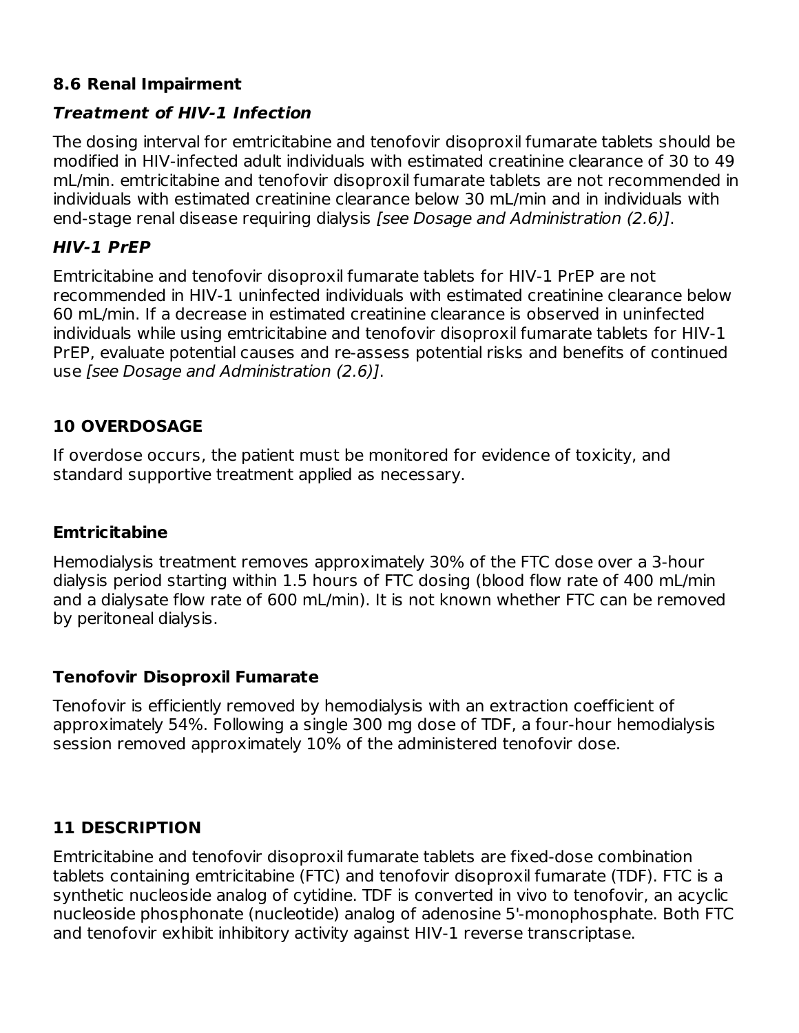### 8.6 Renal Impairment

#### *Treatment of HIV-1 Infection*

The dosing interval for emtricitabine and tenofovir disoproxil fumarate tablets should be modified in HIV-infected adult individuals with estimated creatinine clearance of 30 to 49 mL/min. emtricitabine and tenofovir disoproxil fumarate tablets are not recommended in individuals with estimated creatinine clearance below 30 mL/min and in individuals with end-stage renal disease requiring dialysis *[see Dosage and Administration (2.6)]*.

#### *HIV-1 PrEP*

Emtricitabine and tenofovir disoproxil fumarate tablets for HIV-1 PrEP are not recommended in HIV-1 uninfected individuals with estimated creatinine clearance below 60 mL/min. If a decrease in estimated creatinine clearance is observed in uninfected individuals while using emtricitabine and tenofovir disoproxil fumarate tablets for HIV-1 PrEP, evaluate potential causes and re-assess potential risks and benefits of continued use *[see Dosage and Administration (2.6)]*.

## 10 OVERDOSAGE

If overdose occurs, the patient must be monitored for evidence of toxicity, and standard supportive treatment applied as necessary.

### Emtricitabine

Hemodialysis treatment removes approximately 30% of the FTC dose over a 3-hour dialysis period starting within 1.5 hours of FTC dosing (blood flow rate of 400 mL/min and a dialysate flow rate of 600 mL/min). It is not known whether FTC can be removed by peritoneal dialysis.

### Tenofovir Disoproxil Fumarate

Tenofovir is efficiently removed by hemodialysis with an extraction coefficient of approximately 54%. Following a single 300 mg dose of TDF, a four-hour hemodialysis session removed approximately 10% of the administered tenofovir dose.

## 11 DESCRIPTION

Emtricitabine and tenofovir disoproxil fumarate tablets are fixed-dose combination tablets containing emtricitabine (FTC) and tenofovir disoproxil fumarate (TDF). FTC is a synthetic nucleoside analog of cytidine. TDF is converted in vivo to tenofovir, an acyclic nucleoside phosphonate (nucleotide) analog of adenosine 5'-monophosphate. Both FTC and tenofovir exhibit inhibitory activity against HIV-1 reverse transcriptase.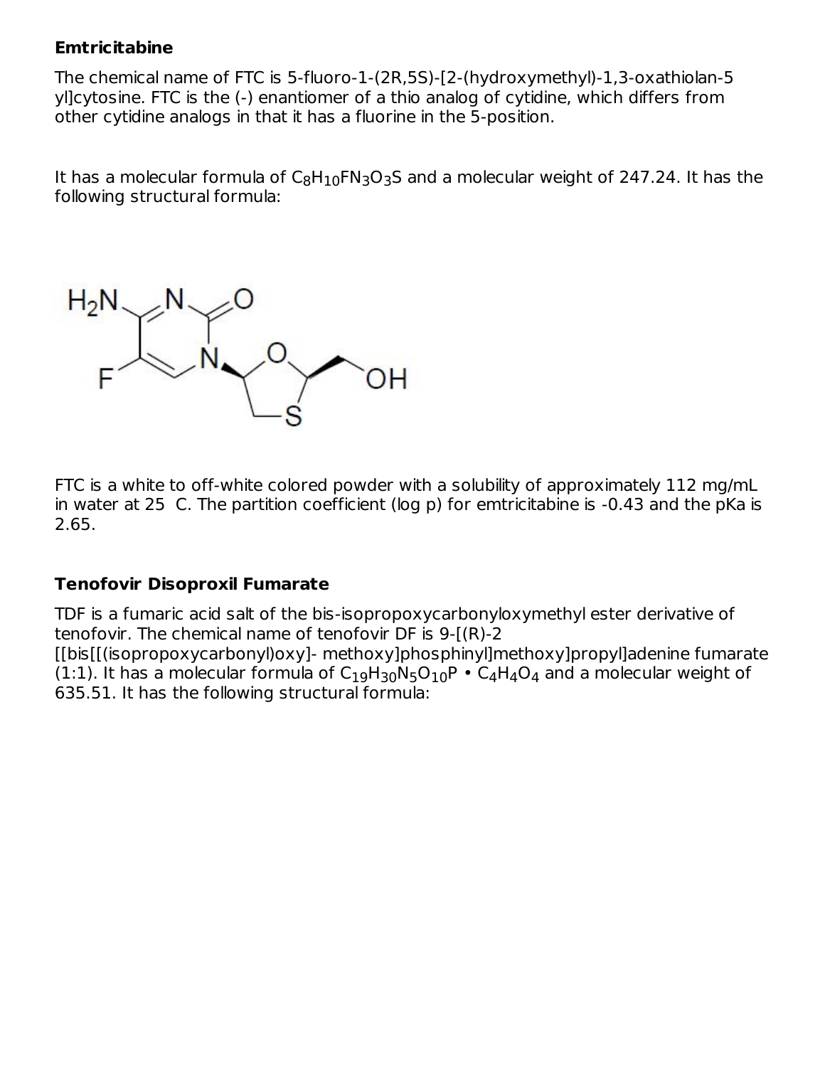**Emtricitabine**

The chemical name of FTC is 5-fluoro-1-(2R,5S)-[2-(hydroxymethyl)-1,3-oxathiolan-5 yl]cytosine. FTC is the (-) enantiomer of a thio analog of cytidine, which differs from other cytidine analogs in that it has a fluorine in the 5-position.

It has a molecular formula of $C_8H_{10}FN_3O_3S$ and a molecular weight of 247.24. It has the following structural formula:

FTC is a white to off-white colored powder with a solubility of approximately 112 mg/mL in water at 25 C. The partition coefficient (log p) for emtricitabine is -0.43 and the pKa is 2.65.

**Tenofovir Disoproxil Fumarate**

TDF is a fumaric acid salt of the bis-isopropoxycarbonyloxymethyl ester derivative of tenofovir. The chemical name of tenofovir DF is 9-[(R)-2 [[bis[[(isopropoxycarbonyl)oxy]- methoxy]phosphinyl]methoxy]propyl]adenine fumarate (1:1). It has a molecular formula of $C_{19}H_{30}N_5O_{10}P \cdot C_4H_4O_4$ and a molecular weight of 635.51. It has the following structural formula: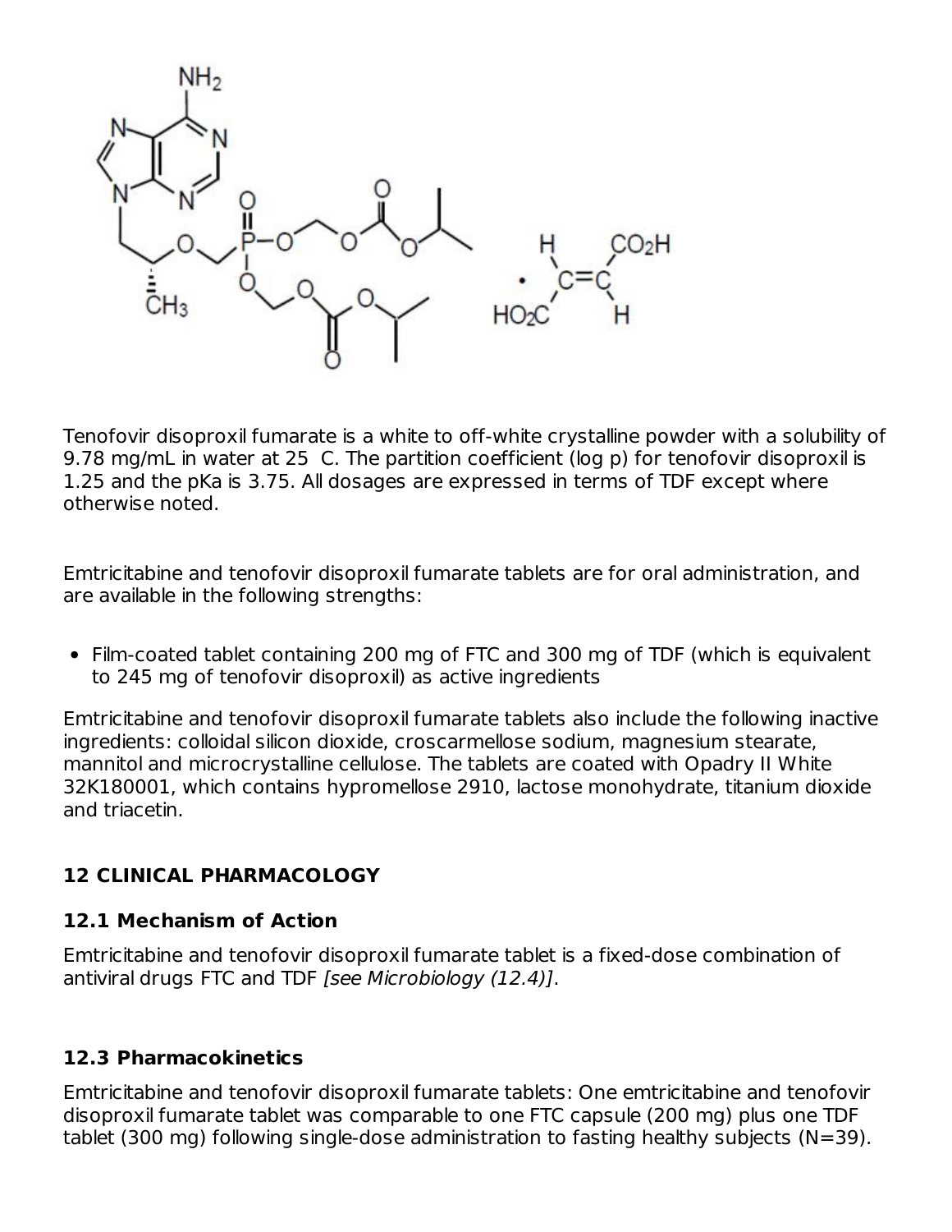Tenofovir disoproxil fumarate is a white to off-white crystalline powder with a solubility of 9.78 mg/mL in water at 25 C. The partition coefficient (log p) for tenofovir disoproxil is 1.25 and the pKa is 3.75. All dosages are expressed in terms of TDF except where otherwise noted.

Emtricitabine and tenofovir disoproxil fumarate tablets are for oral administration, and are available in the following strengths:

- Film-coated tablet containing 200 mg of FTC and 300 mg of TDF (which is equivalent to 245 mg of tenofovir disoproxil) as active ingredients

Emtricitabine and tenofovir disoproxil fumarate tablets also include the following inactive ingredients: colloidal silicon dioxide, croscarmellose sodium, magnesium stearate, mannitol and microcrystalline cellulose. The tablets are coated with Opadry II White 32K180001, which contains hypromellose 2910, lactose monohydrate, titanium dioxide and triacetin.

## 12 CLINICAL PHARMACOLOGY

### 12.1 Mechanism of Action

Emtricitabine and tenofovir disoproxil fumarate tablet is a fixed-dose combination of antiviral drugs FTC and TDF *[see Microbiology (12.4)]*.

### 12.3 Pharmacokinetics

Emtricitabine and tenofovir disoproxil fumarate tablets: One emtricitabine and tenofovir disoproxil fumarate tablet was comparable to one FTC capsule (200 mg) plus one TDF tablet (300 mg) following single-dose administration to fasting healthy subjects (N=39).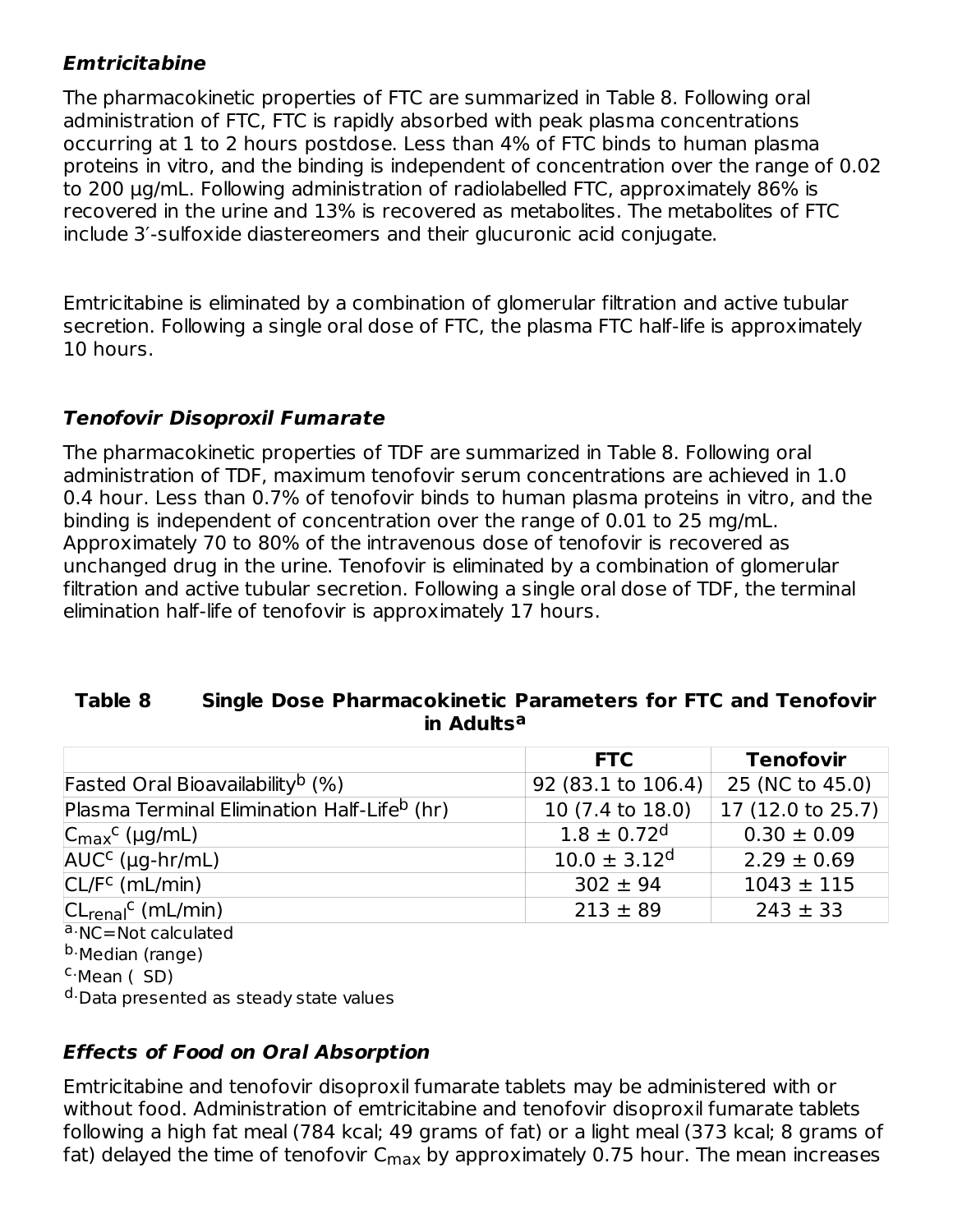### *Emtricitabine*

The pharmacokinetic properties of FTC are summarized in Table 8. Following oral administration of FTC, FTC is rapidly absorbed with peak plasma concentrations occurring at 1 to 2 hours postdose. Less than 4% of FTC binds to human plasma proteins in vitro, and the binding is independent of concentration over the range of 0.02 to 200 µg/mL. Following administration of radiolabelled FTC, approximately 86% is recovered in the urine and 13% is recovered as metabolites. The metabolites of FTC include 3′-sulfoxide diastereomers and their glucuronic acid conjugate.

Emtricitabine is eliminated by a combination of glomerular filtration and active tubular secretion. Following a single oral dose of FTC, the plasma FTC half-life is approximately 10 hours.

### *Tenofovir Disoproxil Fumarate*

The pharmacokinetic properties of TDF are summarized in Table 8. Following oral administration of TDF, maximum tenofovir serum concentrations are achieved in 1.0 0.4 hour. Less than 0.7% of tenofovir binds to human plasma proteins in vitro, and the binding is independent of concentration over the range of 0.01 to 25 mg/mL. Approximately 70 to 80% of the intravenous dose of tenofovir is recovered as unchanged drug in the urine. Tenofovir is eliminated by a combination of glomerular filtration and active tubular secretion. Following a single oral dose of TDF, the terminal elimination half-life of tenofovir is approximately 17 hours.

**Table 8 Single Dose Pharmacokinetic Parameters for FTC and Tenofovir in Adults[a]**

| | FTC | Tenofovir |
|---|---|---|
| Fasted Oral Bioavailability[b] (%) | 92 (83.1 to 106.4) | 25 (NC to 45.0) |
| Plasma Terminal Elimination Half-Life[b] (hr) | 10 (7.4 to 18.0) | 17 (12.0 to 25.7) |
| $C_{max}$[c] (µg/mL) | 1.8 ± 0.72[d] | 0.30 ± 0.09 |
| AUC[c] (µg-hr/mL) | 10.0 ± 3.12[d] | 2.29 ± 0.69 |
| CL/F[c] (mL/min) | 302 ± 94 | 1043 ± 115 |
| $CL_{renal}$[c] (mL/min) | 213 ± 89 | 243 ± 33 |

a. NC=Not calculated

b. Median (range)

c. Mean ( SD)

d. Data presented as steady state values

### *Effects of Food on Oral Absorption*

Emtricitabine and tenofovir disoproxil fumarate tablets may be administered with or without food. Administration of emtricitabine and tenofovir disoproxil fumarate tablets following a high fat meal (784 kcal; 49 grams of fat) or a light meal (373 kcal; 8 grams of fat) delayed the time of tenofovir $C_{max}$ by approximately 0.75 hour. The mean increases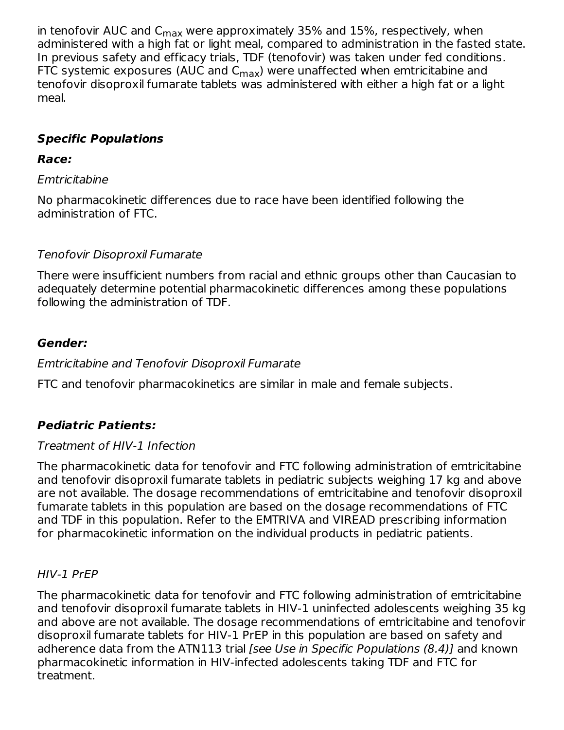in tenofovir AUC and $C_{max}$ were approximately 35% and 15%, respectively, when administered with a high fat or light meal, compared to administration in the fasted state. In previous safety and efficacy trials, TDF (tenofovir) was taken under fed conditions. FTC systemic exposures (AUC and $C_{max}$) were unaffected when emtricitabine and tenofovir disoproxil fumarate tablets was administered with either a high fat or a light meal.

***Specific Populations***

***Race:***

*Emtricitabine*

No pharmacokinetic differences due to race have been identified following the administration of FTC.

*Tenofovir Disoproxil Fumarate*

There were insufficient numbers from racial and ethnic groups other than Caucasian to adequately determine potential pharmacokinetic differences among these populations following the administration of TDF.

***Gender:***

*Emtricitabine and Tenofovir Disoproxil Fumarate*

FTC and tenofovir pharmacokinetics are similar in male and female subjects.

***Pediatric Patients:***

*Treatment of HIV-1 Infection*

The pharmacokinetic data for tenofovir and FTC following administration of emtricitabine and tenofovir disoproxil fumarate tablets in pediatric subjects weighing 17 kg and above are not available. The dosage recommendations of emtricitabine and tenofovir disoproxil fumarate tablets in this population are based on the dosage recommendations of FTC and TDF in this population. Refer to the EMTRIVA and VIREAD prescribing information for pharmacokinetic information on the individual products in pediatric patients.

*HIV-1 PrEP*

The pharmacokinetic data for tenofovir and FTC following administration of emtricitabine and tenofovir disoproxil fumarate tablets in HIV-1 uninfected adolescents weighing 35 kg and above are not available. The dosage recommendations of emtricitabine and tenofovir disoproxil fumarate tablets for HIV-1 PrEP in this population are based on safety and adherence data from the ATN113 trial *[see Use in Specific Populations (8.4)]* and known pharmacokinetic information in HIV-infected adolescents taking TDF and FTC for treatment.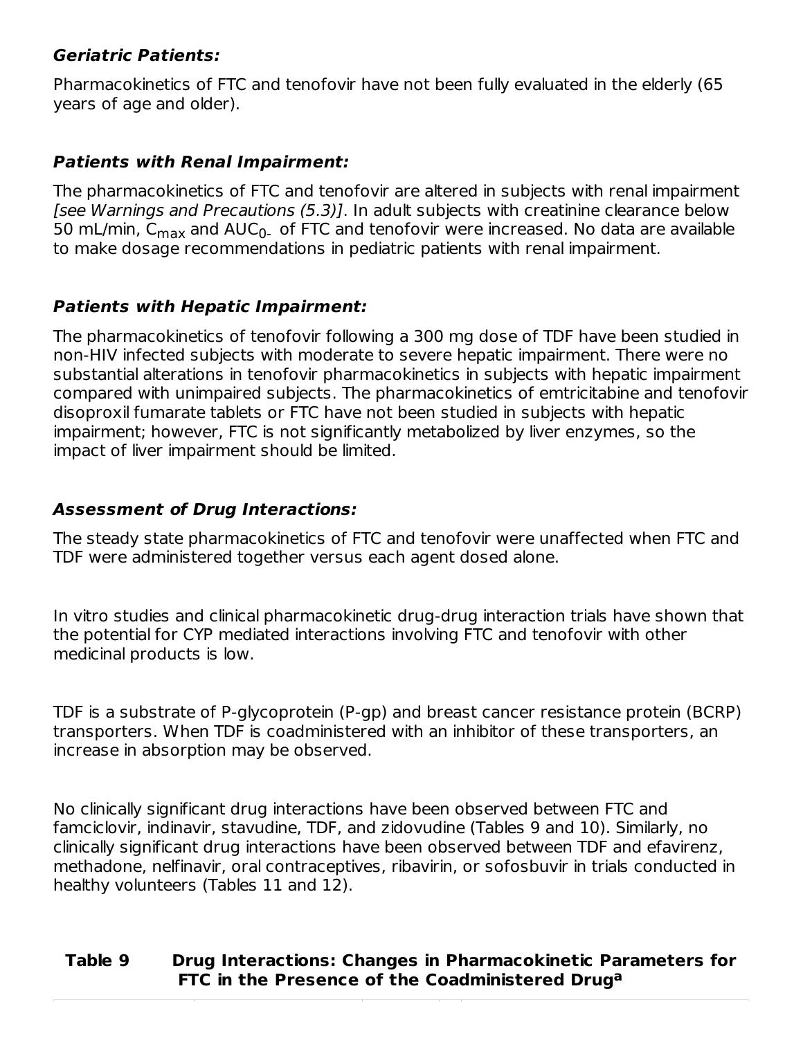***Geriatric Patients:***

Pharmacokinetics of FTC and tenofovir have not been fully evaluated in the elderly (65 years of age and older).

***Patients with Renal Impairment:***

The pharmacokinetics of FTC and tenofovir are altered in subjects with renal impairment *[see Warnings and Precautions (5.3)]*. In adult subjects with creatinine clearance below 50 mL/min, $C_{max}$ and $AUC_{0-}$ of FTC and tenofovir were increased. No data are available to make dosage recommendations in pediatric patients with renal impairment.

***Patients with Hepatic Impairment:***

The pharmacokinetics of tenofovir following a 300 mg dose of TDF have been studied in non-HIV infected subjects with moderate to severe hepatic impairment. There were no substantial alterations in tenofovir pharmacokinetics in subjects with hepatic impairment compared with unimpaired subjects. The pharmacokinetics of emtricitabine and tenofovir disoproxil fumarate tablets or FTC have not been studied in subjects with hepatic impairment; however, FTC is not significantly metabolized by liver enzymes, so the impact of liver impairment should be limited.

***Assessment of Drug Interactions:***

The steady state pharmacokinetics of FTC and tenofovir were unaffected when FTC and TDF were administered together versus each agent dosed alone.

In vitro studies and clinical pharmacokinetic drug-drug interaction trials have shown that the potential for CYP mediated interactions involving FTC and tenofovir with other medicinal products is low.

TDF is a substrate of P-glycoprotein (P-gp) and breast cancer resistance protein (BCRP) transporters. When TDF is coadministered with an inhibitor of these transporters, an increase in absorption may be observed.

No clinically significant drug interactions have been observed between FTC and famciclovir, indinavir, stavudine, TDF, and zidovudine (Tables 9 and 10). Similarly, no clinically significant drug interactions have been observed between TDF and efavirenz, methadone, nelfinavir, oral contraceptives, ribavirin, or sofosbuvir in trials conducted in healthy volunteers (Tables 11 and 12).

**Table 9 Drug Interactions: Changes in Pharmacokinetic Parameters for FTC in the Presence of the Coadministered Drug[a]**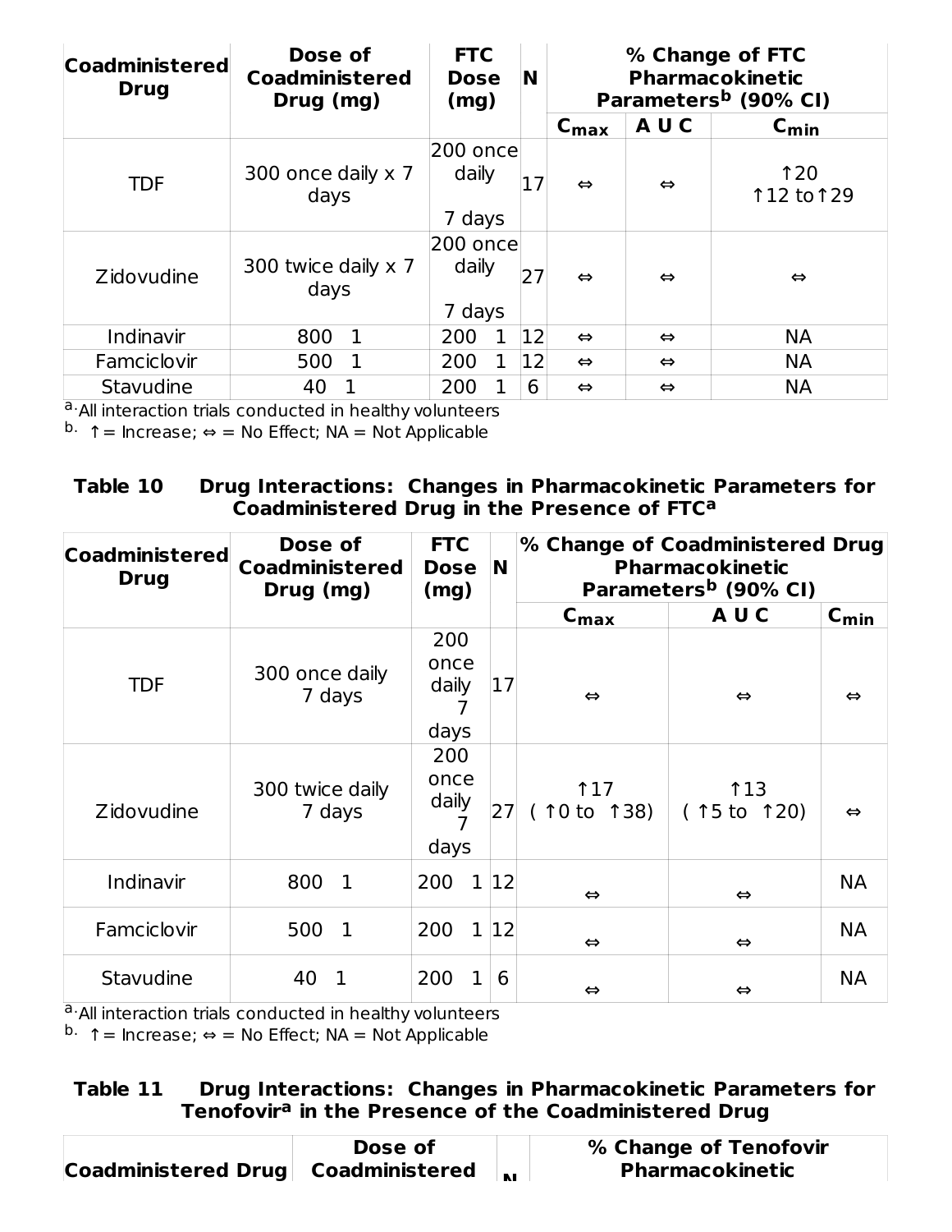| Coadministered Drug | Dose of Coadministered Drug (mg) | FTC Dose (mg) | N | % Change of FTC Pharmacokinetic Parameters[b] (90% CI) | | |
|---|---|---|---|---|---|---|
| | | | | $C_{max}$ | AUC | $C_{min}$ |
| TDF | 300 once daily x 7 days | 200 once daily 7 days | 17 | ⇔ | ⇔ | ↑20 ↑12 to ↑29 |
| Zidovudine | 300 twice daily x 7 days | 200 once daily 7 days | 27 | ⇔ | ⇔ | ⇔ |
| Indinavir | 800 1 | 200 1 | 12 | ⇔ | ⇔ | NA |
| Famciclovir | 500 1 | 200 1 | 12 | ⇔ | ⇔ | NA |
| Stavudine | 40 1 | 200 1 | 6 | ⇔ | ⇔ | NA |

a. All interaction trials conducted in healthy volunteers
b. ↑ = Increase; ⇔ = No Effect; NA = Not Applicable

**Table 10 Drug Interactions: Changes in Pharmacokinetic Parameters for Coadministered Drug in the Presence of FTC[a]**

| Coadministered Drug | Dose of Coadministered Drug (mg) | FTC Dose (mg) | N | % Change of Coadministered Drug Pharmacokinetic Parameters[b] (90% CI) | | |
|---|---|---|---|---|---|---|
| | | | | $C_{max}$ | AUC | $C_{min}$ |
| TDF | 300 once daily 7 days | 200 once daily 7 days | 17 | ⇔ | ⇔ | ⇔ |
| Zidovudine | 300 twice daily 7 days | 200 once daily 7 days | 27 | ↑17 ( ↑0 to ↑38) | ↑13 ( ↑5 to ↑20) | ⇔ |
| Indinavir | 800 1 | 200 1 | 12 | ⇔ | ⇔ | NA |
| Famciclovir | 500 1 | 200 1 | 12 | ⇔ | ⇔ | NA |
| Stavudine | 40 1 | 200 1 | 6 | ⇔ | ⇔ | NA |

a. All interaction trials conducted in healthy volunteers
b. ↑ = Increase; ⇔ = No Effect; NA = Not Applicable

**Table 11 Drug Interactions: Changes in Pharmacokinetic Parameters for Tenofovir[a] in the Presence of the Coadministered Drug**

| Coadministered Drug | Dose of Coadministered | N | % Change of Tenofovir Pharmacokinetic |
|---|---|---|---|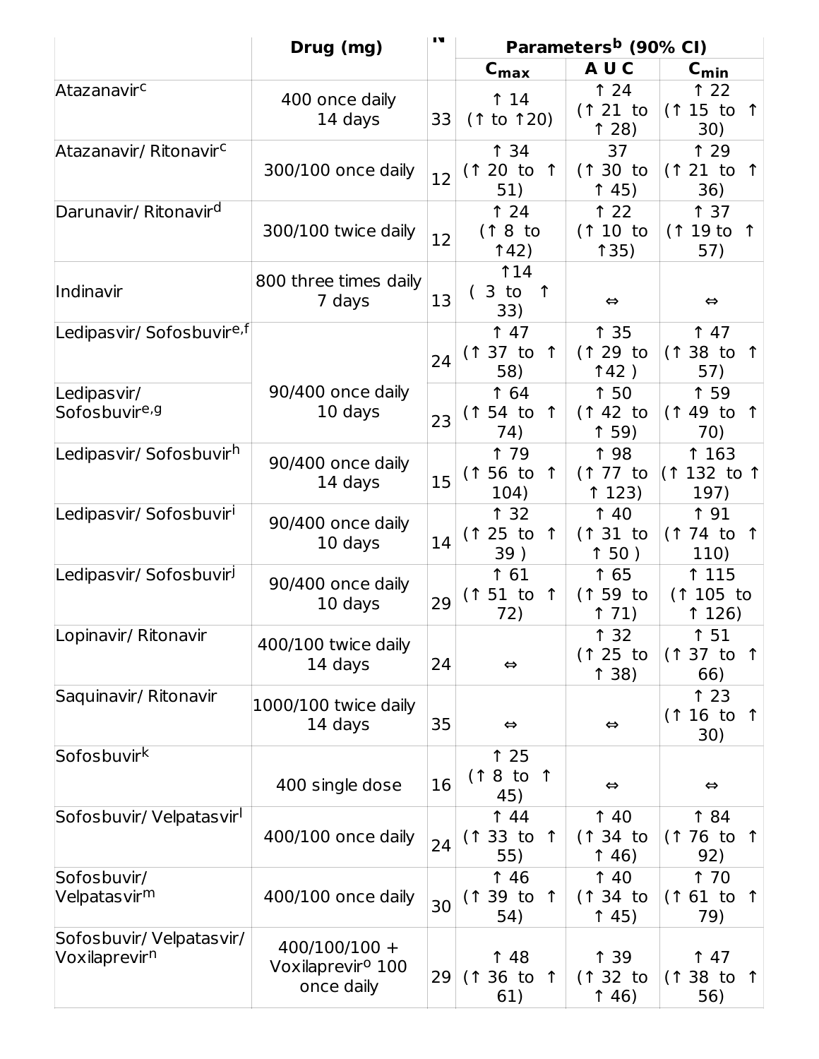| | Drug (mg) | N | Parameters[b] (90% CI) | | |
|---|---|---|---|---|---|
| | | | $C_{max}$ | AUC | $C_{min}$ |
| Atazanavir[c] | 400 once daily 14 days | 33 | ↑ 14 (↑ to ↑20) | ↑ 24 (↑ 21 to ↑ 28) | ↑ 22 (↑ 15 to ↑ 30) |
| Atazanavir/ Ritonavir[c] | 300/100 once daily | 12 | ↑ 34 (↑ 20 to ↑ 51) | 37 (↑ 30 to ↑ 45) | ↑ 29 (↑ 21 to ↑ 36) |
| Darunavir/ Ritonavir[d] | 300/100 twice daily | 12 | ↑ 24 (↑ 8 to ↑42) | ↑ 22 (↑ 10 to ↑35) | ↑ 37 (↑ 19 to ↑ 57) |
| Indinavir | 800 three times daily 7 days | 13 | ↑14 ( 3 to ↑ 33) | ⇔ | ⇔ |
| Ledipasvir/ Sofosbuvir[e,f] | 90/400 once daily 10 days | 24 | ↑ 47 (↑ 37 to ↑ 58) | ↑ 35 (↑ 29 to ↑42 ) | ↑ 47 (↑ 38 to ↑ 57) |
| Ledipasvir/ Sofosbuvir[e,g] | | 23 | ↑ 64 (↑ 54 to ↑ 74) | ↑ 50 (↑ 42 to ↑ 59) | ↑ 59 (↑ 49 to ↑ 70) |
| Ledipasvir/ Sofosbuvir[h] | 90/400 once daily 14 days | 15 | ↑ 79 (↑ 56 to ↑ 104) | ↑ 98 (↑ 77 to ↑ 123) | ↑ 163 (↑ 132 to ↑ 197) |
| Ledipasvir/ Sofosbuvir[i] | 90/400 once daily 10 days | 14 | ↑ 32 (↑ 25 to ↑ 39 ) | ↑ 40 (↑ 31 to ↑ 50 ) | ↑ 91 (↑ 74 to ↑ 110) |
| Ledipasvir/ Sofosbuvir[j] | 90/400 once daily 10 days | 29 | ↑ 61 (↑ 51 to ↑ 72) | ↑ 65 (↑ 59 to ↑ 71) | ↑ 115 (↑ 105 to ↑ 126) |
| Lopinavir/ Ritonavir | 400/100 twice daily 14 days | 24 | ⇔ | ↑ 32 (↑ 25 to ↑ 38) | ↑ 51 (↑ 37 to ↑ 66) |
| Saquinavir/ Ritonavir | 1000/100 twice daily 14 days | 35 | ⇔ | ⇔ | ↑ 23 (↑ 16 to ↑ 30) |
| Sofosbuvir[k] | 400 single dose | 16 | ↑ 25 (↑ 8 to ↑ 45) | ⇔ | ⇔ |
| Sofosbuvir/ Velpatasvir[l] | 400/100 once daily | 24 | ↑ 44 (↑ 33 to ↑ 55) | ↑ 40 (↑ 34 to ↑ 46) | ↑ 84 (↑ 76 to ↑ 92) |
| Sofosbuvir/ Velpatasvir[m] | 400/100 once daily | 30 | ↑ 46 (↑ 39 to ↑ 54) | ↑ 40 (↑ 34 to ↑ 45) | ↑ 70 (↑ 61 to ↑ 79) |
| Sofosbuvir/ Velpatasvir/ Voxilaprevir[n] | 400/100/100 + Voxilaprevir[o] 100 once daily | 29 | ↑ 48 (↑ 36 to ↑ 61) | ↑ 39 (↑ 32 to ↑ 46) | ↑ 47 (↑ 38 to ↑ 56) |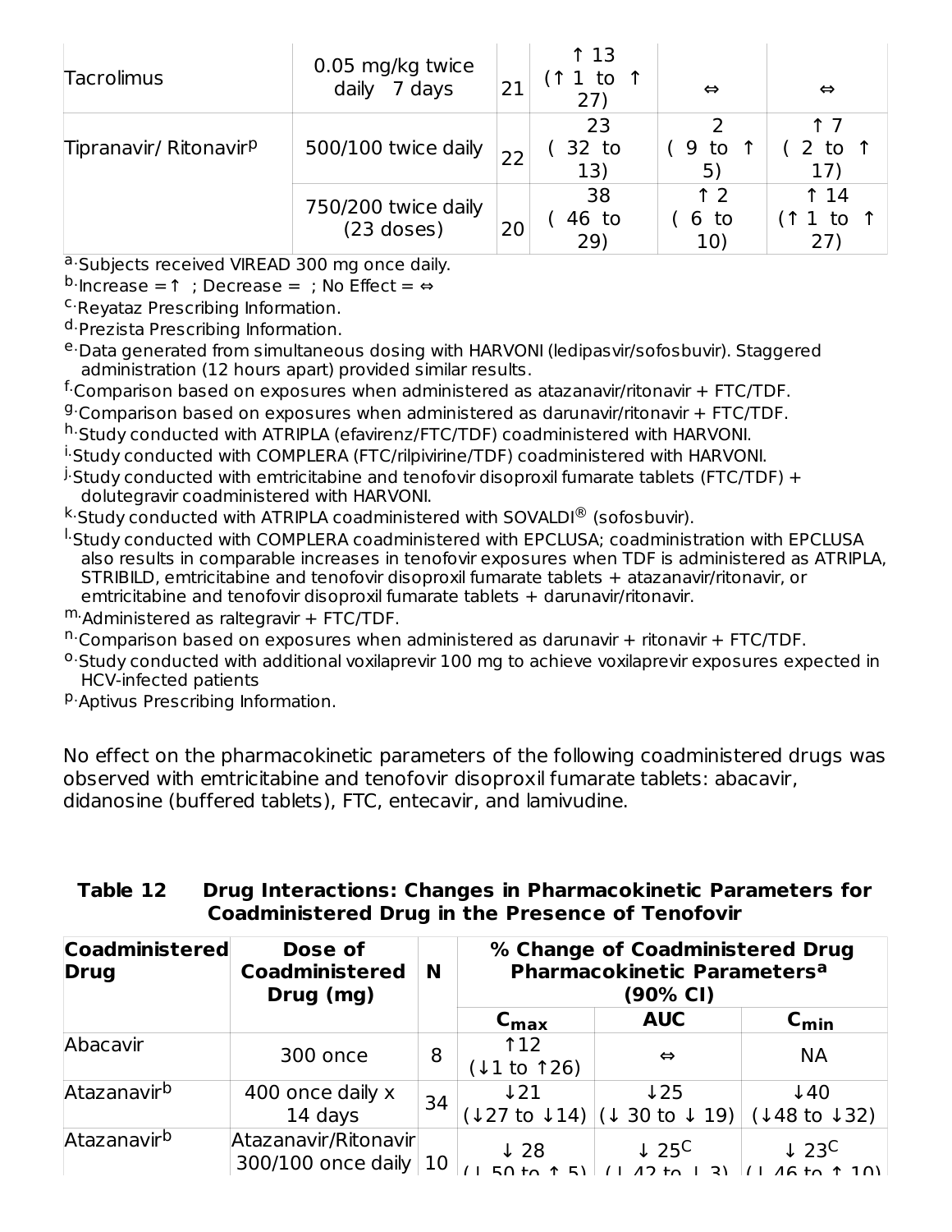| Tacrolimus | 0.05 mg/kg twice daily 7 days | 21 | ↑ 13 (↑ 1 to ↑ 27) | ⇔ | ⇔ |
|---|---|---|---|---|---|
| Tipranavir/ Ritonavir[p] | 500/100 twice daily | 22 | 23 ( 32 to 13) | 2 ( 9 to ↑ 5) | ↑ 7 ( 2 to ↑ 17) |
| | 750/200 twice daily (23 doses) | 20 | 38 ( 46 to 29) | ↑ 2 ( 6 to 10) | ↑ 14 (↑ 1 to ↑ 27) |

a. Subjects received VIREAD 300 mg once daily.

b. Increase = ↑ ; Decrease = ; No Effect = ⇔

c. Reyataz Prescribing Information.

d. Prezista Prescribing Information.

e. Data generated from simultaneous dosing with HARVONI (ledipasvir/sofosbuvir). Staggered administration (12 hours apart) provided similar results.

f. Comparison based on exposures when administered as atazanavir/ritonavir + FTC/TDF.

g. Comparison based on exposures when administered as darunavir/ritonavir + FTC/TDF.

h. Study conducted with ATRIPLA (efavirenz/FTC/TDF) coadministered with HARVONI.

i. Study conducted with COMPLERA (FTC/rilpivirine/TDF) coadministered with HARVONI.

j. Study conducted with emtricitabine and tenofovir disoproxil fumarate tablets (FTC/TDF) + dolutegravir coadministered with HARVONI.

k. Study conducted with ATRIPLA coadministered with SOVALDI® (sofosbuvir).

l. Study conducted with COMPLERA coadministered with EPCLUSA; coadministration with EPCLUSA also results in comparable increases in tenofovir exposures when TDF is administered as ATRIPLA, STRIBILD, emtricitabine and tenofovir disoproxil fumarate tablets + atazanavir/ritonavir, or emtricitabine and tenofovir disoproxil fumarate tablets + darunavir/ritonavir.

m. Administered as raltegravir + FTC/TDF.

n. Comparison based on exposures when administered as darunavir + ritonavir + FTC/TDF.

o. Study conducted with additional voxilaprevir 100 mg to achieve voxilaprevir exposures expected in HCV-infected patients

p. Aptivus Prescribing Information.

No effect on the pharmacokinetic parameters of the following coadministered drugs was observed with emtricitabine and tenofovir disoproxil fumarate tablets: abacavir, didanosine (buffered tablets), FTC, entecavir, and lamivudine.

**Table 12 Drug Interactions: Changes in Pharmacokinetic Parameters for Coadministered Drug in the Presence of Tenofovir**

| Coadministered Drug | Dose of Coadministered Drug (mg) | N | % Change of Coadministered Drug Pharmacokinetic Parameters[a] (90% CI) | | |
|---|---|---|---|---|---|
| | | | $C_{max}$ | AUC | $C_{min}$ |
| Abacavir | 300 once | 8 | ↑12 (↓1 to ↑26) | ⇔ | NA |
| Atazanavir[b] | 400 once daily x 14 days | 34 | ↓21 (↓27 to ↓14) | ↓25 (↓ 30 to ↓ 19) | ↓40 (↓48 to ↓32) |
| Atazanavir[b] | Atazanavir/Ritonavir 300/100 once daily | 10 | ↓ 28 (↓ 50 to ↑ 5) | ↓ 25[c] (↓ 42 to ↓ 3) | ↓ 23[c] (↓ 46 to ↑ 10) |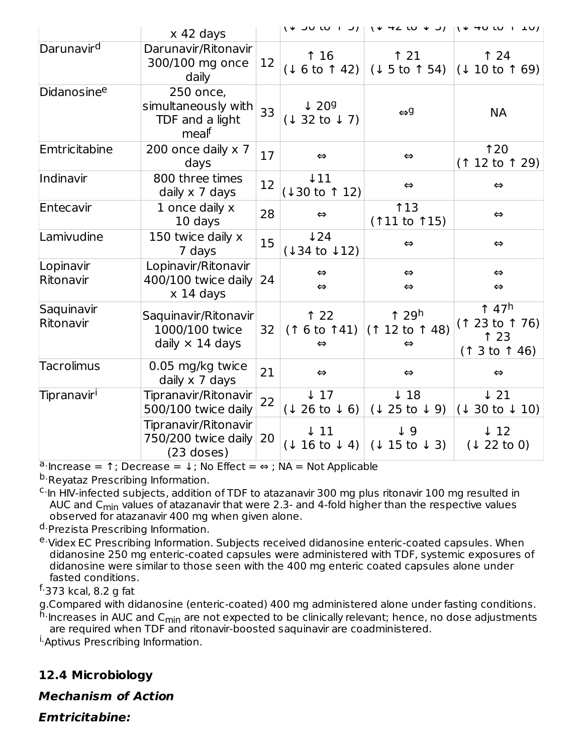| | x 42 days | | (↓ 30 to ↑ 5) | (↓ 42 to ↓ 5) | (↓ 46 to ↑ 10) |
|---|---|---|---|---|---|
| Darunavir[d] | Darunavir/Ritonavir 300/100 mg once daily | 12 | ↑ 16 (↓ 6 to ↑ 42) | ↑ 21 (↓ 5 to ↑ 54) | ↑ 24 (↓ 10 to ↑ 69) |
| Didanosine[e] | 250 once, simultaneously with TDF and a light meal[f] | 33 | ↓ 20[g] (↓ 32 to ↓ 7) | ⇔[g] | NA |
| Emtricitabine | 200 once daily x 7 days | 17 | ⇔ | ⇔ | ↑20 (↑ 12 to ↑ 29) |
| Indinavir | 800 three times daily x 7 days | 12 | ↓11 (↓30 to ↑ 12) | ⇔ | ⇔ |
| Entecavir | 1 once daily x 10 days | 28 | ⇔ | ↑13 (↑11 to ↑15) | ⇔ |
| Lamivudine | 150 twice daily x 7 days | 15 | ↓24 (↓34 to ↓12) | ⇔ | ⇔ |
| Lopinavir Ritonavir | Lopinavir/Ritonavir 400/100 twice daily x 14 days | 24 | ⇔ ⇔ | ⇔ ⇔ | ⇔ ⇔ |
| Saquinavir Ritonavir | Saquinavir/Ritonavir 1000/100 twice daily × 14 days | 32 | ↑ 22 (↑ 6 to ↑41) ⇔ | ↑ 29[h] (↑ 12 to ↑ 48) ⇔ | ↑ 47[h] (↑ 23 to ↑ 76) ↑ 23 (↑ 3 to ↑ 46) |
| Tacrolimus | 0.05 mg/kg twice daily x 7 days | 21 | ⇔ | ⇔ | ⇔ |
| Tipranavir[i] | Tipranavir/Ritonavir 500/100 twice daily | 22 | ↓ 17 (↓ 26 to ↓ 6) | ↓ 18 (↓ 25 to ↓ 9) | ↓ 21 (↓ 30 to ↓ 10) |
| | Tipranavir/Ritonavir 750/200 twice daily (23 doses) | 20 | ↓ 11 (↓ 16 to ↓ 4) | ↓ 9 (↓ 15 to ↓ 3) | ↓ 12 (↓ 22 to 0) |

a. Increase = ↑; Decrease = ↓; No Effect = ⇔ ; NA = Not Applicable

b. Reyataz Prescribing Information.

c. In HIV-infected subjects, addition of TDF to atazanavir 300 mg plus ritonavir 100 mg resulted in AUC and $C_{min}$ values of atazanavir that were 2.3- and 4-fold higher than the respective values observed for atazanavir 400 mg when given alone.

d. Prezista Prescribing Information.

e. Videx EC Prescribing Information. Subjects received didanosine enteric-coated capsules. When didanosine 250 mg enteric-coated capsules were administered with TDF, systemic exposures of didanosine were similar to those seen with the 400 mg enteric coated capsules alone under fasted conditions.

f. 373 kcal, 8.2 g fat

g. Compared with didanosine (enteric-coated) 400 mg administered alone under fasting conditions.

h. Increases in AUC and $C_{min}$ are not expected to be clinically relevant; hence, no dose adjustments are required when TDF and ritonavir-boosted saquinavir are coadministered.

i. Aptivus Prescribing Information.

## 12.4 Microbiology

***Mechanism of Action***

***Emtricitabine:***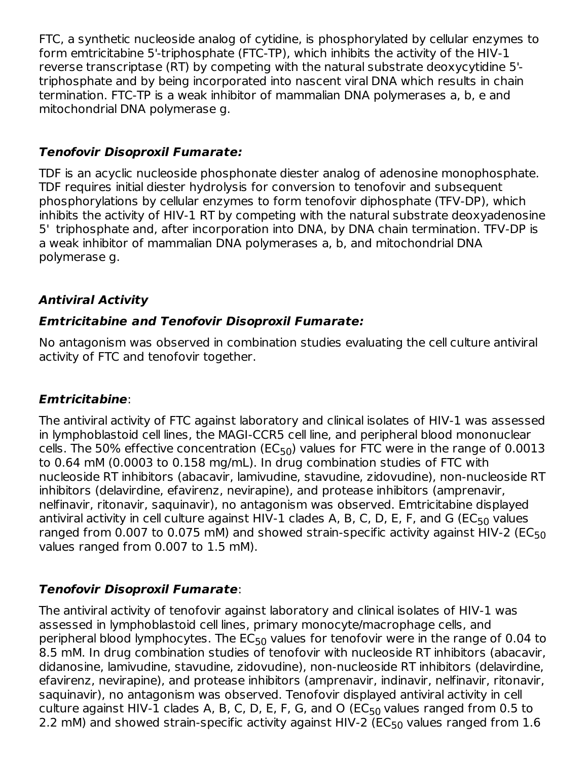FTC, a synthetic nucleoside analog of cytidine, is phosphorylated by cellular enzymes to form emtricitabine 5'-triphosphate (FTC-TP), which inhibits the activity of the HIV-1 reverse transcriptase (RT) by competing with the natural substrate deoxycytidine 5'-triphosphate and by being incorporated into nascent viral DNA which results in chain termination. FTC-TP is a weak inhibitor of mammalian DNA polymerases a, b, e and mitochondrial DNA polymerase g.

***Tenofovir Disoproxil Fumarate:***

TDF is an acyclic nucleoside phosphonate diester analog of adenosine monophosphate. TDF requires initial diester hydrolysis for conversion to tenofovir and subsequent phosphorylations by cellular enzymes to form tenofovir diphosphate (TFV-DP), which inhibits the activity of HIV-1 RT by competing with the natural substrate deoxyadenosine 5' triphosphate and, after incorporation into DNA, by DNA chain termination. TFV-DP is a weak inhibitor of mammalian DNA polymerases a, b, and mitochondrial DNA polymerase g.

***Antiviral Activity***

***Emtricitabine and Tenofovir Disoproxil Fumarate:***

No antagonism was observed in combination studies evaluating the cell culture antiviral activity of FTC and tenofovir together.

***Emtricitabine***:

The antiviral activity of FTC against laboratory and clinical isolates of HIV-1 was assessed in lymphoblastoid cell lines, the MAGI-CCR5 cell line, and peripheral blood mononuclear cells. The 50% effective concentration ($EC_{50}$) values for FTC were in the range of 0.0013 to 0.64 mM (0.0003 to 0.158 mg/mL). In drug combination studies of FTC with nucleoside RT inhibitors (abacavir, lamivudine, stavudine, zidovudine), non-nucleoside RT inhibitors (delavirdine, efavirenz, nevirapine), and protease inhibitors (amprenavir, nelfinavir, ritonavir, saquinavir), no antagonism was observed. Emtricitabine displayed antiviral activity in cell culture against HIV-1 clades A, B, C, D, E, F, and G ($EC_{50}$ values ranged from 0.007 to 0.075 mM) and showed strain-specific activity against HIV-2 ($EC_{50}$ values ranged from 0.007 to 1.5 mM).

***Tenofovir Disoproxil Fumarate***:

The antiviral activity of tenofovir against laboratory and clinical isolates of HIV-1 was assessed in lymphoblastoid cell lines, primary monocyte/macrophage cells, and peripheral blood lymphocytes. The $EC_{50}$ values for tenofovir were in the range of 0.04 to 8.5 mM. In drug combination studies of tenofovir with nucleoside RT inhibitors (abacavir, didanosine, lamivudine, stavudine, zidovudine), non-nucleoside RT inhibitors (delavirdine, efavirenz, nevirapine), and protease inhibitors (amprenavir, indinavir, nelfinavir, ritonavir, saquinavir), no antagonism was observed. Tenofovir displayed antiviral activity in cell culture against HIV-1 clades A, B, C, D, E, F, G, and O ($EC_{50}$ values ranged from 0.5 to 2.2 mM) and showed strain-specific activity against HIV-2 ($EC_{50}$ values ranged from 1.6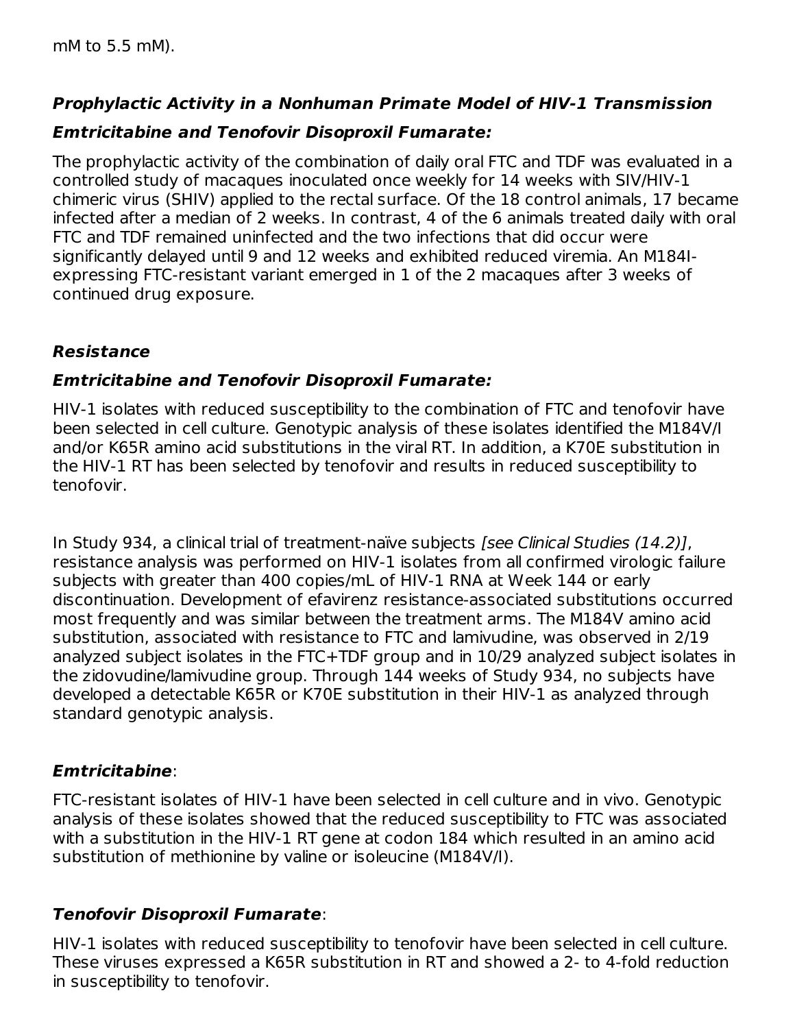mM to 5.5 mM).

### *Prophylactic Activity in a Nonhuman Primate Model of HIV-1 Transmission*

#### *Emtricitabine and Tenofovir Disoproxil Fumarate:*

The prophylactic activity of the combination of daily oral FTC and TDF was evaluated in a controlled study of macaques inoculated once weekly for 14 weeks with SIV/HIV-1 chimeric virus (SHIV) applied to the rectal surface. Of the 18 control animals, 17 became infected after a median of 2 weeks. In contrast, 4 of the 6 animals treated daily with oral FTC and TDF remained uninfected and the two infections that did occur were significantly delayed until 9 and 12 weeks and exhibited reduced viremia. An M184I-expressing FTC-resistant variant emerged in 1 of the 2 macaques after 3 weeks of continued drug exposure.

### *Resistance*

#### *Emtricitabine and Tenofovir Disoproxil Fumarate:*

HIV-1 isolates with reduced susceptibility to the combination of FTC and tenofovir have been selected in cell culture. Genotypic analysis of these isolates identified the M184V/I and/or K65R amino acid substitutions in the viral RT. In addition, a K70E substitution in the HIV-1 RT has been selected by tenofovir and results in reduced susceptibility to tenofovir.

In Study 934, a clinical trial of treatment-naïve subjects *[see Clinical Studies (14.2)]*, resistance analysis was performed on HIV-1 isolates from all confirmed virologic failure subjects with greater than 400 copies/mL of HIV-1 RNA at Week 144 or early discontinuation. Development of efavirenz resistance-associated substitutions occurred most frequently and was similar between the treatment arms. The M184V amino acid substitution, associated with resistance to FTC and lamivudine, was observed in 2/19 analyzed subject isolates in the FTC+TDF group and in 10/29 analyzed subject isolates in the zidovudine/lamivudine group. Through 144 weeks of Study 934, no subjects have developed a detectable K65R or K70E substitution in their HIV-1 as analyzed through standard genotypic analysis.

#### *Emtricitabine*:

FTC-resistant isolates of HIV-1 have been selected in cell culture and in vivo. Genotypic analysis of these isolates showed that the reduced susceptibility to FTC was associated with a substitution in the HIV-1 RT gene at codon 184 which resulted in an amino acid substitution of methionine by valine or isoleucine (M184V/I).

#### *Tenofovir Disoproxil Fumarate*:

HIV-1 isolates with reduced susceptibility to tenofovir have been selected in cell culture. These viruses expressed a K65R substitution in RT and showed a 2- to 4-fold reduction in susceptibility to tenofovir.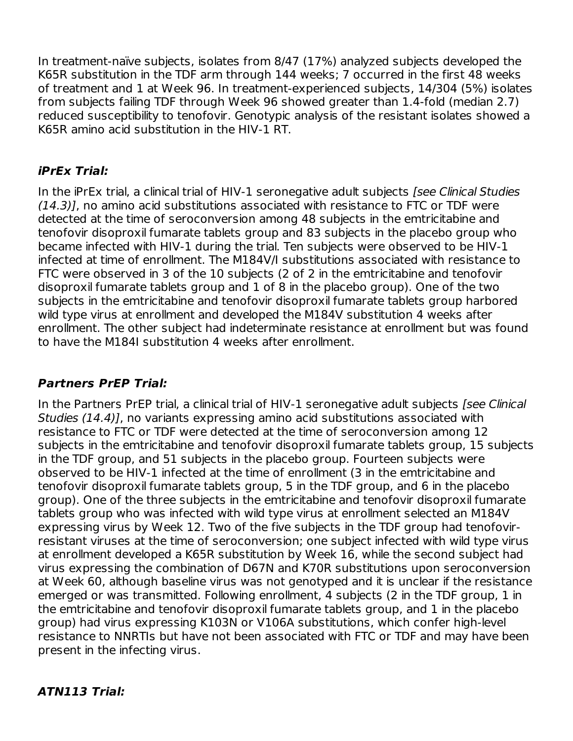In treatment-naïve subjects, isolates from 8/47 (17%) analyzed subjects developed the K65R substitution in the TDF arm through 144 weeks; 7 occurred in the first 48 weeks of treatment and 1 at Week 96. In treatment-experienced subjects, 14/304 (5%) isolates from subjects failing TDF through Week 96 showed greater than 1.4-fold (median 2.7) reduced susceptibility to tenofovir. Genotypic analysis of the resistant isolates showed a K65R amino acid substitution in the HIV-1 RT.

### *iPrEx Trial:*

In the iPrEx trial, a clinical trial of HIV-1 seronegative adult subjects *[see Clinical Studies (14.3)]*, no amino acid substitutions associated with resistance to FTC or TDF were detected at the time of seroconversion among 48 subjects in the emtricitabine and tenofovir disoproxil fumarate tablets group and 83 subjects in the placebo group who became infected with HIV-1 during the trial. Ten subjects were observed to be HIV-1 infected at time of enrollment. The M184V/I substitutions associated with resistance to FTC were observed in 3 of the 10 subjects (2 of 2 in the emtricitabine and tenofovir disoproxil fumarate tablets group and 1 of 8 in the placebo group). One of the two subjects in the emtricitabine and tenofovir disoproxil fumarate tablets group harbored wild type virus at enrollment and developed the M184V substitution 4 weeks after enrollment. The other subject had indeterminate resistance at enrollment but was found to have the M184I substitution 4 weeks after enrollment.

### *Partners PrEP Trial:*

In the Partners PrEP trial, a clinical trial of HIV-1 seronegative adult subjects *[see Clinical Studies (14.4)]*, no variants expressing amino acid substitutions associated with resistance to FTC or TDF were detected at the time of seroconversion among 12 subjects in the emtricitabine and tenofovir disoproxil fumarate tablets group, 15 subjects in the TDF group, and 51 subjects in the placebo group. Fourteen subjects were observed to be HIV-1 infected at the time of enrollment (3 in the emtricitabine and tenofovir disoproxil fumarate tablets group, 5 in the TDF group, and 6 in the placebo group). One of the three subjects in the emtricitabine and tenofovir disoproxil fumarate tablets group who was infected with wild type virus at enrollment selected an M184V expressing virus by Week 12. Two of the five subjects in the TDF group had tenofovir-resistant viruses at the time of seroconversion; one subject infected with wild type virus at enrollment developed a K65R substitution by Week 16, while the second subject had virus expressing the combination of D67N and K70R substitutions upon seroconversion at Week 60, although baseline virus was not genotyped and it is unclear if the resistance emerged or was transmitted. Following enrollment, 4 subjects (2 in the TDF group, 1 in the emtricitabine and tenofovir disoproxil fumarate tablets group, and 1 in the placebo group) had virus expressing K103N or V106A substitutions, which confer high-level resistance to NNRTIs but have not been associated with FTC or TDF and may have been present in the infecting virus.

### *ATN113 Trial:*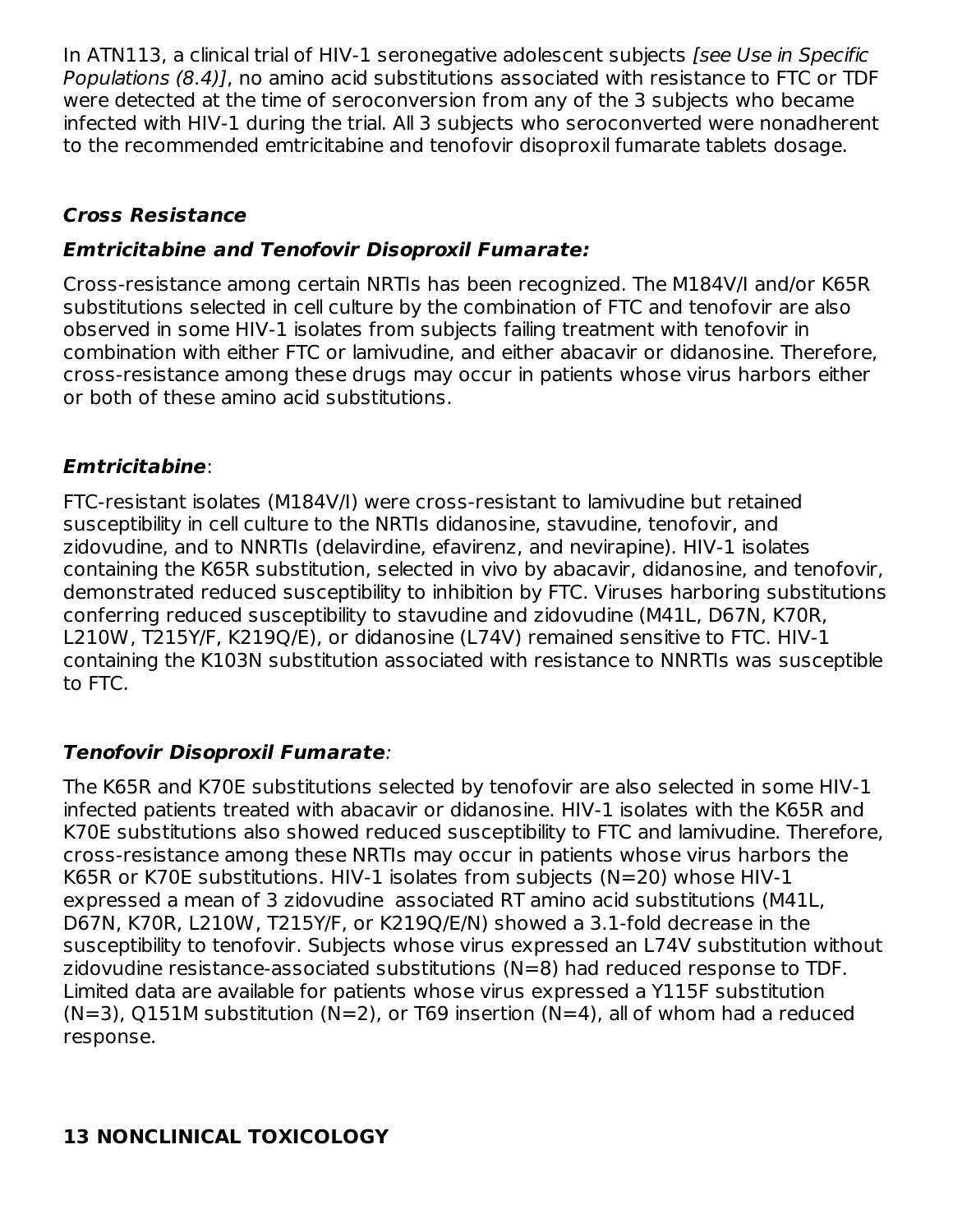In ATN113, a clinical trial of HIV-1 seronegative adolescent subjects *[see Use in Specific Populations (8.4)]*, no amino acid substitutions associated with resistance to FTC or TDF were detected at the time of seroconversion from any of the 3 subjects who became infected with HIV-1 during the trial. All 3 subjects who seroconverted were nonadherent to the recommended emtricitabine and tenofovir disoproxil fumarate tablets dosage.

***Cross Resistance***

***Emtricitabine and Tenofovir Disoproxil Fumarate:***

Cross-resistance among certain NRTIs has been recognized. The M184V/I and/or K65R substitutions selected in cell culture by the combination of FTC and tenofovir are also observed in some HIV-1 isolates from subjects failing treatment with tenofovir in combination with either FTC or lamivudine, and either abacavir or didanosine. Therefore, cross-resistance among these drugs may occur in patients whose virus harbors either or both of these amino acid substitutions.

***Emtricitabine***:

FTC-resistant isolates (M184V/I) were cross-resistant to lamivudine but retained susceptibility in cell culture to the NRTIs didanosine, stavudine, tenofovir, and zidovudine, and to NNRTIs (delavirdine, efavirenz, and nevirapine). HIV-1 isolates containing the K65R substitution, selected in vivo by abacavir, didanosine, and tenofovir, demonstrated reduced susceptibility to inhibition by FTC. Viruses harboring substitutions conferring reduced susceptibility to stavudine and zidovudine (M41L, D67N, K70R, L210W, T215Y/F, K219Q/E), or didanosine (L74V) remained sensitive to FTC. HIV-1 containing the K103N substitution associated with resistance to NNRTIs was susceptible to FTC.

***Tenofovir Disoproxil Fumarate**:*

The K65R and K70E substitutions selected by tenofovir are also selected in some HIV-1 infected patients treated with abacavir or didanosine. HIV-1 isolates with the K65R and K70E substitutions also showed reduced susceptibility to FTC and lamivudine. Therefore, cross-resistance among these NRTIs may occur in patients whose virus harbors the K65R or K70E substitutions. HIV-1 isolates from subjects (N=20) whose HIV-1 expressed a mean of 3 zidovudine associated RT amino acid substitutions (M41L, D67N, K70R, L210W, T215Y/F, or K219Q/E/N) showed a 3.1-fold decrease in the susceptibility to tenofovir. Subjects whose virus expressed an L74V substitution without zidovudine resistance-associated substitutions (N=8) had reduced response to TDF. Limited data are available for patients whose virus expressed a Y115F substitution (N=3), Q151M substitution (N=2), or T69 insertion (N=4), all of whom had a reduced response.

## 13 NONCLINICAL TOXICOLOGY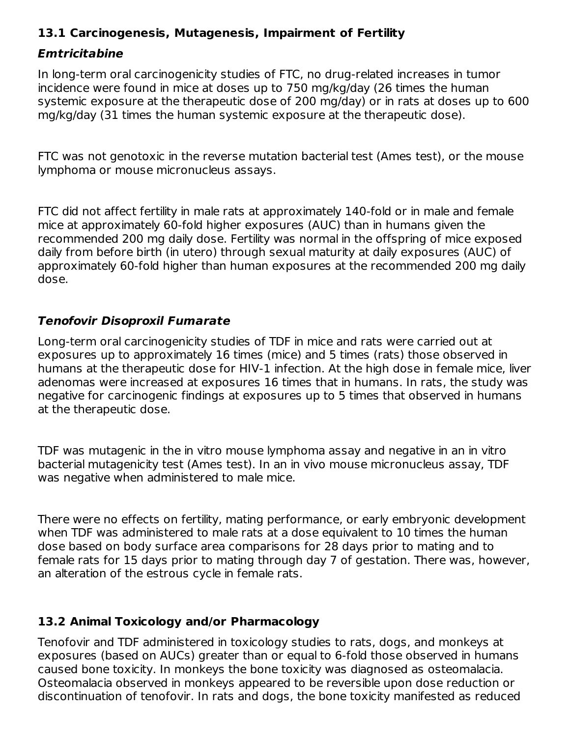## 13.1 Carcinogenesis, Mutagenesis, Impairment of Fertility

### *Emtricitabine*

In long-term oral carcinogenicity studies of FTC, no drug-related increases in tumor incidence were found in mice at doses up to 750 mg/kg/day (26 times the human systemic exposure at the therapeutic dose of 200 mg/day) or in rats at doses up to 600 mg/kg/day (31 times the human systemic exposure at the therapeutic dose).

FTC was not genotoxic in the reverse mutation bacterial test (Ames test), or the mouse lymphoma or mouse micronucleus assays.

FTC did not affect fertility in male rats at approximately 140-fold or in male and female mice at approximately 60-fold higher exposures (AUC) than in humans given the recommended 200 mg daily dose. Fertility was normal in the offspring of mice exposed daily from before birth (in utero) through sexual maturity at daily exposures (AUC) of approximately 60-fold higher than human exposures at the recommended 200 mg daily dose.

### *Tenofovir Disoproxil Fumarate*

Long-term oral carcinogenicity studies of TDF in mice and rats were carried out at exposures up to approximately 16 times (mice) and 5 times (rats) those observed in humans at the therapeutic dose for HIV-1 infection. At the high dose in female mice, liver adenomas were increased at exposures 16 times that in humans. In rats, the study was negative for carcinogenic findings at exposures up to 5 times that observed in humans at the therapeutic dose.

TDF was mutagenic in the in vitro mouse lymphoma assay and negative in an in vitro bacterial mutagenicity test (Ames test). In an in vivo mouse micronucleus assay, TDF was negative when administered to male mice.

There were no effects on fertility, mating performance, or early embryonic development when TDF was administered to male rats at a dose equivalent to 10 times the human dose based on body surface area comparisons for 28 days prior to mating and to female rats for 15 days prior to mating through day 7 of gestation. There was, however, an alteration of the estrous cycle in female rats.

## 13.2 Animal Toxicology and/or Pharmacology

Tenofovir and TDF administered in toxicology studies to rats, dogs, and monkeys at exposures (based on AUCs) greater than or equal to 6-fold those observed in humans caused bone toxicity. In monkeys the bone toxicity was diagnosed as osteomalacia. Osteomalacia observed in monkeys appeared to be reversible upon dose reduction or discontinuation of tenofovir. In rats and dogs, the bone toxicity manifested as reduced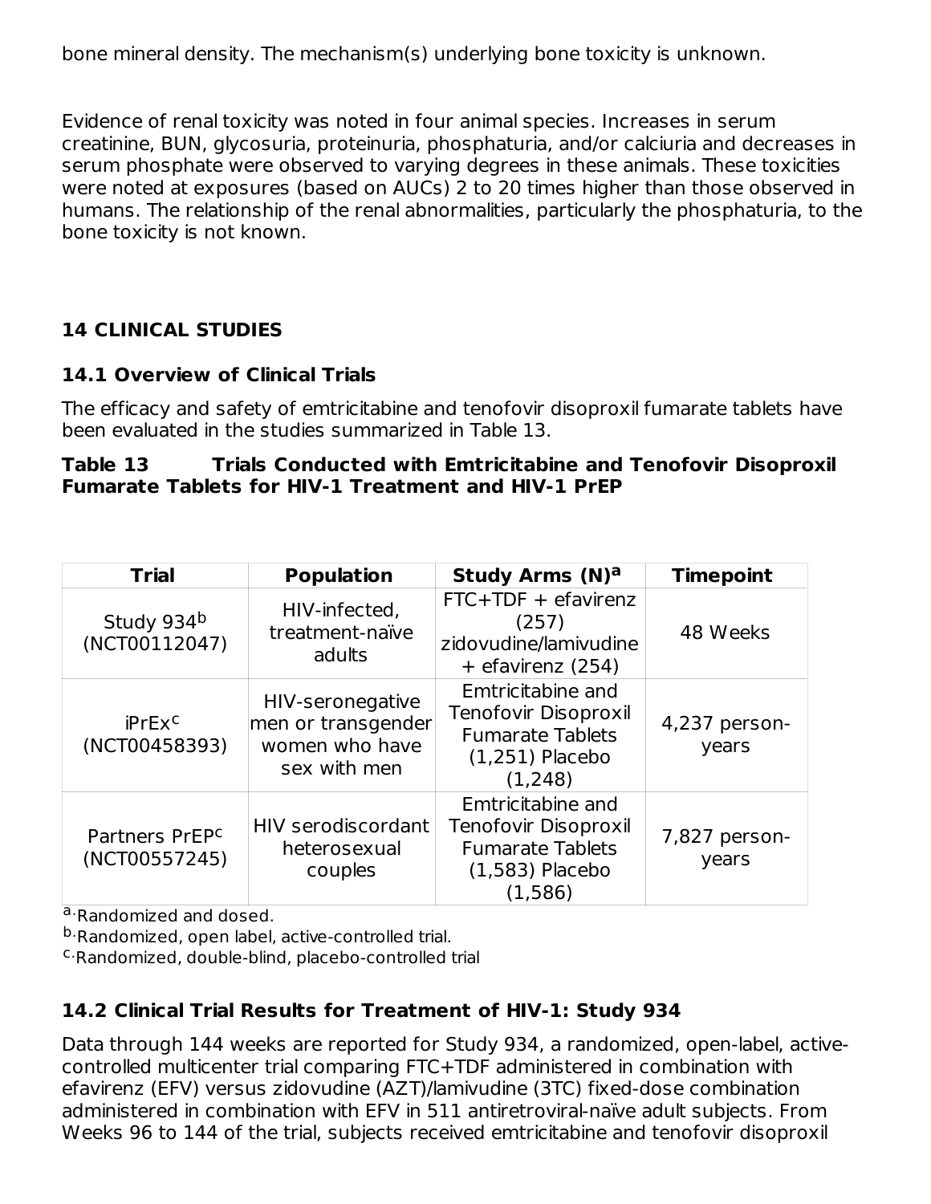bone mineral density. The mechanism(s) underlying bone toxicity is unknown.

Evidence of renal toxicity was noted in four animal species. Increases in serum creatinine, BUN, glycosuria, proteinuria, phosphaturia, and/or calciuria and decreases in serum phosphate were observed to varying degrees in these animals. These toxicities were noted at exposures (based on AUCs) 2 to 20 times higher than those observed in humans. The relationship of the renal abnormalities, particularly the phosphaturia, to the bone toxicity is not known.

## 14 CLINICAL STUDIES

### 14.1 Overview of Clinical Trials

The efficacy and safety of emtricitabine and tenofovir disoproxil fumarate tablets have been evaluated in the studies summarized in Table 13.

**Table 13 Trials Conducted with Emtricitabine and Tenofovir Disoproxil Fumarate Tablets for HIV-1 Treatment and HIV-1 PrEP**

| Trial | Population | Study Arms (N)[a] | Timepoint |
|---|---|---|---|
| Study 934[b] (NCT00112047) | HIV-infected, treatment-naïve adults | FTC+TDF + efavirenz (257) zidovudine/lamivudine + efavirenz (254) | 48 Weeks |
| iPrEx[c] (NCT00458393) | HIV-seronegative men or transgender women who have sex with men | Emtricitabine and Tenofovir Disoproxil Fumarate Tablets (1,251) Placebo (1,248) | 4,237 person-years |
| Partners PrEP[c] (NCT00557245) | HIV serodiscordant heterosexual couples | Emtricitabine and Tenofovir Disoproxil Fumarate Tablets (1,583) Placebo (1,586) | 7,827 person-years |

[a] Randomized and dosed.
[b] Randomized, open label, active-controlled trial.
[c] Randomized, double-blind, placebo-controlled trial

### 14.2 Clinical Trial Results for Treatment of HIV-1: Study 934

Data through 144 weeks are reported for Study 934, a randomized, open-label, active-controlled multicenter trial comparing FTC+TDF administered in combination with efavirenz (EFV) versus zidovudine (AZT)/lamivudine (3TC) fixed-dose combination administered in combination with EFV in 511 antiretroviral-naïve adult subjects. From Weeks 96 to 144 of the trial, subjects received emtricitabine and tenofovir disoproxil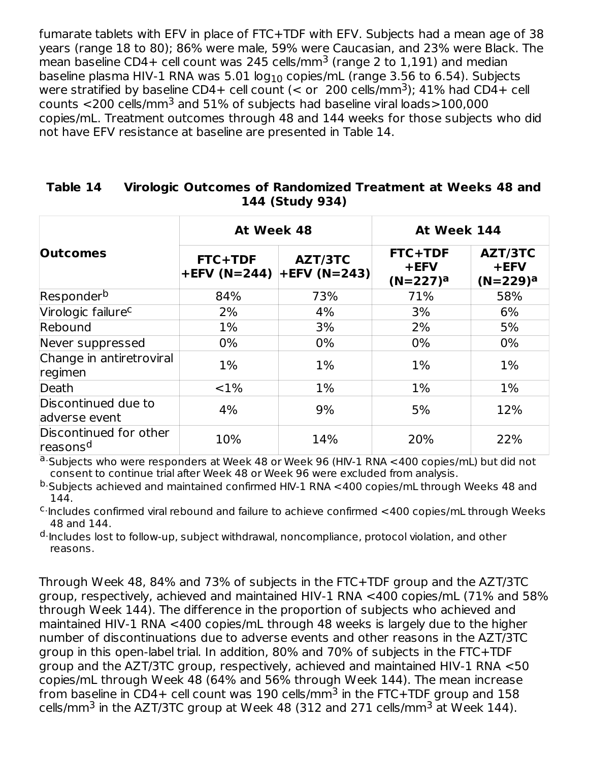fumarate tablets with EFV in place of FTC+TDF with EFV. Subjects had a mean age of 38 years (range 18 to 80); 86% were male, 59% were Caucasian, and 23% were Black. The mean baseline CD4+ cell count was 245 cells/mm$^3$ (range 2 to 1,191) and median baseline plasma HIV-1 RNA was 5.01 $\log_{10}$ copies/mL (range 3.56 to 6.54). Subjects were stratified by baseline CD4+ cell count (< or  200 cells/mm$^3$); 41% had CD4+ cell counts <200 cells/mm$^3$ and 51% of subjects had baseline viral loads>100,000 copies/mL. Treatment outcomes through 48 and 144 weeks for those subjects who did not have EFV resistance at baseline are presented in Table 14.

**Table 14 Virologic Outcomes of Randomized Treatment at Weeks 48 and 144 (Study 934)**

| Outcomes | At Week 48 | | At Week 144 | |
|---|---|---|---|---|
| | FTC+TDF +EFV (N=244) | AZT/3TC +EFV (N=243) | FTC+TDF +EFV (N=227)[a] | AZT/3TC +EFV (N=229)[a] |
| Responder[b] | 84% | 73% | 71% | 58% |
| Virologic failure[c] | 2% | 4% | 3% | 6% |
| Rebound | 1% | 3% | 2% | 5% |
| Never suppressed | 0% | 0% | 0% | 0% |
| Change in antiretroviral regimen | 1% | 1% | 1% | 1% |
| Death | <1% | 1% | 1% | 1% |
| Discontinued due to adverse event | 4% | 9% | 5% | 12% |
| Discontinued for other reasons[d] | 10% | 14% | 20% | 22% |

a. Subjects who were responders at Week 48 or Week 96 (HIV-1 RNA <400 copies/mL) but did not consent to continue trial after Week 48 or Week 96 were excluded from analysis.

b. Subjects achieved and maintained confirmed HIV-1 RNA <400 copies/mL through Weeks 48 and 144.

c. Includes confirmed viral rebound and failure to achieve confirmed <400 copies/mL through Weeks 48 and 144.

d. Includes lost to follow-up, subject withdrawal, noncompliance, protocol violation, and other reasons.

Through Week 48, 84% and 73% of subjects in the FTC+TDF group and the AZT/3TC group, respectively, achieved and maintained HIV-1 RNA <400 copies/mL (71% and 58% through Week 144). The difference in the proportion of subjects who achieved and maintained HIV-1 RNA <400 copies/mL through 48 weeks is largely due to the higher number of discontinuations due to adverse events and other reasons in the AZT/3TC group in this open-label trial. In addition, 80% and 70% of subjects in the FTC+TDF group and the AZT/3TC group, respectively, achieved and maintained HIV-1 RNA <50 copies/mL through Week 48 (64% and 56% through Week 144). The mean increase from baseline in CD4+ cell count was 190 cells/mm$^3$ in the FTC+TDF group and 158 cells/mm$^3$ in the AZT/3TC group at Week 48 (312 and 271 cells/mm$^3$ at Week 144).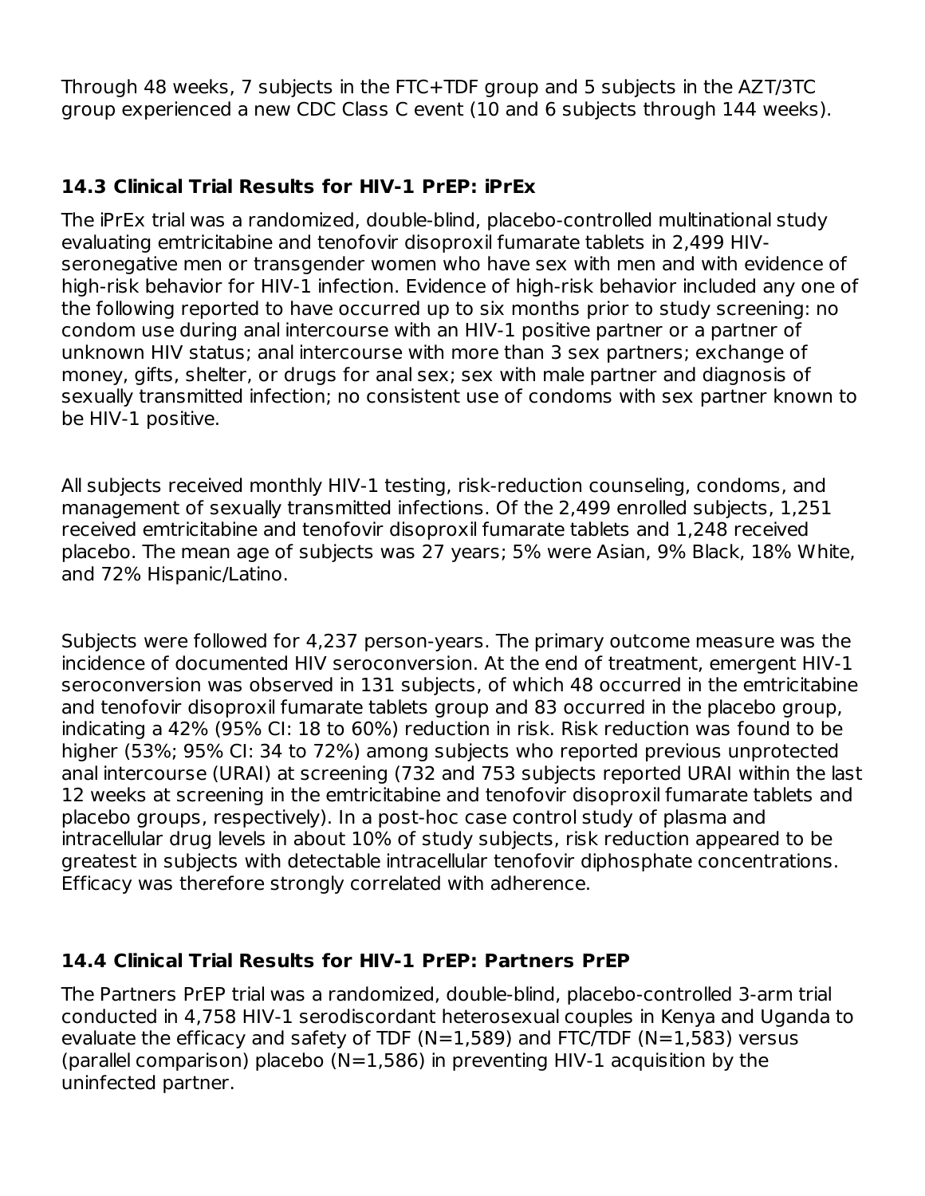Through 48 weeks, 7 subjects in the FTC+TDF group and 5 subjects in the AZT/3TC group experienced a new CDC Class C event (10 and 6 subjects through 144 weeks).

### 14.3 Clinical Trial Results for HIV-1 PrEP: iPrEx

The iPrEx trial was a randomized, double-blind, placebo-controlled multinational study evaluating emtricitabine and tenofovir disoproxil fumarate tablets in 2,499 HIV-seronegative men or transgender women who have sex with men and with evidence of high-risk behavior for HIV-1 infection. Evidence of high-risk behavior included any one of the following reported to have occurred up to six months prior to study screening: no condom use during anal intercourse with an HIV-1 positive partner or a partner of unknown HIV status; anal intercourse with more than 3 sex partners; exchange of money, gifts, shelter, or drugs for anal sex; sex with male partner and diagnosis of sexually transmitted infection; no consistent use of condoms with sex partner known to be HIV-1 positive.

All subjects received monthly HIV-1 testing, risk-reduction counseling, condoms, and management of sexually transmitted infections. Of the 2,499 enrolled subjects, 1,251 received emtricitabine and tenofovir disoproxil fumarate tablets and 1,248 received placebo. The mean age of subjects was 27 years; 5% were Asian, 9% Black, 18% White, and 72% Hispanic/Latino.

Subjects were followed for 4,237 person-years. The primary outcome measure was the incidence of documented HIV seroconversion. At the end of treatment, emergent HIV-1 seroconversion was observed in 131 subjects, of which 48 occurred in the emtricitabine and tenofovir disoproxil fumarate tablets group and 83 occurred in the placebo group, indicating a 42% (95% CI: 18 to 60%) reduction in risk. Risk reduction was found to be higher (53%; 95% CI: 34 to 72%) among subjects who reported previous unprotected anal intercourse (URAI) at screening (732 and 753 subjects reported URAI within the last 12 weeks at screening in the emtricitabine and tenofovir disoproxil fumarate tablets and placebo groups, respectively). In a post-hoc case control study of plasma and intracellular drug levels in about 10% of study subjects, risk reduction appeared to be greatest in subjects with detectable intracellular tenofovir diphosphate concentrations. Efficacy was therefore strongly correlated with adherence.

### 14.4 Clinical Trial Results for HIV-1 PrEP: Partners PrEP

The Partners PrEP trial was a randomized, double-blind, placebo-controlled 3-arm trial conducted in 4,758 HIV-1 serodiscordant heterosexual couples in Kenya and Uganda to evaluate the efficacy and safety of TDF (N=1,589) and FTC/TDF (N=1,583) versus (parallel comparison) placebo (N=1,586) in preventing HIV-1 acquisition by the uninfected partner.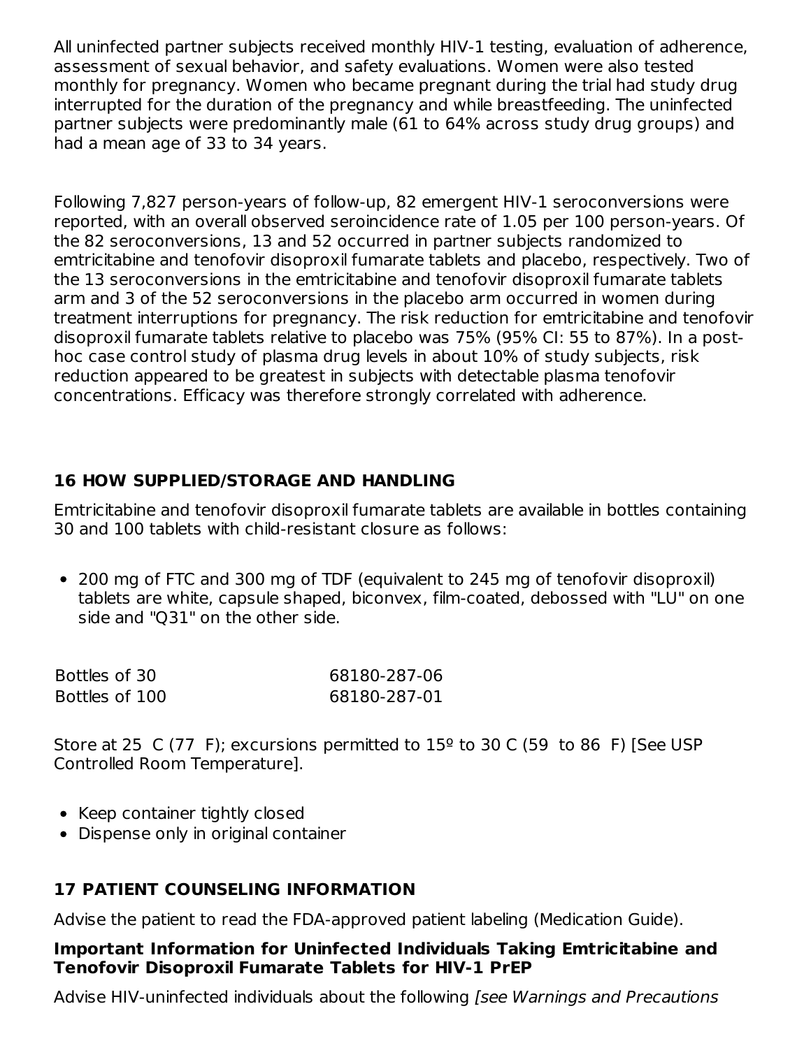All uninfected partner subjects received monthly HIV-1 testing, evaluation of adherence, assessment of sexual behavior, and safety evaluations. Women were also tested monthly for pregnancy. Women who became pregnant during the trial had study drug interrupted for the duration of the pregnancy and while breastfeeding. The uninfected partner subjects were predominantly male (61 to 64% across study drug groups) and had a mean age of 33 to 34 years.

Following 7,827 person-years of follow-up, 82 emergent HIV-1 seroconversions were reported, with an overall observed seroincidence rate of 1.05 per 100 person-years. Of the 82 seroconversions, 13 and 52 occurred in partner subjects randomized to emtricitabine and tenofovir disoproxil fumarate tablets and placebo, respectively. Two of the 13 seroconversions in the emtricitabine and tenofovir disoproxil fumarate tablets arm and 3 of the 52 seroconversions in the placebo arm occurred in women during treatment interruptions for pregnancy. The risk reduction for emtricitabine and tenofovir disoproxil fumarate tablets relative to placebo was 75% (95% CI: 55 to 87%). In a post-hoc case control study of plasma drug levels in about 10% of study subjects, risk reduction appeared to be greatest in subjects with detectable plasma tenofovir concentrations. Efficacy was therefore strongly correlated with adherence.

## 16 HOW SUPPLIED/STORAGE AND HANDLING

Emtricitabine and tenofovir disoproxil fumarate tablets are available in bottles containing 30 and 100 tablets with child-resistant closure as follows:

- 200 mg of FTC and 300 mg of TDF (equivalent to 245 mg of tenofovir disoproxil) tablets are white, capsule shaped, biconvex, film-coated, debossed with "LU" on one side and "Q31" on the other side.

| | |
|---|---|
| Bottles of 30 | 68180-287-06 |
| Bottles of 100 | 68180-287-01 |

Store at 25 C (77 F); excursions permitted to 15º to 30 C (59 to 86 F) [See USP Controlled Room Temperature].

- Keep container tightly closed
- Dispense only in original container

## 17 PATIENT COUNSELING INFORMATION

Advise the patient to read the FDA-approved patient labeling (Medication Guide).

**Important Information for Uninfected Individuals Taking Emtricitabine and Tenofovir Disoproxil Fumarate Tablets for HIV-1 PrEP**

Advise HIV-uninfected individuals about the following *[see Warnings and Precautions*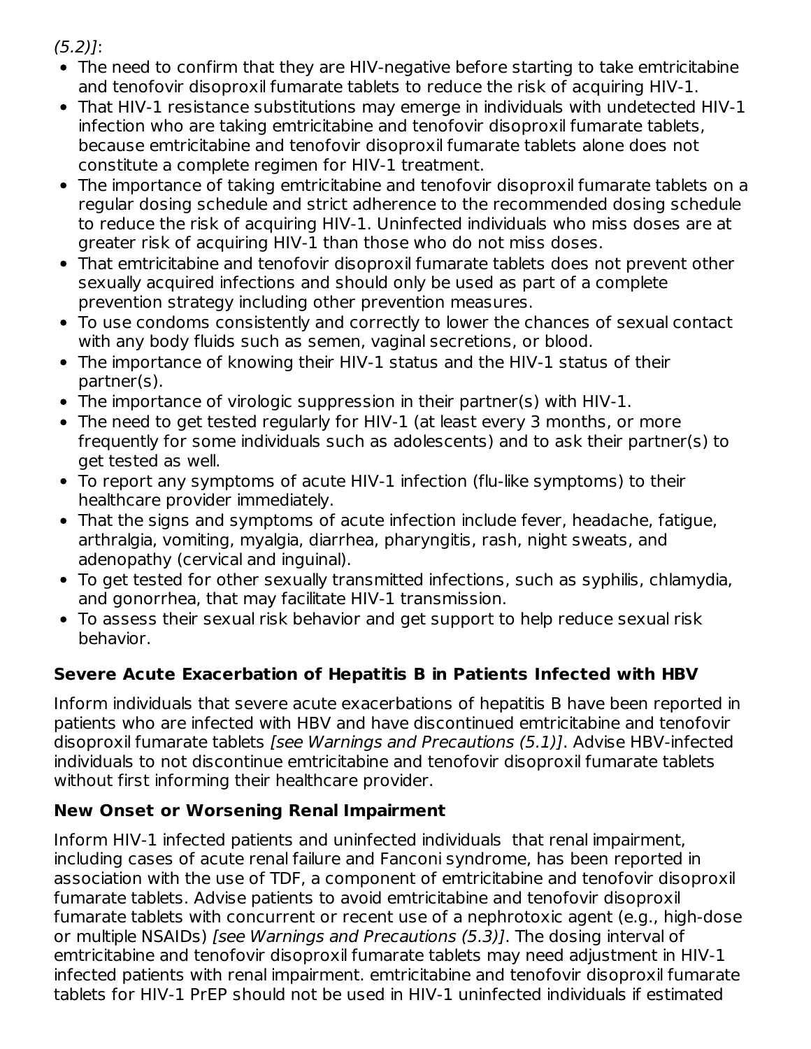*(5.2)]*:

- The need to confirm that they are HIV-negative before starting to take emtricitabine and tenofovir disoproxil fumarate tablets to reduce the risk of acquiring HIV-1.
- That HIV-1 resistance substitutions may emerge in individuals with undetected HIV-1 infection who are taking emtricitabine and tenofovir disoproxil fumarate tablets, because emtricitabine and tenofovir disoproxil fumarate tablets alone does not constitute a complete regimen for HIV-1 treatment.
- The importance of taking emtricitabine and tenofovir disoproxil fumarate tablets on a regular dosing schedule and strict adherence to the recommended dosing schedule to reduce the risk of acquiring HIV-1. Uninfected individuals who miss doses are at greater risk of acquiring HIV-1 than those who do not miss doses.
- That emtricitabine and tenofovir disoproxil fumarate tablets does not prevent other sexually acquired infections and should only be used as part of a complete prevention strategy including other prevention measures.
- To use condoms consistently and correctly to lower the chances of sexual contact with any body fluids such as semen, vaginal secretions, or blood.
- The importance of knowing their HIV-1 status and the HIV-1 status of their partner(s).
- The importance of virologic suppression in their partner(s) with HIV-1.
- The need to get tested regularly for HIV-1 (at least every 3 months, or more frequently for some individuals such as adolescents) and to ask their partner(s) to get tested as well.
- To report any symptoms of acute HIV-1 infection (flu-like symptoms) to their healthcare provider immediately.
- That the signs and symptoms of acute infection include fever, headache, fatigue, arthralgia, vomiting, myalgia, diarrhea, pharyngitis, rash, night sweats, and adenopathy (cervical and inguinal).
- To get tested for other sexually transmitted infections, such as syphilis, chlamydia, and gonorrhea, that may facilitate HIV-1 transmission.
- To assess their sexual risk behavior and get support to help reduce sexual risk behavior.

**Severe Acute Exacerbation of Hepatitis B in Patients Infected with HBV**

Inform individuals that severe acute exacerbations of hepatitis B have been reported in patients who are infected with HBV and have discontinued emtricitabine and tenofovir disoproxil fumarate tablets *[see Warnings and Precautions (5.1)]*. Advise HBV-infected individuals to not discontinue emtricitabine and tenofovir disoproxil fumarate tablets without first informing their healthcare provider.

**New Onset or Worsening Renal Impairment**

Inform HIV-1 infected patients and uninfected individuals that renal impairment, including cases of acute renal failure and Fanconi syndrome, has been reported in association with the use of TDF, a component of emtricitabine and tenofovir disoproxil fumarate tablets. Advise patients to avoid emtricitabine and tenofovir disoproxil fumarate tablets with concurrent or recent use of a nephrotoxic agent (e.g., high-dose or multiple NSAIDs) *[see Warnings and Precautions (5.3)]*. The dosing interval of emtricitabine and tenofovir disoproxil fumarate tablets may need adjustment in HIV-1 infected patients with renal impairment. emtricitabine and tenofovir disoproxil fumarate tablets for HIV-1 PrEP should not be used in HIV-1 uninfected individuals if estimated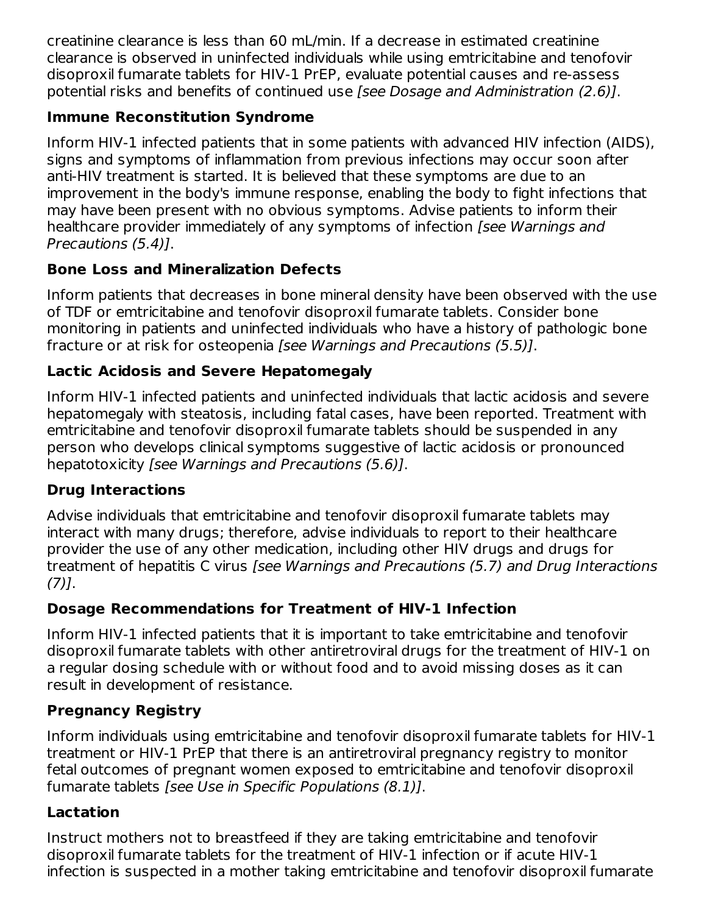creatinine clearance is less than 60 mL/min. If a decrease in estimated creatinine clearance is observed in uninfected individuals while using emtricitabine and tenofovir disoproxil fumarate tablets for HIV-1 PrEP, evaluate potential causes and re-assess potential risks and benefits of continued use *[see Dosage and Administration (2.6)]*.

**Immune Reconstitution Syndrome**

Inform HIV-1 infected patients that in some patients with advanced HIV infection (AIDS), signs and symptoms of inflammation from previous infections may occur soon after anti-HIV treatment is started. It is believed that these symptoms are due to an improvement in the body's immune response, enabling the body to fight infections that may have been present with no obvious symptoms. Advise patients to inform their healthcare provider immediately of any symptoms of infection *[see Warnings and Precautions (5.4)]*.

**Bone Loss and Mineralization Defects**

Inform patients that decreases in bone mineral density have been observed with the use of TDF or emtricitabine and tenofovir disoproxil fumarate tablets. Consider bone monitoring in patients and uninfected individuals who have a history of pathologic bone fracture or at risk for osteopenia *[see Warnings and Precautions (5.5)]*.

**Lactic Acidosis and Severe Hepatomegaly**

Inform HIV-1 infected patients and uninfected individuals that lactic acidosis and severe hepatomegaly with steatosis, including fatal cases, have been reported. Treatment with emtricitabine and tenofovir disoproxil fumarate tablets should be suspended in any person who develops clinical symptoms suggestive of lactic acidosis or pronounced hepatotoxicity *[see Warnings and Precautions (5.6)]*.

**Drug Interactions**

Advise individuals that emtricitabine and tenofovir disoproxil fumarate tablets may interact with many drugs; therefore, advise individuals to report to their healthcare provider the use of any other medication, including other HIV drugs and drugs for treatment of hepatitis C virus *[see Warnings and Precautions (5.7) and Drug Interactions (7)]*.

**Dosage Recommendations for Treatment of HIV-1 Infection**

Inform HIV-1 infected patients that it is important to take emtricitabine and tenofovir disoproxil fumarate tablets with other antiretroviral drugs for the treatment of HIV-1 on a regular dosing schedule with or without food and to avoid missing doses as it can result in development of resistance.

**Pregnancy Registry**

Inform individuals using emtricitabine and tenofovir disoproxil fumarate tablets for HIV-1 treatment or HIV-1 PrEP that there is an antiretroviral pregnancy registry to monitor fetal outcomes of pregnant women exposed to emtricitabine and tenofovir disoproxil fumarate tablets *[see Use in Specific Populations (8.1)]*.

**Lactation**

Instruct mothers not to breastfeed if they are taking emtricitabine and tenofovir disoproxil fumarate tablets for the treatment of HIV-1 infection or if acute HIV-1 infection is suspected in a mother taking emtricitabine and tenofovir disoproxil fumarate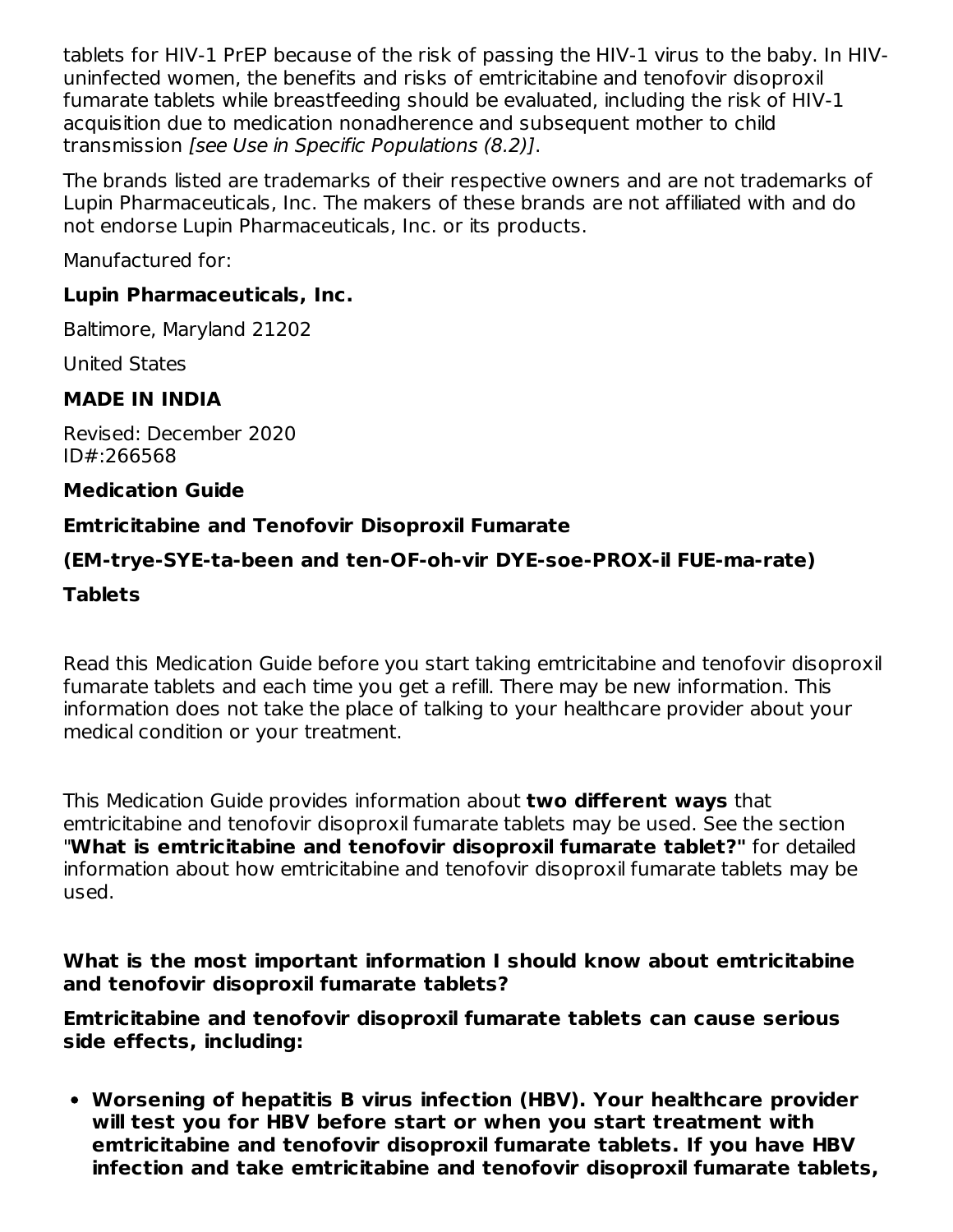tablets for HIV-1 PrEP because of the risk of passing the HIV-1 virus to the baby. In HIV-uninfected women, the benefits and risks of emtricitabine and tenofovir disoproxil fumarate tablets while breastfeeding should be evaluated, including the risk of HIV-1 acquisition due to medication nonadherence and subsequent mother to child transmission *[see Use in Specific Populations (8.2)]*.

The brands listed are trademarks of their respective owners and are not trademarks of Lupin Pharmaceuticals, Inc. The makers of these brands are not affiliated with and do not endorse Lupin Pharmaceuticals, Inc. or its products.

Manufactured for:

**Lupin Pharmaceuticals, Inc.**

Baltimore, Maryland 21202

United States

**MADE IN INDIA**

Revised: December 2020
ID#:266568

**Medication Guide**

**Emtricitabine and Tenofovir Disoproxil Fumarate**

**(EM-trye-SYE-ta-been and ten-OF-oh-vir DYE-soe-PROX-il FUE-ma-rate)**

**Tablets**

Read this Medication Guide before you start taking emtricitabine and tenofovir disoproxil fumarate tablets and each time you get a refill. There may be new information. This information does not take the place of talking to your healthcare provider about your medical condition or your treatment.

This Medication Guide provides information about **two different ways** that emtricitabine and tenofovir disoproxil fumarate tablets may be used. See the section "**What is emtricitabine and tenofovir disoproxil fumarate tablet?"** for detailed information about how emtricitabine and tenofovir disoproxil fumarate tablets may be used.

**What is the most important information I should know about emtricitabine and tenofovir disoproxil fumarate tablets?**

**Emtricitabine and tenofovir disoproxil fumarate tablets can cause serious side effects, including:**

- **Worsening of hepatitis B virus infection (HBV). Your healthcare provider will test you for HBV before start or when you start treatment with emtricitabine and tenofovir disoproxil fumarate tablets. If you have HBV infection and take emtricitabine and tenofovir disoproxil fumarate tablets,**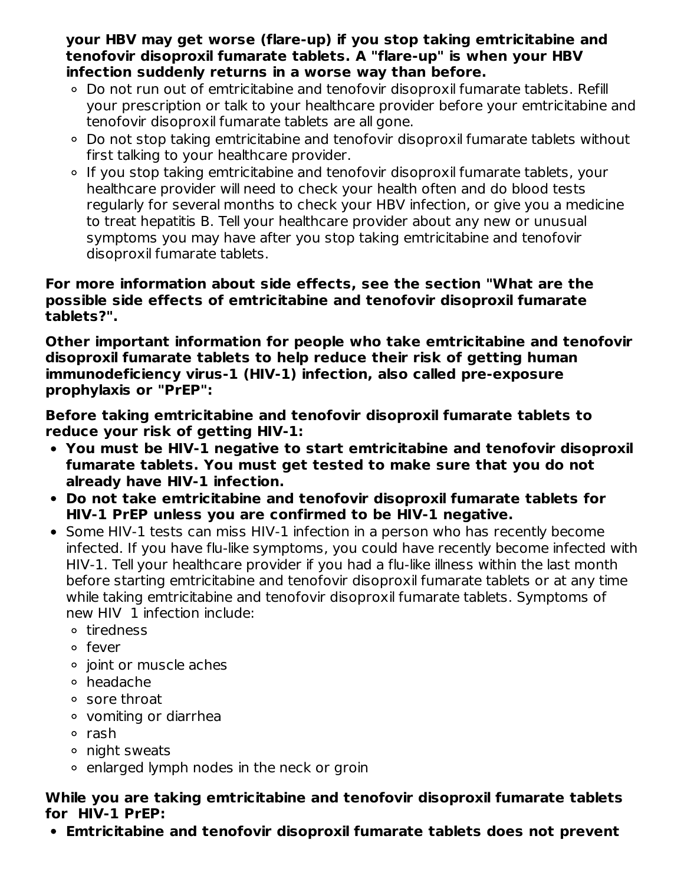**your HBV may get worse (flare-up) if you stop taking emtricitabine and tenofovir disoproxil fumarate tablets. A "flare-up" is when your HBV infection suddenly returns in a worse way than before.**

- Do not run out of emtricitabine and tenofovir disoproxil fumarate tablets. Refill your prescription or talk to your healthcare provider before your emtricitabine and tenofovir disoproxil fumarate tablets are all gone.
- Do not stop taking emtricitabine and tenofovir disoproxil fumarate tablets without first talking to your healthcare provider.
- If you stop taking emtricitabine and tenofovir disoproxil fumarate tablets, your healthcare provider will need to check your health often and do blood tests regularly for several months to check your HBV infection, or give you a medicine to treat hepatitis B. Tell your healthcare provider about any new or unusual symptoms you may have after you stop taking emtricitabine and tenofovir disoproxil fumarate tablets.

**For more information about side effects, see the section "What are the possible side effects of emtricitabine and tenofovir disoproxil fumarate tablets?".**

**Other important information for people who take emtricitabine and tenofovir disoproxil fumarate tablets to help reduce their risk of getting human immunodeficiency virus-1 (HIV-1) infection, also called pre-exposure prophylaxis or "PrEP":**

**Before taking emtricitabine and tenofovir disoproxil fumarate tablets to reduce your risk of getting HIV-1:**

- **You must be HIV-1 negative to start emtricitabine and tenofovir disoproxil fumarate tablets. You must get tested to make sure that you do not already have HIV-1 infection.**
- **Do not take emtricitabine and tenofovir disoproxil fumarate tablets for HIV-1 PrEP unless you are confirmed to be HIV-1 negative.**
- Some HIV-1 tests can miss HIV-1 infection in a person who has recently become infected. If you have flu-like symptoms, you could have recently become infected with HIV-1. Tell your healthcare provider if you had a flu-like illness within the last month before starting emtricitabine and tenofovir disoproxil fumarate tablets or at any time while taking emtricitabine and tenofovir disoproxil fumarate tablets. Symptoms of new HIV 1 infection include:
  - tiredness
  - fever
  - joint or muscle aches
  - headache
  - sore throat
  - vomiting or diarrhea
  - rash
  - night sweats
  - enlarged lymph nodes in the neck or groin

**While you are taking emtricitabine and tenofovir disoproxil fumarate tablets for HIV-1 PrEP:**

- **Emtricitabine and tenofovir disoproxil fumarate tablets does not prevent**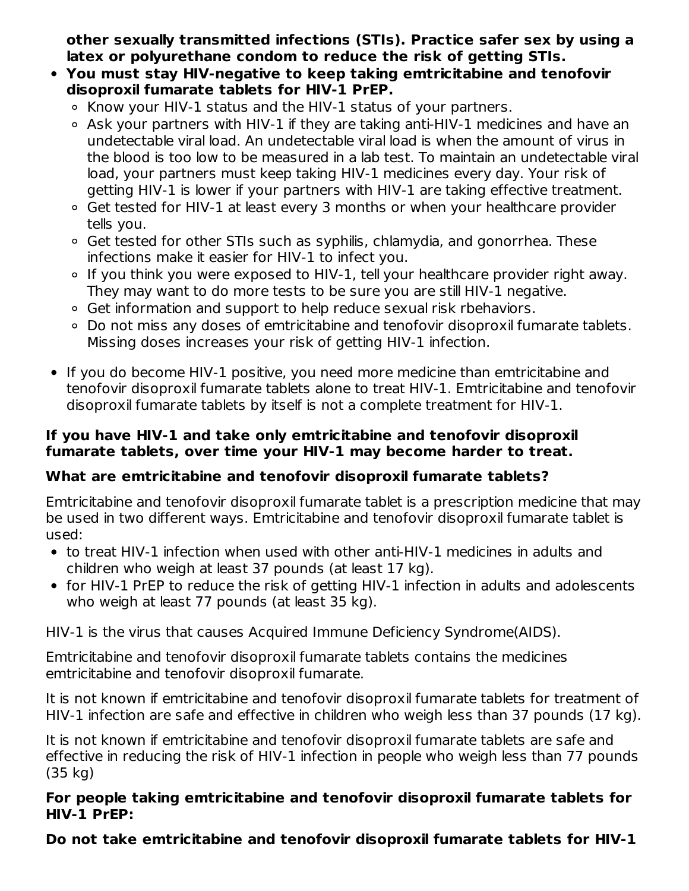**other sexually transmitted infections (STIs). Practice safer sex by using a latex or polyurethane condom to reduce the risk of getting STIs.**

- **You must stay HIV-negative to keep taking emtricitabine and tenofovir disoproxil fumarate tablets for HIV-1 PrEP.**
  - Know your HIV-1 status and the HIV-1 status of your partners.
  - Ask your partners with HIV-1 if they are taking anti-HIV-1 medicines and have an undetectable viral load. An undetectable viral load is when the amount of virus in the blood is too low to be measured in a lab test. To maintain an undetectable viral load, your partners must keep taking HIV-1 medicines every day. Your risk of getting HIV-1 is lower if your partners with HIV-1 are taking effective treatment.
  - Get tested for HIV-1 at least every 3 months or when your healthcare provider tells you.
  - Get tested for other STIs such as syphilis, chlamydia, and gonorrhea. These infections make it easier for HIV-1 to infect you.
  - If you think you were exposed to HIV-1, tell your healthcare provider right away. They may want to do more tests to be sure you are still HIV-1 negative.
  - Get information and support to help reduce sexual risk rbehaviors.
  - Do not miss any doses of emtricitabine and tenofovir disoproxil fumarate tablets. Missing doses increases your risk of getting HIV-1 infection.

- If you do become HIV-1 positive, you need more medicine than emtricitabine and tenofovir disoproxil fumarate tablets alone to treat HIV-1. Emtricitabine and tenofovir disoproxil fumarate tablets by itself is not a complete treatment for HIV-1.

**If you have HIV-1 and take only emtricitabine and tenofovir disoproxil fumarate tablets, over time your HIV-1 may become harder to treat.**

**What are emtricitabine and tenofovir disoproxil fumarate tablets?**

Emtricitabine and tenofovir disoproxil fumarate tablet is a prescription medicine that may be used in two different ways. Emtricitabine and tenofovir disoproxil fumarate tablet is used:

- to treat HIV-1 infection when used with other anti-HIV-1 medicines in adults and children who weigh at least 37 pounds (at least 17 kg).
- for HIV-1 PrEP to reduce the risk of getting HIV-1 infection in adults and adolescents who weigh at least 77 pounds (at least 35 kg).

HIV-1 is the virus that causes Acquired Immune Deficiency Syndrome(AIDS).

Emtricitabine and tenofovir disoproxil fumarate tablets contains the medicines emtricitabine and tenofovir disoproxil fumarate.

It is not known if emtricitabine and tenofovir disoproxil fumarate tablets for treatment of HIV-1 infection are safe and effective in children who weigh less than 37 pounds (17 kg).

It is not known if emtricitabine and tenofovir disoproxil fumarate tablets are safe and effective in reducing the risk of HIV-1 infection in people who weigh less than 77 pounds (35 kg)

**For people taking emtricitabine and tenofovir disoproxil fumarate tablets for HIV-1 PrEP:**

**Do not take emtricitabine and tenofovir disoproxil fumarate tablets for HIV-1**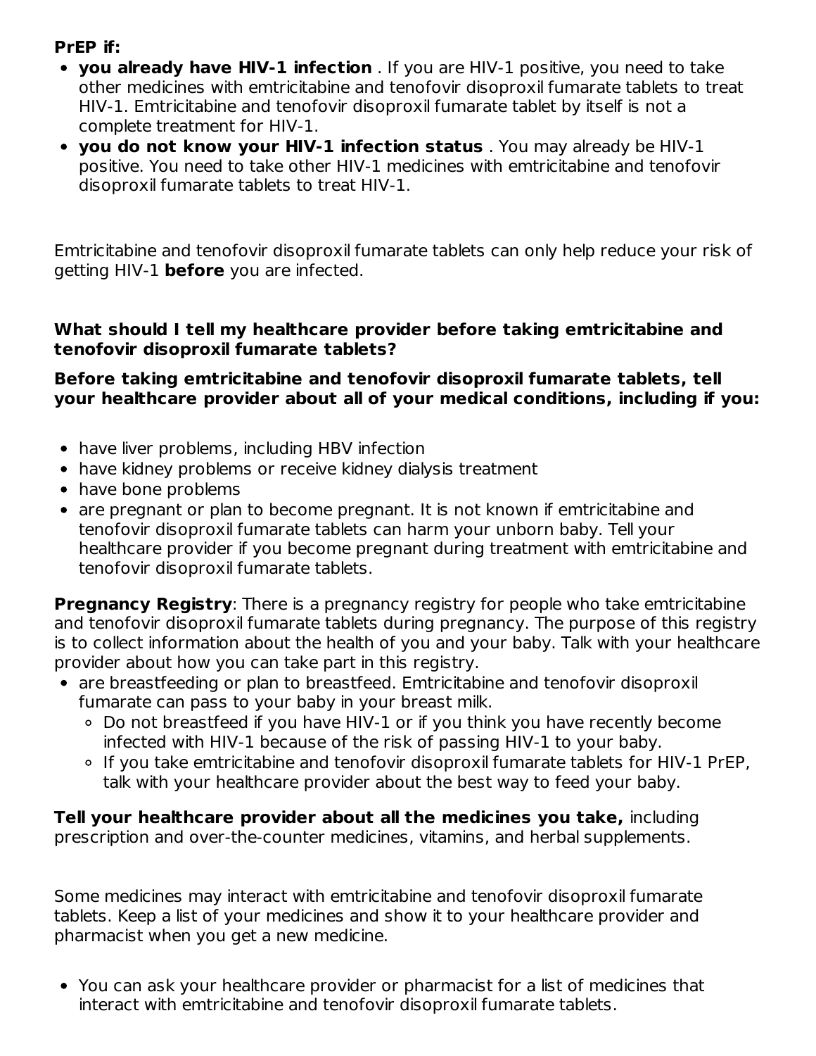**PrEP if:**

- **you already have HIV-1 infection** . If you are HIV-1 positive, you need to take other medicines with emtricitabine and tenofovir disoproxil fumarate tablets to treat HIV-1. Emtricitabine and tenofovir disoproxil fumarate tablet by itself is not a complete treatment for HIV-1.
- **you do not know your HIV-1 infection status** . You may already be HIV-1 positive. You need to take other HIV-1 medicines with emtricitabine and tenofovir disoproxil fumarate tablets to treat HIV-1.

Emtricitabine and tenofovir disoproxil fumarate tablets can only help reduce your risk of getting HIV-1 **before** you are infected.

**What should I tell my healthcare provider before taking emtricitabine and tenofovir disoproxil fumarate tablets?**

**Before taking emtricitabine and tenofovir disoproxil fumarate tablets, tell your healthcare provider about all of your medical conditions, including if you:**

- have liver problems, including HBV infection
- have kidney problems or receive kidney dialysis treatment
- have bone problems
- are pregnant or plan to become pregnant. It is not known if emtricitabine and tenofovir disoproxil fumarate tablets can harm your unborn baby. Tell your healthcare provider if you become pregnant during treatment with emtricitabine and tenofovir disoproxil fumarate tablets.

**Pregnancy Registry**: There is a pregnancy registry for people who take emtricitabine and tenofovir disoproxil fumarate tablets during pregnancy. The purpose of this registry is to collect information about the health of you and your baby. Talk with your healthcare provider about how you can take part in this registry.

- are breastfeeding or plan to breastfeed. Emtricitabine and tenofovir disoproxil fumarate can pass to your baby in your breast milk.
  - Do not breastfeed if you have HIV-1 or if you think you have recently become infected with HIV-1 because of the risk of passing HIV-1 to your baby.
  - If you take emtricitabine and tenofovir disoproxil fumarate tablets for HIV-1 PrEP, talk with your healthcare provider about the best way to feed your baby.

**Tell your healthcare provider about all the medicines you take,** including prescription and over-the-counter medicines, vitamins, and herbal supplements.

Some medicines may interact with emtricitabine and tenofovir disoproxil fumarate tablets. Keep a list of your medicines and show it to your healthcare provider and pharmacist when you get a new medicine.

- You can ask your healthcare provider or pharmacist for a list of medicines that interact with emtricitabine and tenofovir disoproxil fumarate tablets.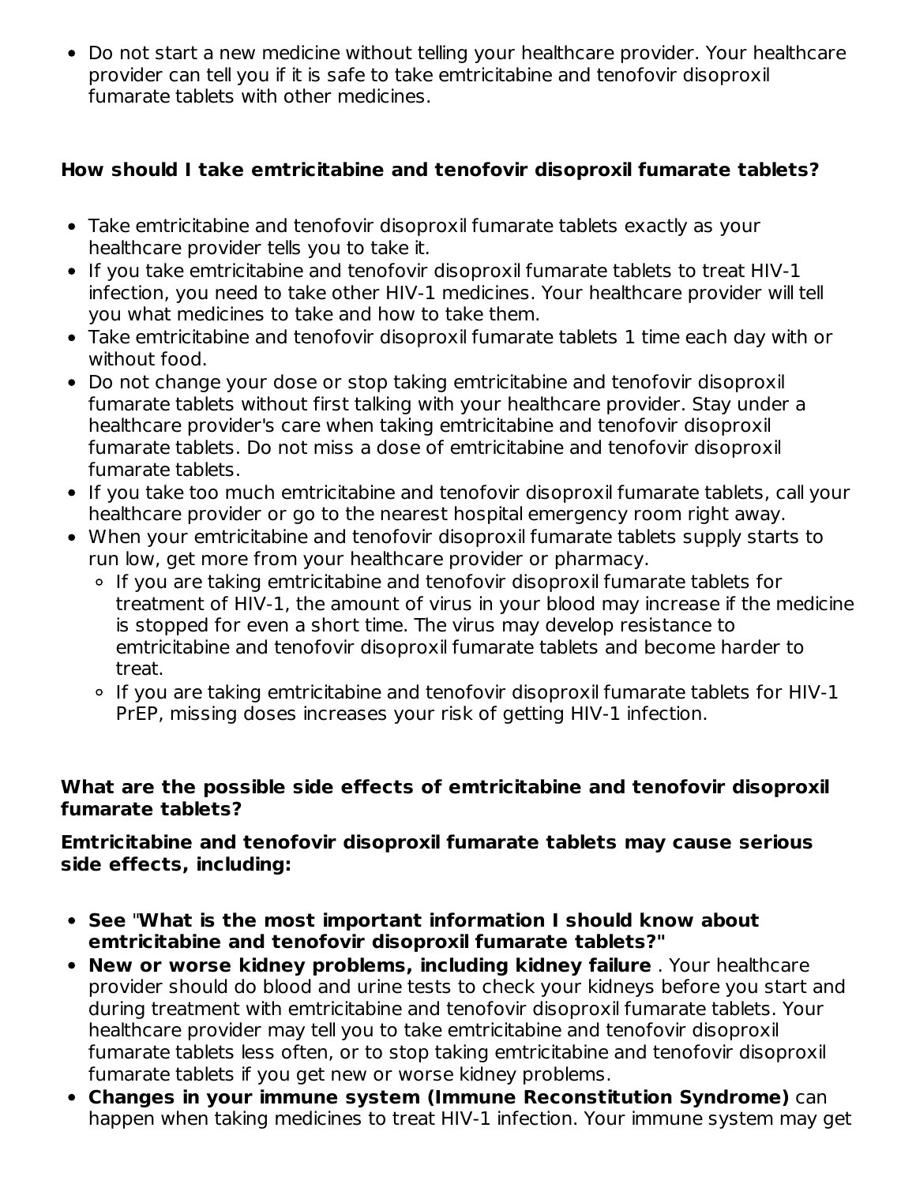- Do not start a new medicine without telling your healthcare provider. Your healthcare provider can tell you if it is safe to take emtricitabine and tenofovir disoproxil fumarate tablets with other medicines.

**How should I take emtricitabine and tenofovir disoproxil fumarate tablets?**

- Take emtricitabine and tenofovir disoproxil fumarate tablets exactly as your healthcare provider tells you to take it.
- If you take emtricitabine and tenofovir disoproxil fumarate tablets to treat HIV-1 infection, you need to take other HIV-1 medicines. Your healthcare provider will tell you what medicines to take and how to take them.
- Take emtricitabine and tenofovir disoproxil fumarate tablets 1 time each day with or without food.
- Do not change your dose or stop taking emtricitabine and tenofovir disoproxil fumarate tablets without first talking with your healthcare provider. Stay under a healthcare provider's care when taking emtricitabine and tenofovir disoproxil fumarate tablets. Do not miss a dose of emtricitabine and tenofovir disoproxil fumarate tablets.
- If you take too much emtricitabine and tenofovir disoproxil fumarate tablets, call your healthcare provider or go to the nearest hospital emergency room right away.
- When your emtricitabine and tenofovir disoproxil fumarate tablets supply starts to run low, get more from your healthcare provider or pharmacy.
    - If you are taking emtricitabine and tenofovir disoproxil fumarate tablets for treatment of HIV-1, the amount of virus in your blood may increase if the medicine is stopped for even a short time. The virus may develop resistance to emtricitabine and tenofovir disoproxil fumarate tablets and become harder to treat.
    - If you are taking emtricitabine and tenofovir disoproxil fumarate tablets for HIV-1 PrEP, missing doses increases your risk of getting HIV-1 infection.

**What are the possible side effects of emtricitabine and tenofovir disoproxil fumarate tablets?**

**Emtricitabine and tenofovir disoproxil fumarate tablets may cause serious side effects, including:**

- **See "What is the most important information I should know about emtricitabine and tenofovir disoproxil fumarate tablets?"**
- **New or worse kidney problems, including kidney failure** . Your healthcare provider should do blood and urine tests to check your kidneys before you start and during treatment with emtricitabine and tenofovir disoproxil fumarate tablets. Your healthcare provider may tell you to take emtricitabine and tenofovir disoproxil fumarate tablets less often, or to stop taking emtricitabine and tenofovir disoproxil fumarate tablets if you get new or worse kidney problems.
- **Changes in your immune system (Immune Reconstitution Syndrome)** can happen when taking medicines to treat HIV-1 infection. Your immune system may get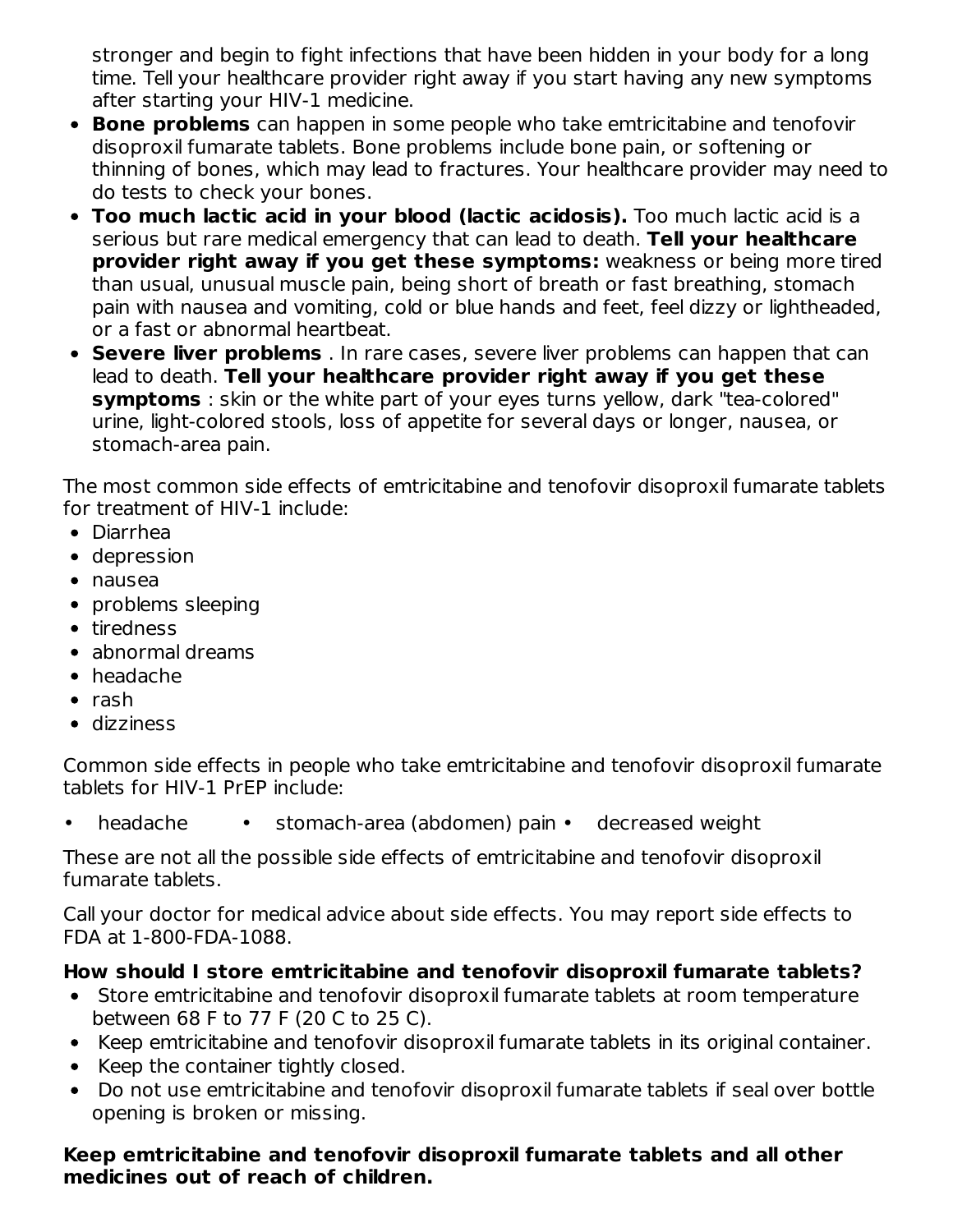stronger and begin to fight infections that have been hidden in your body for a long time. Tell your healthcare provider right away if you start having any new symptoms after starting your HIV-1 medicine.

- **Bone problems** can happen in some people who take emtricitabine and tenofovir disoproxil fumarate tablets. Bone problems include bone pain, or softening or thinning of bones, which may lead to fractures. Your healthcare provider may need to do tests to check your bones.
- **Too much lactic acid in your blood (lactic acidosis).** Too much lactic acid is a serious but rare medical emergency that can lead to death. **Tell your healthcare provider right away if you get these symptoms:** weakness or being more tired than usual, unusual muscle pain, being short of breath or fast breathing, stomach pain with nausea and vomiting, cold or blue hands and feet, feel dizzy or lightheaded, or a fast or abnormal heartbeat.
- **Severe liver problems** . In rare cases, severe liver problems can happen that can lead to death. **Tell your healthcare provider right away if you get these symptoms** : skin or the white part of your eyes turns yellow, dark "tea-colored" urine, light-colored stools, loss of appetite for several days or longer, nausea, or stomach-area pain.

The most common side effects of emtricitabine and tenofovir disoproxil fumarate tablets for treatment of HIV-1 include:

- Diarrhea
- depression
- nausea
- problems sleeping
- tiredness
- abnormal dreams
- headache
- rash
- dizziness

Common side effects in people who take emtricitabine and tenofovir disoproxil fumarate tablets for HIV-1 PrEP include:

- headache
- stomach-area (abdomen) pain
- decreased weight

These are not all the possible side effects of emtricitabine and tenofovir disoproxil fumarate tablets.

Call your doctor for medical advice about side effects. You may report side effects to FDA at 1-800-FDA-1088.

**How should I store emtricitabine and tenofovir disoproxil fumarate tablets?**

- Store emtricitabine and tenofovir disoproxil fumarate tablets at room temperature between 68 F to 77 F (20 C to 25 C).
- Keep emtricitabine and tenofovir disoproxil fumarate tablets in its original container.
- Keep the container tightly closed.
- Do not use emtricitabine and tenofovir disoproxil fumarate tablets if seal over bottle opening is broken or missing.

**Keep emtricitabine and tenofovir disoproxil fumarate tablets and all other medicines out of reach of children.**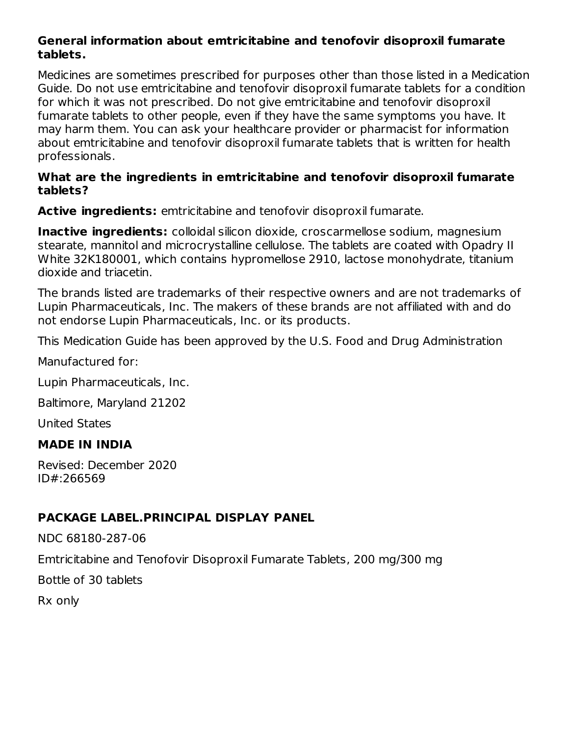**General information about emtricitabine and tenofovir disoproxil fumarate tablets.**

Medicines are sometimes prescribed for purposes other than those listed in a Medication Guide. Do not use emtricitabine and tenofovir disoproxil fumarate tablets for a condition for which it was not prescribed. Do not give emtricitabine and tenofovir disoproxil fumarate tablets to other people, even if they have the same symptoms you have. It may harm them. You can ask your healthcare provider or pharmacist for information about emtricitabine and tenofovir disoproxil fumarate tablets that is written for health professionals.

**What are the ingredients in emtricitabine and tenofovir disoproxil fumarate tablets?**

**Active ingredients:** emtricitabine and tenofovir disoproxil fumarate.

**Inactive ingredients:** colloidal silicon dioxide, croscarmellose sodium, magnesium stearate, mannitol and microcrystalline cellulose. The tablets are coated with Opadry II White 32K180001, which contains hypromellose 2910, lactose monohydrate, titanium dioxide and triacetin.

The brands listed are trademarks of their respective owners and are not trademarks of Lupin Pharmaceuticals, Inc. The makers of these brands are not affiliated with and do not endorse Lupin Pharmaceuticals, Inc. or its products.

This Medication Guide has been approved by the U.S. Food and Drug Administration

Manufactured for:

Lupin Pharmaceuticals, Inc.

Baltimore, Maryland 21202

United States

**MADE IN INDIA**

Revised: December 2020
ID#:266569

## PACKAGE LABEL.PRINCIPAL DISPLAY PANEL

NDC 68180-287-06

Emtricitabine and Tenofovir Disoproxil Fumarate Tablets, 200 mg/300 mg

Bottle of 30 tablets

Rx only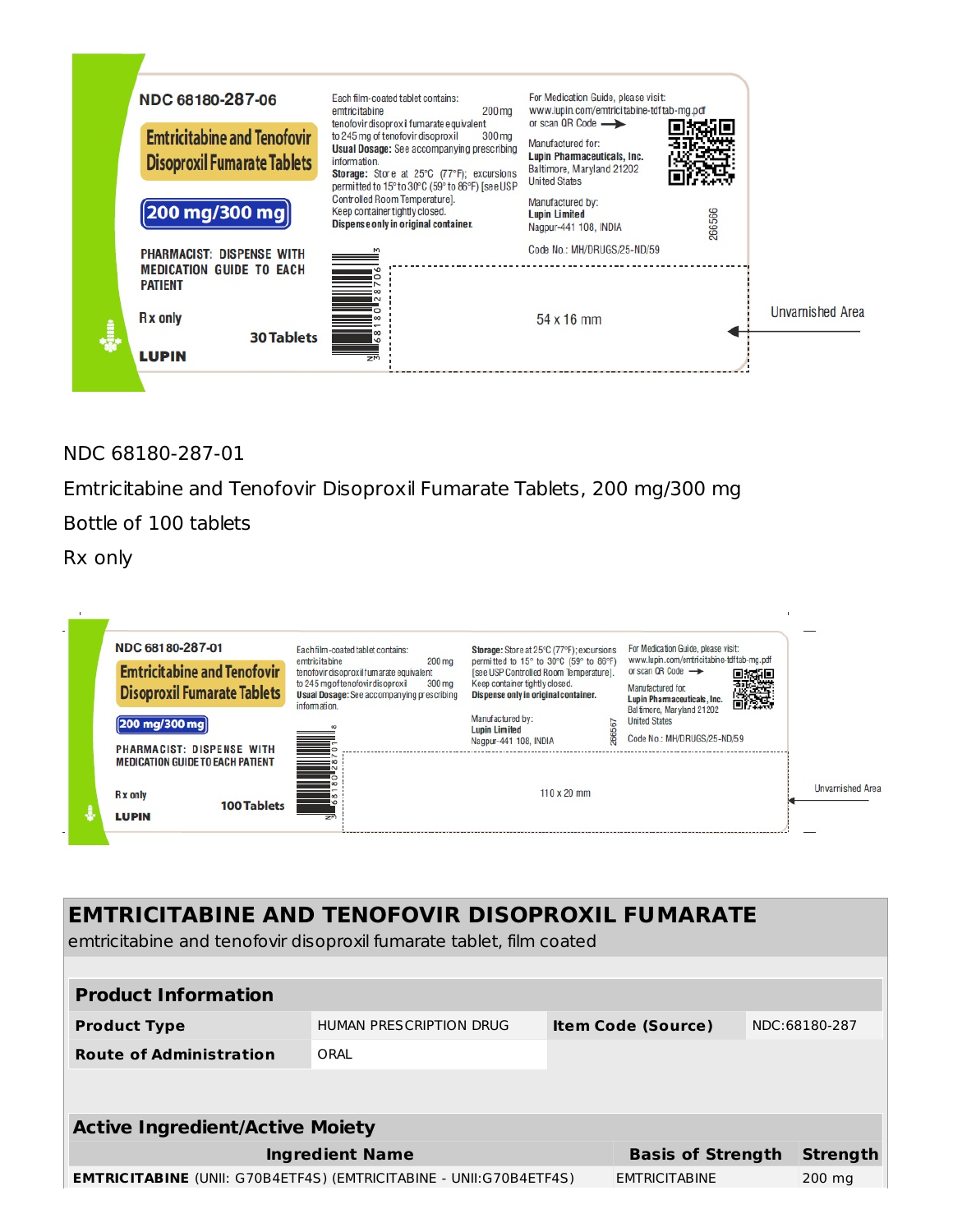NDC 68180-287-06

Emtricitabine and Tenofovir Disoproxil Fumarate Tablets

200 mg/300 mg

PHARMACIST: DISPENSE WITH MEDICATION GUIDE TO EACH PATIENT

Rx only

30 Tablets

LUPIN

Each film-coated tablet contains:
emtricitabine 200 mg
tenofovir disoproxil fumarate equivalent to 245 mg of tenofovir disoproxil 300 mg

**Usual Dosage:** See accompanying prescribing information.

**Storage:** Store at 25°C (77°F); excursions permitted to 15° to 30°C (59° to 86°F) [see USP Controlled Room Temperature].
Keep container tightly closed.
**Dispense only in original container.**

For Medication Guide, please visit: www.lupin.com/emtricitabine-tdftab-mg.pdf or scan QR Code

Manufactured for:
**Lupin Pharmaceuticals, Inc.**
Baltimore, Maryland 21202
United States

Manufactured by:
**Lupin Limited**
Nagpur-441 108, INDIA

Code No.: MH/DRUGS/25-ND/59

266566

54 x 16 mm

Unvarnished Area

NDC 68180-287-01

Emtricitabine and Tenofovir Disoproxil Fumarate Tablets, 200 mg/300 mg

Bottle of 100 tablets

Rx only

NDC 68180-287-01

Emtricitabine and Tenofovir Disoproxil Fumarate Tablets

200 mg/300 mg

PHARMACIST: DISPENSE WITH MEDICATION GUIDE TO EACH PATIENT

Rx only

100 Tablets

LUPIN

Each film-coated tablet contains:
emtricitabine 200 mg
tenofovir disoproxil fumarate equivalent to 245 mg of tenofovir disoproxil 300 mg

**Usual Dosage:** See accompanying prescribing information.

**Storage:** Store at 25°C (77°F); excursions permitted to 15° to 30°C (59° to 86°F) [see USP Controlled Room Temperature].
Keep container tightly closed.
**Dispense only in original container.**

Manufactured by:
**Lupin Limited**
Nagpur-441 108, INDIA

266567

For Medication Guide, please visit: www.lupin.com/emtricitabine-tdftab-mg.pdf or scan QR Code

Manufactured for:
**Lupin Pharmaceuticals, Inc.**
Baltimore, Maryland 21202
United States

Code No.: MH/DRUGS/25-ND/59

110 x 20 mm

Unvarnished Area

## EMTRICITABINE AND TENOFOVIR DISOPROXIL FUMARATE

emtricitabine and tenofovir disoproxil fumarate tablet, film coated

| **Product Information** | | | |
|---|---|---|---|
| **Product Type** | HUMAN PRESCRIPTION DRUG | **Item Code (Source)** | NDC:68180-287 |
| **Route of Administration** | ORAL | | |

| **Active Ingredient/Active Moiety** | | |
|---|---|---|
| **Ingredient Name** | **Basis of Strength** | **Strength** |
| **EMTRICITABINE** (UNII: G70B4ETF4S) (EMTRICITABINE - UNII:G70B4ETF4S) | EMTRICITABINE | 200 mg |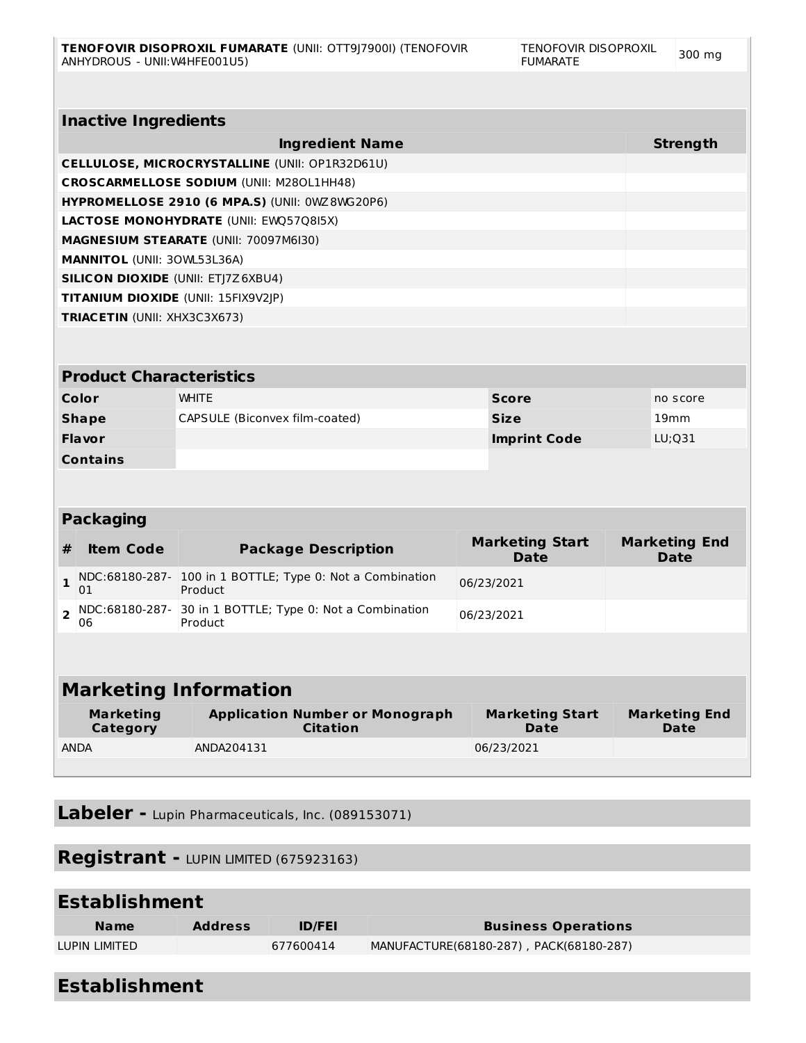| **TENOFOVIR DISOPROXIL FUMARATE** (UNII: OTT9J7900I) (TENOFOVIR ANHYDROUS - UNII:W4HFE001U5) | TENOFOVIR DISOPROXIL FUMARATE | 300 mg |
|---|---|---|

| **Inactive Ingredients** | |
|---|---|
| **Ingredient Name** | **Strength** |
| **CELLULOSE, MICROCRYSTALLINE** (UNII: OP1R32D61U) | |
| **CROSCARMELLOSE SODIUM** (UNII: M28OL1HH48) | |
| **HYPROMELLOSE 2910 (6 MPA.S)** (UNII: 0WZ8WG20P6) | |
| **LACTOSE MONOHYDRATE** (UNII: EWQ57Q8I5X) | |
| **MAGNESIUM STEARATE** (UNII: 70097M6I30) | |
| **MANNITOL** (UNII: 3OWL53L36A) | |
| **SILICON DIOXIDE** (UNII: ETJ7Z6XBU4) | |
| **TITANIUM DIOXIDE** (UNII: 15FIX9V2JP) | |
| **TRIACETIN** (UNII: XHX3C3X673) | |

| **Product Characteristics** | | | |
|---|---|---|---|
| **Color** | WHITE | **Score** | no score |
| **Shape** | CAPSULE (Biconvex film-coated) | **Size** | 19mm |
| **Flavor** | | **Imprint Code** | LU;Q31 |
| **Contains** | | | |

| **Packaging** | | | | |
|---|---|---|---|---|
| **#** | **Item Code** | **Package Description** | **Marketing Start Date** | **Marketing End Date** |
| **1** | NDC:68180-287-01 | 100 in 1 BOTTLE; Type 0: Not a Combination Product | 06/23/2021 | |
| **2** | NDC:68180-287-06 | 30 in 1 BOTTLE; Type 0: Not a Combination Product | 06/23/2021 | |

## Marketing Information

| Marketing Category | Application Number or Monograph Citation | Marketing Start Date | Marketing End Date |
|---|---|---|---|
| ANDA | ANDA204131 | 06/23/2021 | |

## Labeler - Lupin Pharmaceuticals, Inc. (089153071)

## Registrant - LUPIN LIMITED (675923163)

## Establishment

| Name | Address | ID/FEI | Business Operations |
|---|---|---|---|
| LUPIN LIMITED | | 677600414 | MANUFACTURE(68180-287) , PACK(68180-287) |

## Establishment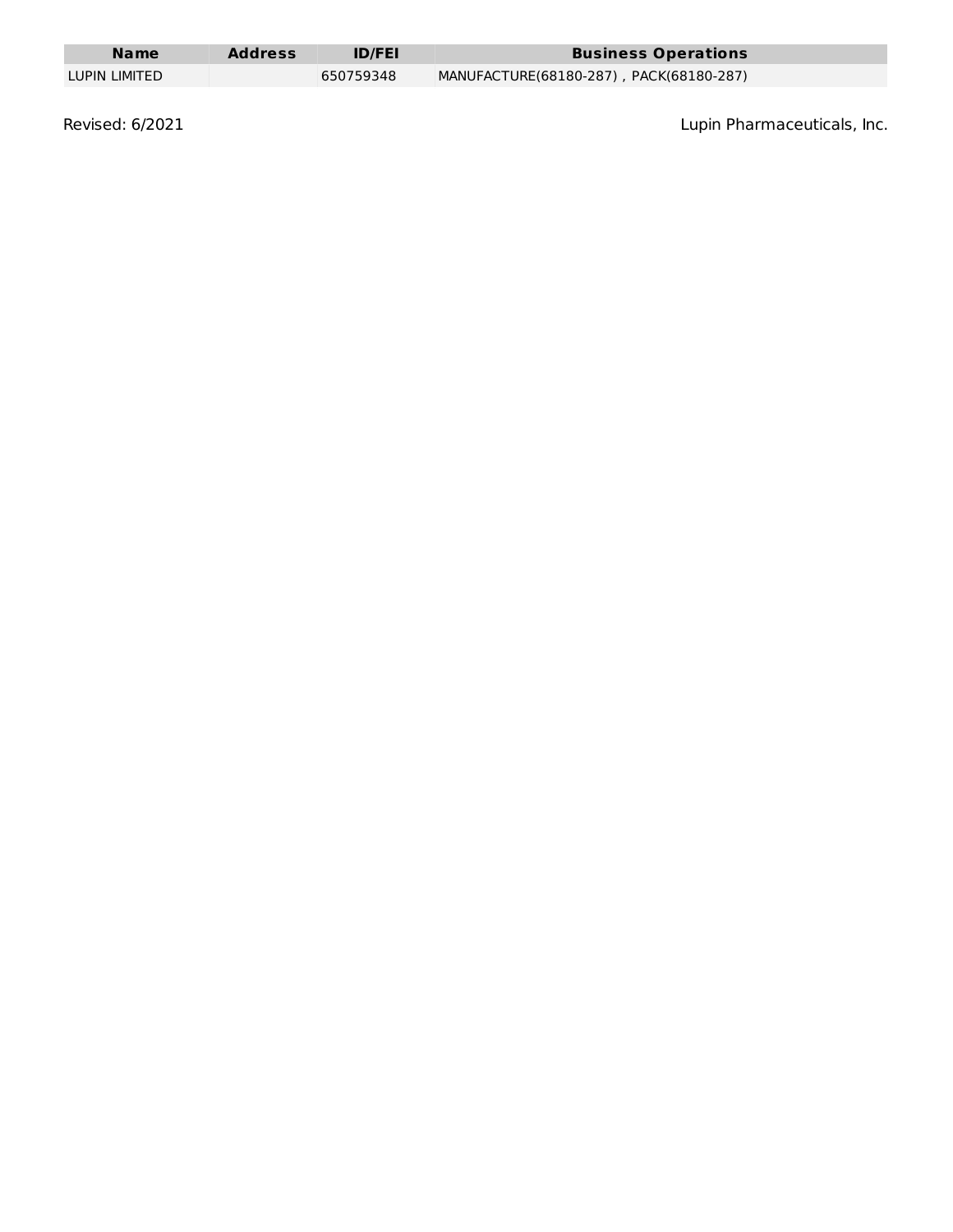| Name | Address | ID/FEI | Business Operations |
|---|---|---|---|
| LUPIN LIMITED | | 650759348 | MANUFACTURE(68180-287) , PACK(68180-287) |

Revised: 6/2021

Lupin Pharmaceuticals, Inc.